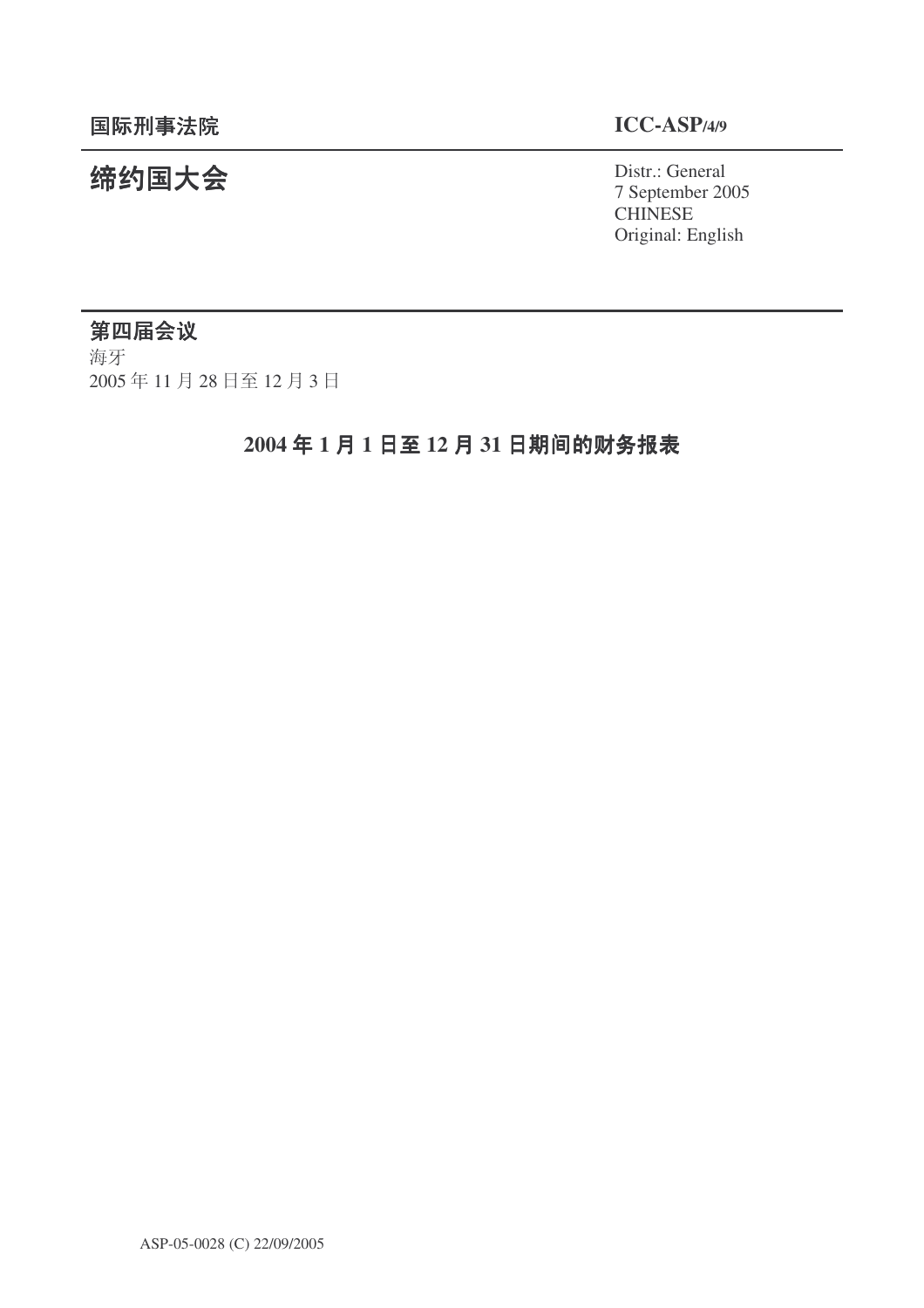**国际刑事法院**

**ICC-ASP/4/9**

# 缔约国大会

Distr.: General
7 September 2005
CHINESE
Original: English

**第四届会议**
海牙
2005 年 11 月 28 日至 12 月 3 日

## 2004 年 1 月 1 日至 12 月 31 日期间的财务报表

ASP-05-0028 (C) 22/09/2005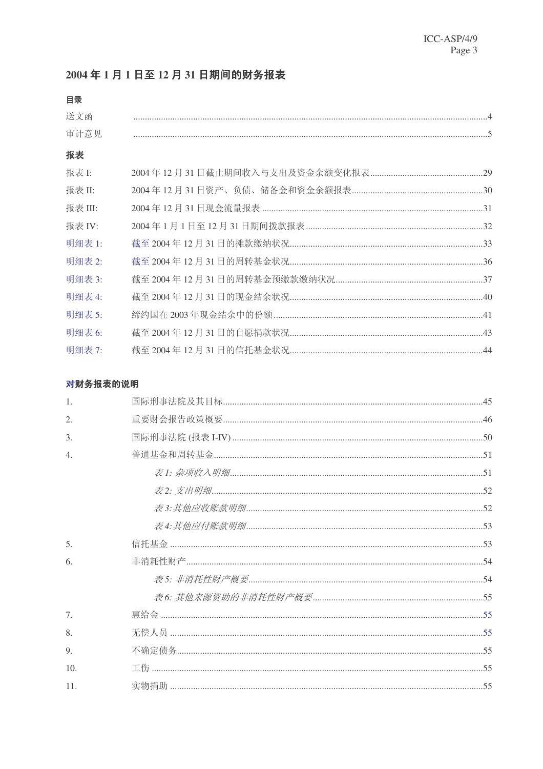## 2004 年 1 月 1 日至 12 月 31 日期间的财务报表

### 目录

| | | |
|---|---|---|
| 送文函 | | 4 |
| 审计意见 | | 5 |

### 报表

| | | |
|---|---|---|
| 报表 I: | 2004 年 12 月 31 日截止期间收入与支出及资金余额变化报表 | 29 |
| 报表 II: | 2004 年 12 月 31 日资产、负债、储备金和资金余额报表 | 30 |
| 报表 III: | 2004 年 12 月 31 日现金流量报表 | 31 |
| 报表 IV: | 2004 年 1 月 1 日至 12 月 31 日期间拨款报表 | 32 |
| 明细表 1: | 截至 2004 年 12 月 31 日的摊款缴纳状况 | 33 |
| 明细表 2: | 截至 2004 年 12 月 31 日的周转基金状况 | 36 |
| 明细表 3: | 截至 2004 年 12 月 31 日的周转基金预缴款缴纳状况 | 37 |
| 明细表 4: | 截至 2004 年 12 月 31 日的现金结余状况 | 40 |
| 明细表 5: | 缔约国在 2003 年现金结余中的份额 | 41 |
| 明细表 6: | 截至 2004 年 12 月 31 日的自愿捐款状况 | 43 |
| 明细表 7: | 截至 2004 年 12 月 31 日的信托基金状况 | 44 |

### 对财务报表的说明

| | | |
|---|---|---|
| 1. | 国际刑事法院及其目标 | 45 |
| 2. | 重要财会报告政策概要 | 46 |
| 3. | 国际刑事法院 (报表 I-IV) | 50 |
| 4. | 普通基金和周转基金 | 51 |
| | *表 1: 杂项收入明细* | 51 |
| | *表 2: 支出明细* | 52 |
| | *表 3: 其他应收账款明细* | 52 |
| | *表 4: 其他应付账款明细* | 53 |
| 5. | 信托基金 | 53 |
| 6. | 非消耗性财产 | 54 |
| | *表 5: 非消耗性财产概要* | 54 |
| | *表 6: 其他来源资助的非消耗性财产概要* | 55 |
| 7. | 惠给金 | 55 |
| 8. | 无偿人员 | 55 |
| 9. | 不确定债务 | 55 |
| 10. | 工伤 | 55 |
| 11. | 实物捐助 | 55 |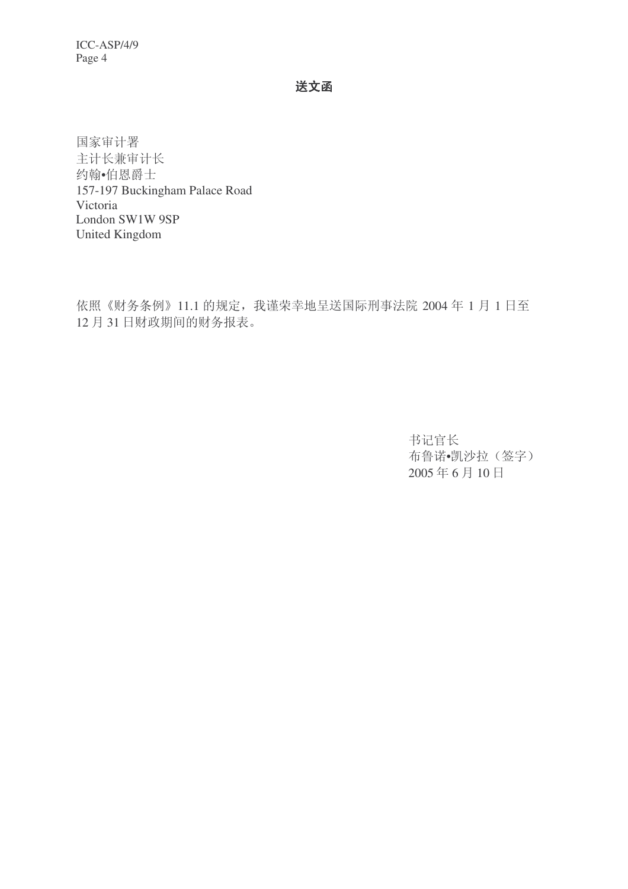## 送文函

国家审计署  
主计长兼审计长  
约翰•伯恩爵士  
157-197 Buckingham Palace Road  
Victoria  
London SW1W 9SP  
United Kingdom

依照《财务条例》11.1 的规定，我谨荣幸地呈送国际刑事法院 2004 年 1 月 1 日至 12 月 31 日财政期间的财务报表。

书记官长  
布鲁诺•凯沙拉（签字）  
2005 年 6 月 10 日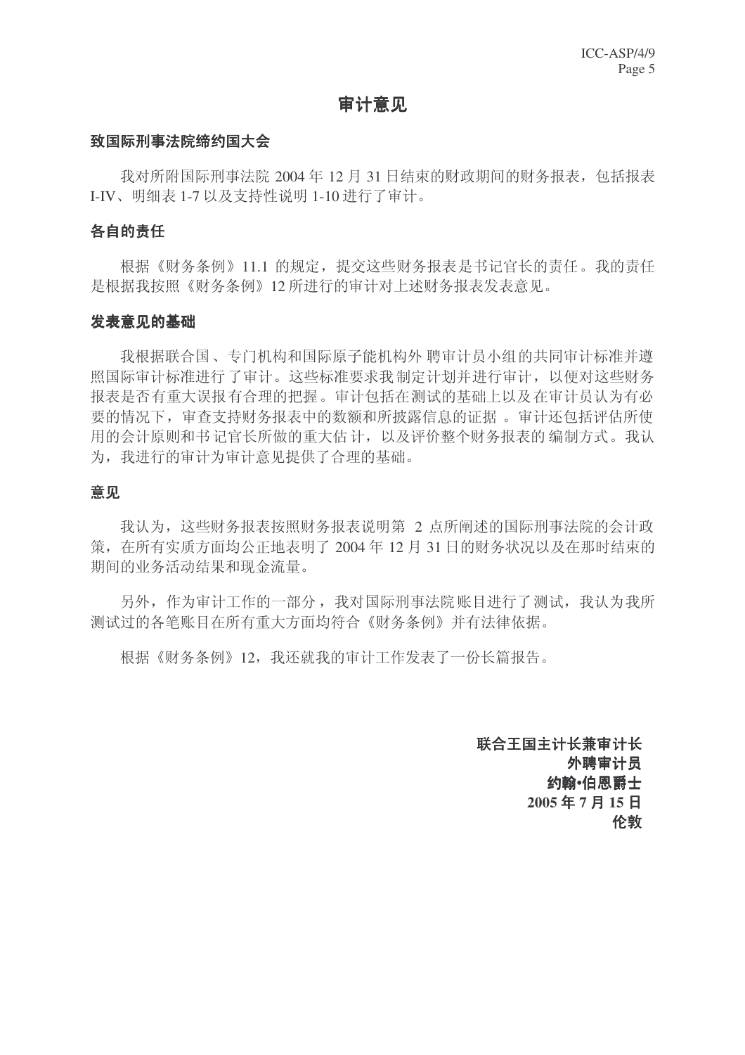# 审计意见

**致国际刑事法院缔约国大会**

我对所附国际刑事法院 2004 年 12 月 31 日结束的财政期间的财务报表，包括报表 I-IV、明细表 1-7 以及支持性说明 1-10 进行了审计。

**各自的责任**

根据《财务条例》11.1 的规定，提交这些财务报表是书记官长的责任。我的责任是根据我按照《财务条例》12 所进行的审计对上述财务报表发表意见。

**发表意见的基础**

我根据联合国、专门机构和国际原子能机构外聘审计员小组的共同审计标准并遵照国际审计标准进行了审计。这些标准要求我制定计划并进行审计，以便对这些财务报表是否有重大误报有合理的把握。审计包括在测试的基础上以及在审计员认为有必要的情况下，审查支持财务报表中的数额和所披露信息的证据。审计还包括评估所使用的会计原则和书记官长所做的重大估计，以及评价整个财务报表的编制方式。我认为，我进行的审计为审计意见提供了合理的基础。

**意见**

我认为，这些财务报表按照财务报表说明第 2 点所阐述的国际刑事法院的会计政策，在所有实质方面均公正地表明了 2004 年 12 月 31 日的财务状况以及在那时结束的期间的业务活动结果和现金流量。

另外，作为审计工作的一部分，我对国际刑事法院账目进行了测试，我认为我所测试过的各笔账目在所有重大方面均符合《财务条例》并有法律依据。

根据《财务条例》12，我还就我的审计工作发表了一份长篇报告。

**联合王国主计长兼审计长**
**外聘审计员**
**约翰•伯恩爵士**
**2005 年 7 月 15 日**
**伦敦**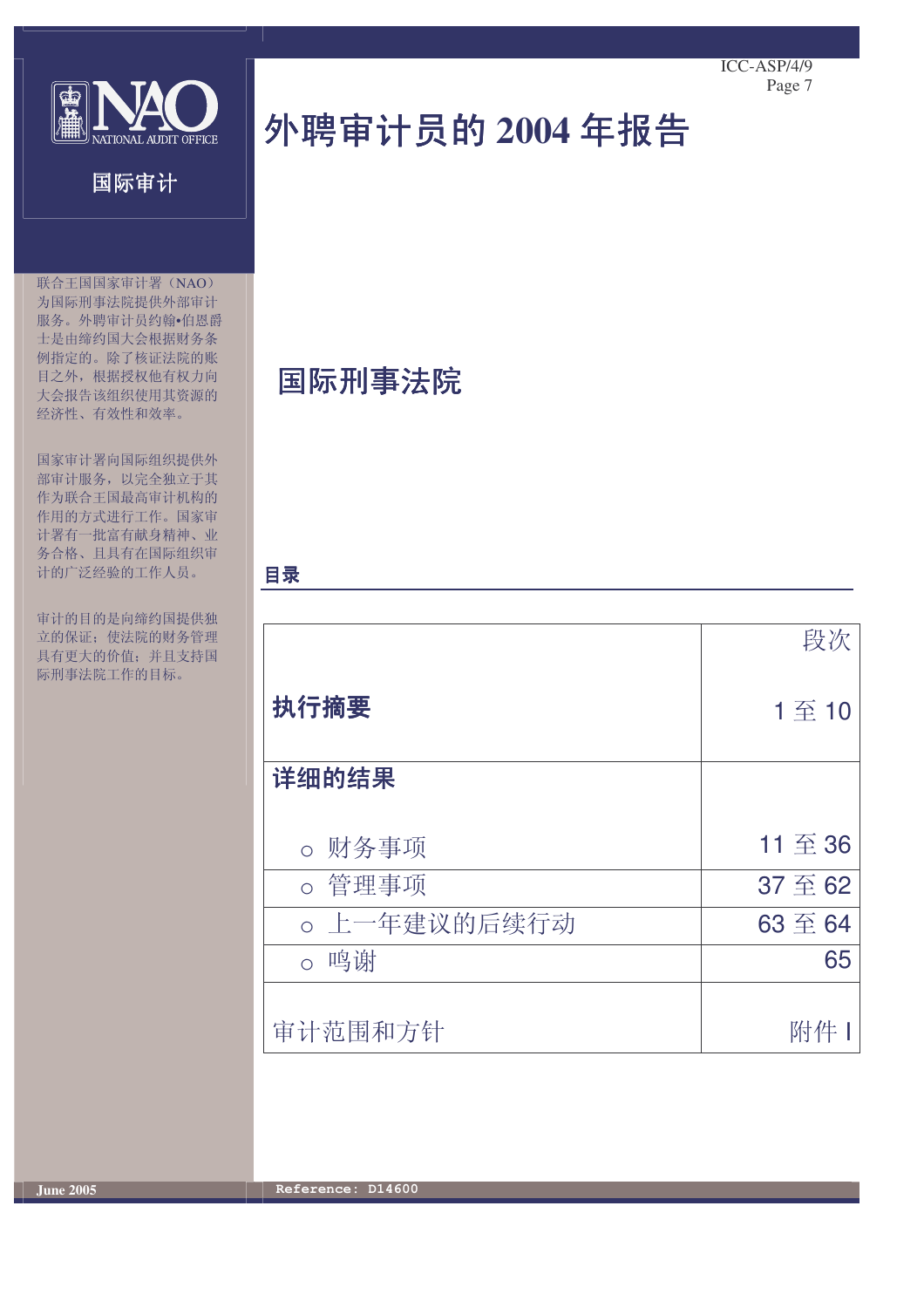NAO
NATIONAL AUDIT OFFICE

国际审计

# 外聘审计员的 2004 年报告

联合王国国家审计署（NAO）为国际刑事法院提供外部审计服务。外聘审计员约翰•伯恩爵士是由缔约国大会根据财务条例指定的。除了核证法院的账目之外，根据授权他有权力向大会报告该组织使用其资源的经济性、有效性和效率。

国家审计署向国际组织提供外部审计服务，以完全独立于其作为联合王国最高审计机构的作用的方式进行工作。国家审计署有一批富有献身精神、业务合格、且具有在国际组织审计的广泛经验的工作人员。

审计的目的是向缔约国提供独立的保证；使法院的财务管理具有更大的价值；并且支持国际刑事法院工作的目标。

## 国际刑事法院

### 目录

| | 段次 |
|---|---|
| **执行摘要** | 1 至 10 |
| **详细的结果** | |
| ○ 财务事项 | 11 至 36 |
| ○ 管理事项 | 37 至 62 |
| ○ 上一年建议的后续行动 | 63 至 64 |
| ○ 鸣谢 | 65 |
| 审计范围和方针 | 附件 I |

June 2005

Reference: D14600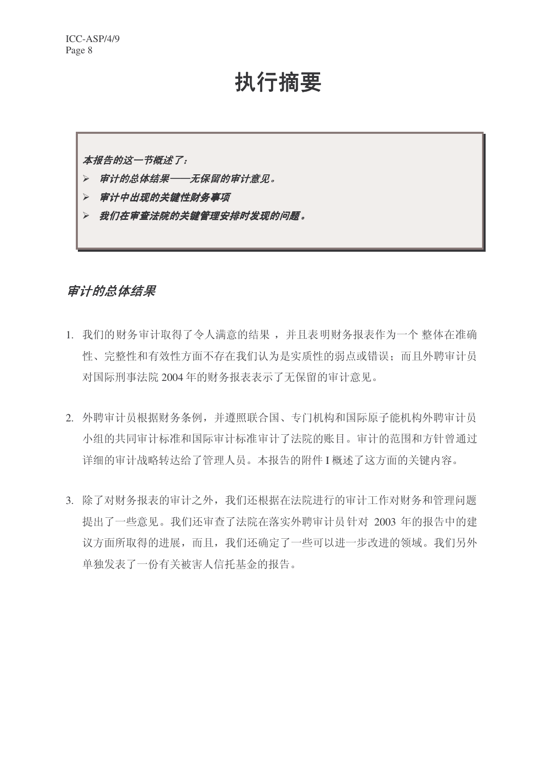# 执行摘要

***本报告的这一节概述了：***

- ***审计的总体结果——无保留的审计意见。***
- ***审计中出现的关键性财务事项***
- ***我们在审查法院的关键管理安排时发现的问题。***

## *审计的总体结果*

1. 我们的财务审计取得了令人满意的结果，并且表明财务报表作为一个整体在准确性、完整性和有效性方面不存在我们认为是实质性的弱点或错误；而且外聘审计员对国际刑事法院 2004 年的财务报表表示了无保留的审计意见。

2. 外聘审计员根据财务条例，并遵照联合国、专门机构和国际原子能机构外聘审计员小组的共同审计标准和国际审计标准审计了法院的账目。审计的范围和方针曾通过详细的审计战略转达给了管理人员。本报告的附件 I 概述了这方面的关键内容。

3. 除了对财务报表的审计之外，我们还根据在法院进行的审计工作对财务和管理问题提出了一些意见。我们还审查了法院在落实外聘审计员针对 2003 年的报告中的建议方面所取得的进展，而且，我们还确定了一些可以进一步改进的领域。我们另外单独发表了一份有关被害人信托基金的报告。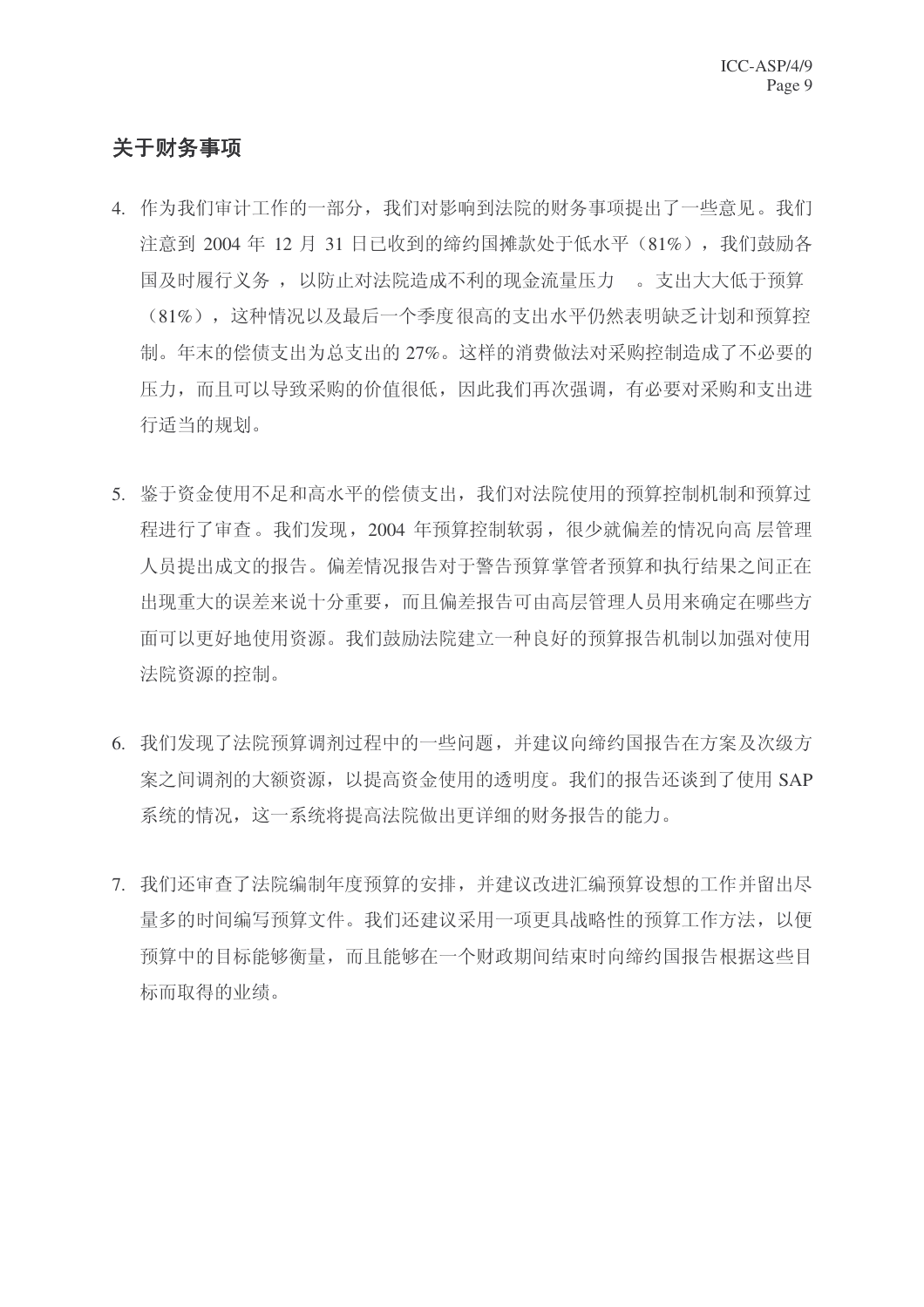## 关于财务事项

4. 作为我们审计工作的一部分，我们对影响到法院的财务事项提出了一些意见。我们注意到 2004 年 12 月 31 日已收到的缔约国摊款处于低水平（81%），我们鼓励各国及时履行义务，以防止对法院造成不利的现金流量压力。支出大大低于预算（81%），这种情况以及最后一个季度很高的支出水平仍然表明缺乏计划和预算控制。年末的偿债支出为总支出的 27%。这样的消费做法对采购控制造成了不必要的压力，而且可以导致采购的价值很低，因此我们再次强调，有必要对采购和支出进行适当的规划。

5. 鉴于资金使用不足和高水平的偿债支出，我们对法院使用的预算控制机制和预算过程进行了审查。我们发现，2004 年预算控制软弱，很少就偏差的情况向高层管理人员提出成文的报告。偏差情况报告对于警告预算掌管者预算和执行结果之间正在出现重大的误差来说十分重要，而且偏差报告可由高层管理人员用来确定在哪些方面可以更好地使用资源。我们鼓励法院建立一种良好的预算报告机制以加强对使用法院资源的控制。

6. 我们发现了法院预算调剂过程中的一些问题，并建议向缔约国报告在方案及次级方案之间调剂的大额资源，以提高资金使用的透明度。我们的报告还谈到了使用 SAP 系统的情况，这一系统将提高法院做出更详细的财务报告的能力。

7. 我们还审查了法院编制年度预算的安排，并建议改进汇编预算设想的工作并留出尽量多的时间编写预算文件。我们还建议采用一项更具战略性的预算工作方法，以便预算中的目标能够衡量，而且能够在一个财政期间结束时向缔约国报告根据这些目标而取得的业绩。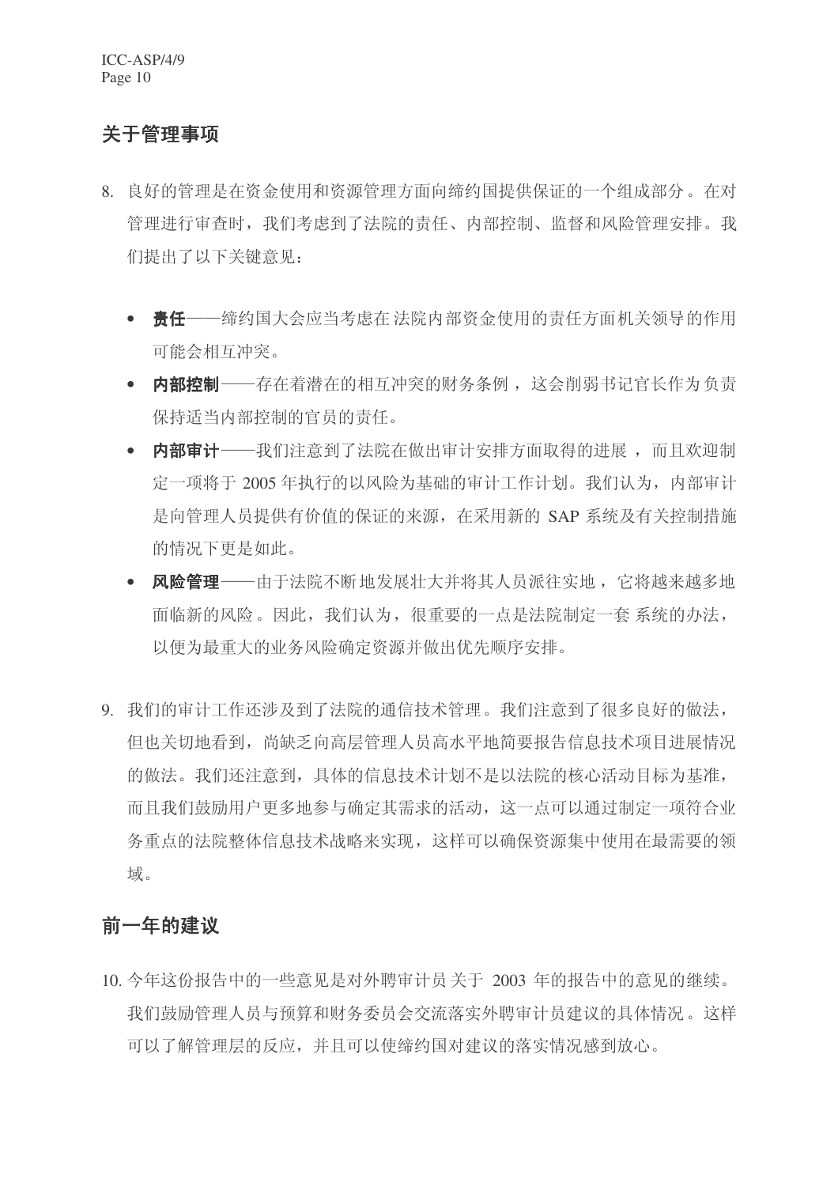## 关于管理事项

8. 良好的管理是在资金使用和资源管理方面向缔约国提供保证的一个组成部分。在对管理进行审查时，我们考虑到了法院的责任、内部控制、监督和风险管理安排。我们提出了以下关键意见：

   - **责任**——缔约国大会应当考虑在法院内部资金使用的责任方面机关领导的作用可能会相互冲突。
   - **内部控制**——存在着潜在的相互冲突的财务条例，这会削弱书记官长作为负责保持适当内部控制的官员的责任。
   - **内部审计**——我们注意到了法院在做出审计安排方面取得的进展，而且欢迎制定一项将于 2005 年执行的以风险为基础的审计工作计划。我们认为，内部审计是向管理人员提供有价值的保证的来源，在采用新的 SAP 系统及有关控制措施的情况下更是如此。
   - **风险管理**——由于法院不断地发展壮大并将其人员派往实地，它将越来越多地面临新的风险。因此，我们认为，很重要的一点是法院制定一套系统的办法，以便为最重大的业务风险确定资源并做出优先顺序安排。

9. 我们的审计工作还涉及到了法院的通信技术管理。我们注意到了很多良好的做法，但也关切地看到，尚缺乏向高层管理人员高水平地简要报告信息技术项目进展情况的做法。我们还注意到，具体的信息技术计划不是以法院的核心活动目标为基准，而且我们鼓励用户更多地参与确定其需求的活动，这一点可以通过制定一项符合业务重点的法院整体信息技术战略来实现，这样可以确保资源集中使用在最需要的领域。

## 前一年的建议

10. 今年这份报告中的一些意见是对外聘审计员关于 2003 年的报告中的意见的继续。我们鼓励管理人员与预算和财务委员会交流落实外聘审计员建议的具体情况。这样可以了解管理层的反应，并且可以使缔约国对建议的落实情况感到放心。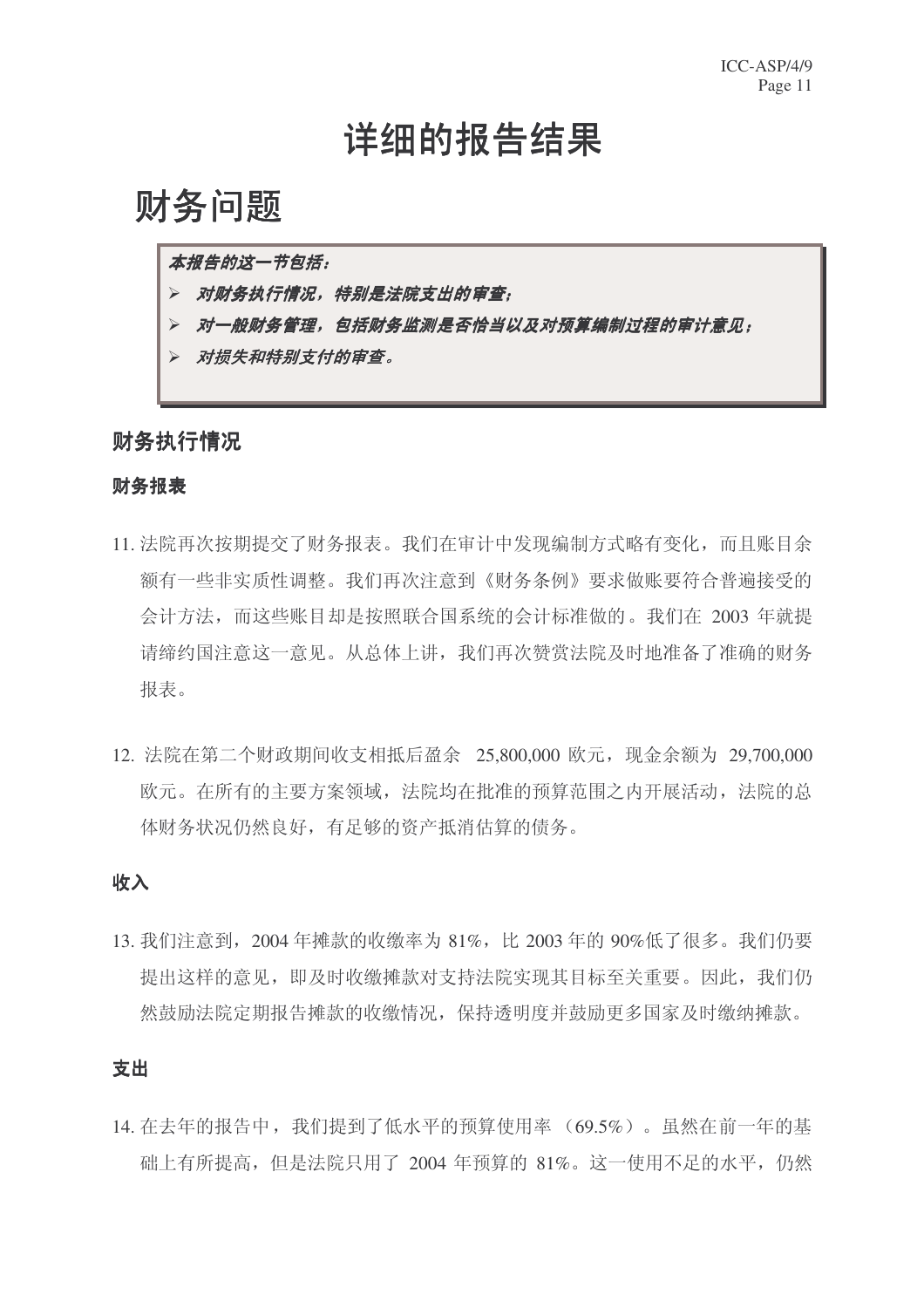# 详细的报告结果

## 财务问题

> ***本报告的这一节包括：***
>
> - ***对财务执行情况，特别是法院支出的审查；***
> - ***对一般财务管理，包括财务监测是否恰当以及对预算编制过程的审计意见；***
> - ***对损失和特别支付的审查。***

### 财务执行情况

#### 财务报表

11. 法院再次按期提交了财务报表。我们在审计中发现编制方式略有变化，而且账目余额有一些非实质性调整。我们再次注意到《财务条例》要求做账要符合普遍接受的会计方法，而这些账目却是按照联合国系统的会计标准做的。我们在 2003 年就提请缔约国注意这一意见。从总体上讲，我们再次赞赏法院及时地准备了准确的财务报表。

12. 法院在第二个财政期间收支相抵后盈余 25,800,000 欧元，现金余额为 29,700,000 欧元。在所有的主要方案领域，法院均在批准的预算范围之内开展活动，法院的总体财务状况仍然良好，有足够的资产抵消估算的债务。

#### 收入

13. 我们注意到，2004 年摊款的收缴率为 81%，比 2003 年的 90%低了很多。我们仍要提出这样的意见，即及时收缴摊款对支持法院实现其目标至关重要。因此，我们仍然鼓励法院定期报告摊款的收缴情况，保持透明度并鼓励更多国家及时缴纳摊款。

#### 支出

14. 在去年的报告中，我们提到了低水平的预算使用率（69.5%）。虽然在前一年的基础上有所提高，但是法院只用了 2004 年预算的 81%。这一使用不足的水平，仍然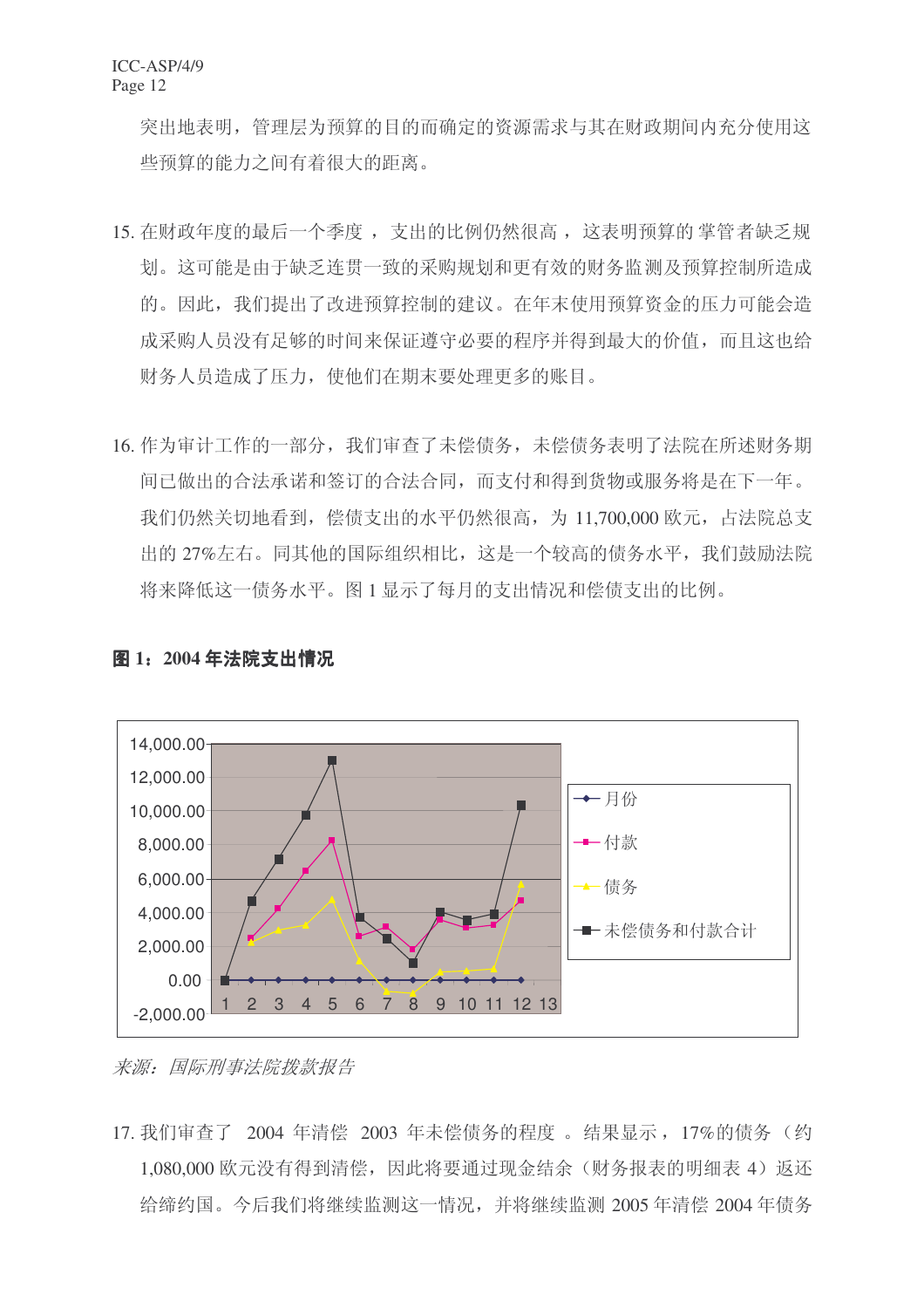突出地表明，管理层为预算的目的而确定的资源需求与其在财政期间内充分使用这些预算的能力之间有着很大的距离。

15. 在财政年度的最后一个季度 ，支出的比例仍然很高 ，这表明预算的 掌管者缺乏规划。这可能是由于缺乏连贯一致的采购规划和更有效的财务监测及预算控制所造成的。因此，我们提出了改进预算控制的建议。在年末使用预算资金的压力可能会造成采购人员没有足够的时间来保证遵守必要的程序并得到最大的价值，而且这也给财务人员造成了压力，使他们在期末要处理更多的账目。

16. 作为审计工作的一部分，我们审查了未偿债务，未偿债务表明了法院在所述财务期间已做出的合法承诺和签订的合法合同，而支付和得到货物或服务将是在下一年。我们仍然关切地看到，偿债支出的水平仍然很高，为 11,700,000 欧元，占法院总支出的 27%左右。同其他的国际组织相比，这是一个较高的债务水平，我们鼓励法院将来降低这一债务水平。图 1 显示了每月的支出情况和偿债支出的比例。

**图 1：2004 年法院支出情况**

*来源：国际刑事法院拨款报告*

17. 我们审查了 2004 年清偿 2003 年未偿债务的程度 。结果显示，17%的债务（约 1,080,000 欧元没有得到清偿，因此将要通过现金结余（财务报表的明细表 4）返还给缔约国。今后我们将继续监测这一情况，并将继续监测 2005 年清偿 2004 年债务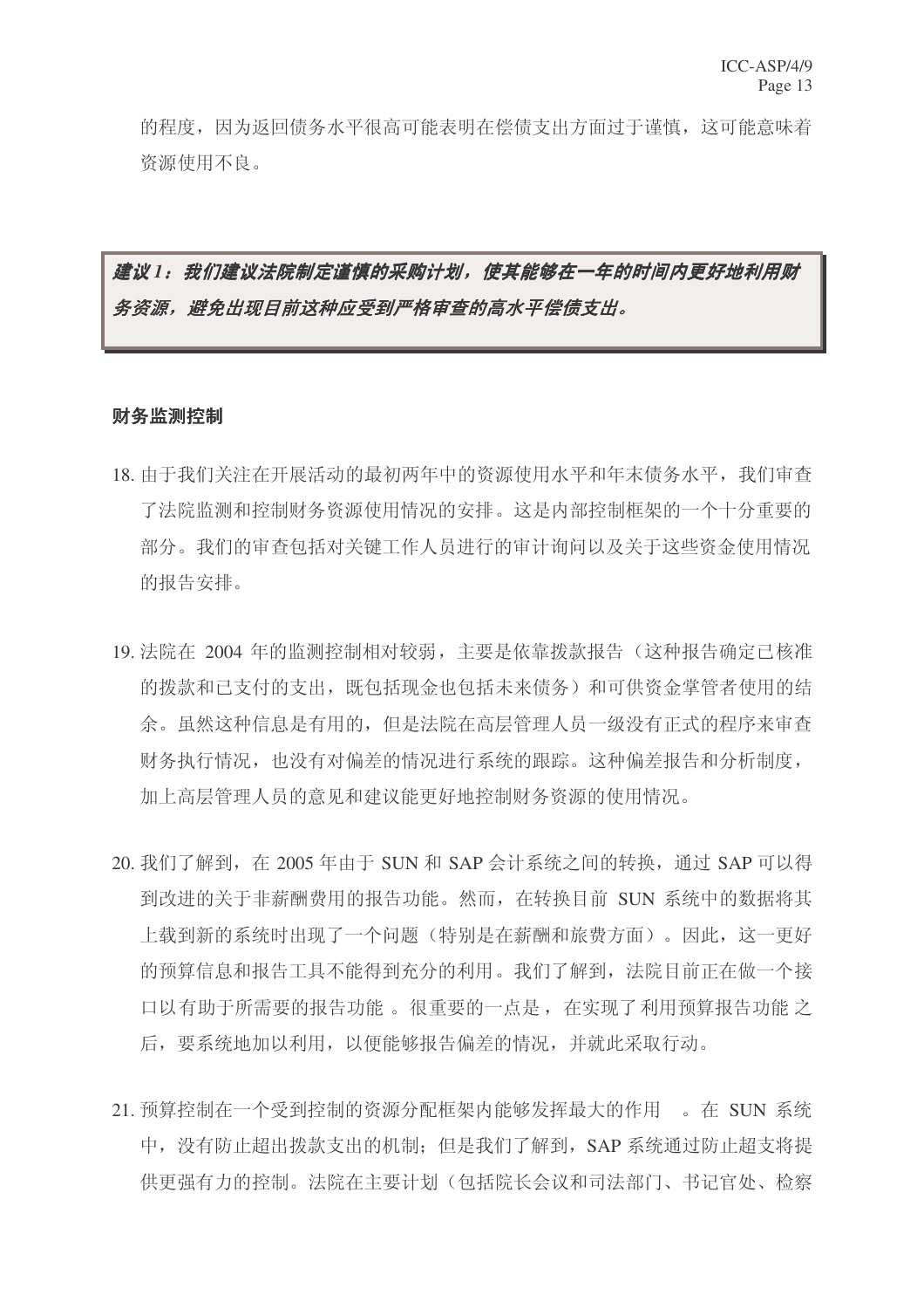的程度，因为返回债务水平很高可能表明在偿债支出方面过于谨慎，这可能意味着资源使用不良。

***建议 1：我们建议法院制定谨慎的采购计划，使其能够在一年的时间内更好地利用财务资源，避免出现目前这种应受到严格审查的高水平偿债支出。***

**财务监测控制**

18. 由于我们关注在开展活动的最初两年中的资源使用水平和年末债务水平，我们审查了法院监测和控制财务资源使用情况的安排。这是内部控制框架的一个十分重要的部分。我们的审查包括对关键工作人员进行的审计询问以及关于这些资金使用情况的报告安排。

19. 法院在 2004 年的监测控制相对较弱，主要是依靠拨款报告（这种报告确定已核准的拨款和已支付的支出，既包括现金也包括未来债务）和可供资金掌管者使用的结余。虽然这种信息是有用的，但是法院在高层管理人员一级没有正式的程序来审查财务执行情况，也没有对偏差的情况进行系统的跟踪。这种偏差报告和分析制度，加上高层管理人员的意见和建议能更好地控制财务资源的使用情况。

20. 我们了解到，在 2005 年由于 SUN 和 SAP 会计系统之间的转换，通过 SAP 可以得到改进的关于非薪酬费用的报告功能。然而，在转换目前 SUN 系统中的数据将其上载到新的系统时出现了一个问题（特别是在薪酬和旅费方面）。因此，这一更好的预算信息和报告工具不能得到充分的利用。我们了解到，法院目前正在做一个接口以有助于所需要的报告功能 。很重要的一点是， 在实现了 利用预算报告功能 之后，要系统地加以利用，以便能够报告偏差的情况，并就此采取行动。

21. 预算控制在一个受到控制的资源分配框架内能够发挥最大的作用 。在 SUN 系统中，没有防止超出拨款支出的机制；但是我们了解到，SAP 系统通过防止超支将提供更强有力的控制。法院在主要计划（包括院长会议和司法部门、书记官处、检察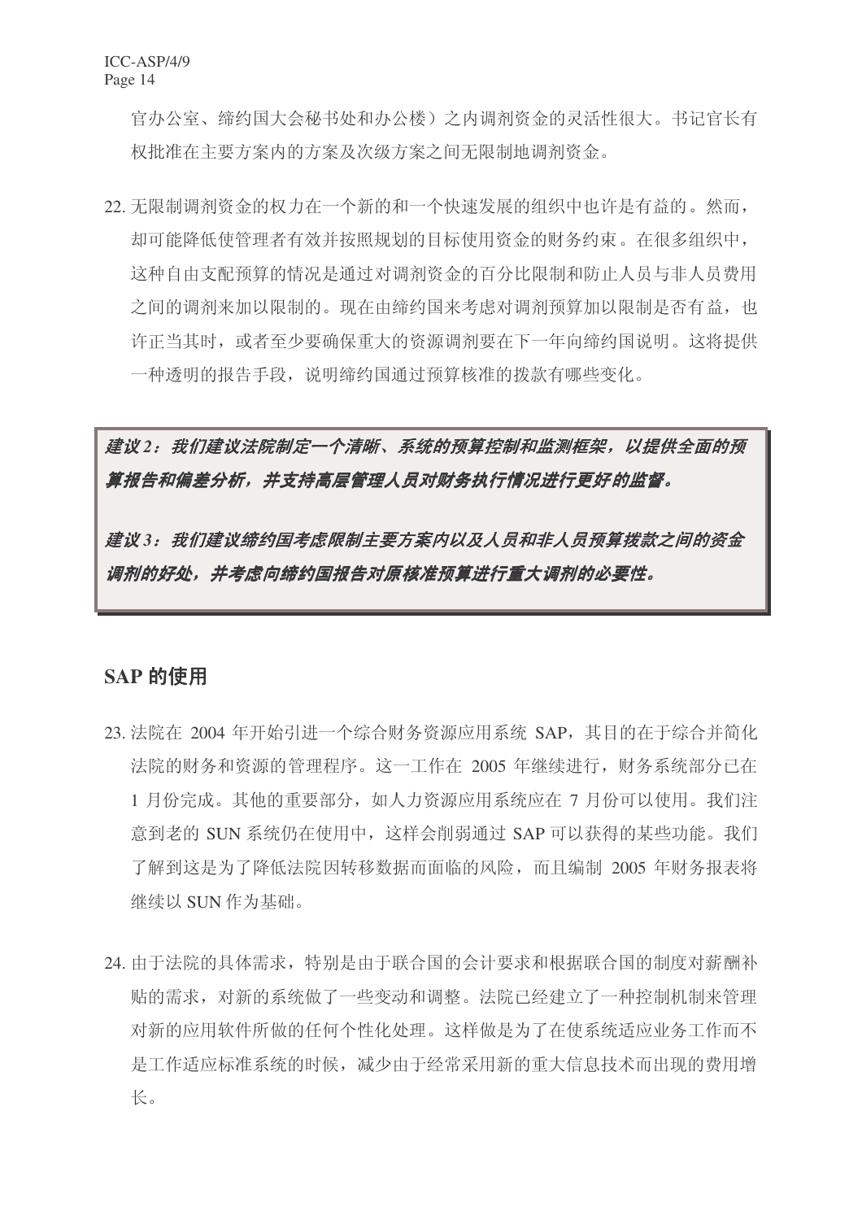官办公室、缔约国大会秘书处和办公楼）之内调剂资金的灵活性很大。书记官长有权批准在主要方案内的方案及次级方案之间无限制地调剂资金。

22. 无限制调剂资金的权力在一个新的和一个快速发展的组织中也许是有益的。然而，却可能降低使管理者有效并按照规划的目标使用资金的财务约束。在很多组织中，这种自由支配预算的情况是通过对调剂资金的百分比限制和防止人员与非人员费用之间的调剂来加以限制的。现在由缔约国来考虑对调剂预算加以限制是否有益，也许正当其时，或者至少要确保重大的资源调剂要在下一年向缔约国说明。这将提供一种透明的报告手段，说明缔约国通过预算核准的拨款有哪些变化。

***建议 2：我们建议法院制定一个清晰、系统的预算控制和监测框架，以提供全面的预算报告和偏差分析，并支持高层管理人员对财务执行情况进行更好的监督。***

***建议 3：我们建议缔约国考虑限制主要方案内以及人员和非人员预算拨款之间的资金调剂的好处，并考虑向缔约国报告对原核准预算进行重大调剂的必要性。***

## SAP 的使用

23. 法院在 2004 年开始引进一个综合财务资源应用系统 SAP，其目的在于综合并简化法院的财务和资源的管理程序。这一工作在 2005 年继续进行，财务系统部分已在 1 月份完成。其他的重要部分，如人力资源应用系统应在 7 月份可以使用。我们注意到老的 SUN 系统仍在使用中，这样会削弱通过 SAP 可以获得的某些功能。我们了解到这是为了降低法院因转移数据而面临的风险，而且编制 2005 年财务报表将继续以 SUN 作为基础。

24. 由于法院的具体需求，特别是由于联合国的会计要求和根据联合国的制度对薪酬补贴的需求，对新的系统做了一些变动和调整。法院已经建立了一种控制机制来管理对新的应用软件所做的任何个性化处理。这样做是为了在使系统适应业务工作而不是工作适应标准系统的时候，减少由于经常采用新的重大信息技术而出现的费用增长。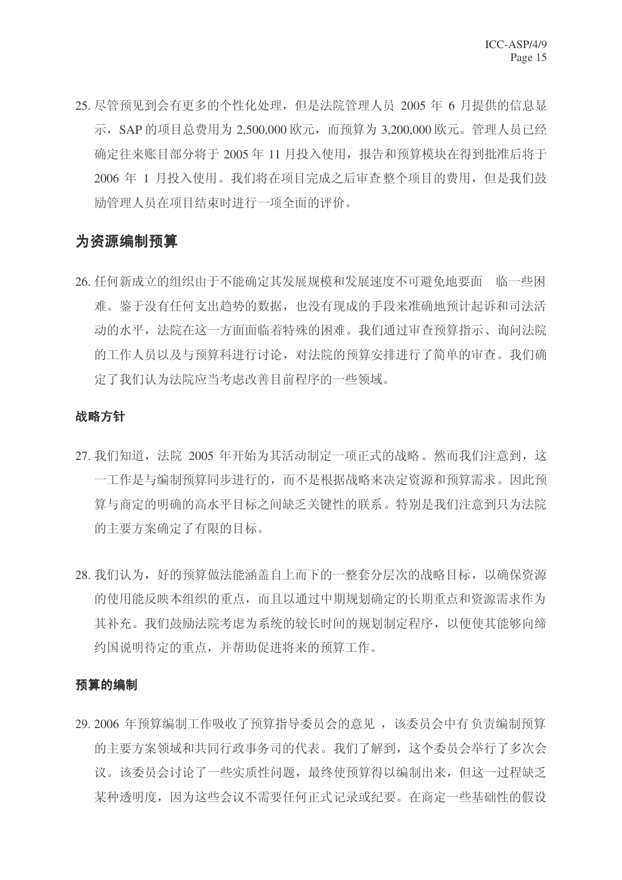25. 尽管预见到会有更多的个性化处理，但是法院管理人员 2005 年 6 月提供的信息显示，SAP 的项目总费用为 2,500,000 欧元，而预算为 3,200,000 欧元。管理人员已经确定往来账目部分将于 2005 年 11 月投入使用，报告和预算模块在得到批准后将于 2006 年 1 月投入使用。我们将在项目完成之后审查整个项目的费用，但是我们鼓励管理人员在项目结束时进行一项全面的评价。

## 为资源编制预算

26. 任何新成立的组织由于不能确定其发展规模和发展速度不可避免地要面临一些困难。鉴于没有任何支出趋势的数据，也没有现成的手段来准确地预计起诉和司法活动的水平，法院在这一方面面临着特殊的困难。我们通过审查预算指示、询问法院的工作人员以及与预算科进行讨论，对法院的预算安排进行了简单的审查。我们确定了我们认为法院应当考虑改善目前程序的一些领域。

### 战略方针

27. 我们知道，法院 2005 年开始为其活动制定一项正式的战略。然而我们注意到，这一工作是与编制预算同步进行的，而不是根据战略来决定资源和预算需求。因此预算与商定的明确的高水平目标之间缺乏关键性的联系。特别是我们注意到只为法院的主要方案确定了有限的目标。

28. 我们认为，好的预算做法能涵盖自上而下的一整套分层次的战略目标，以确保资源的使用能反映本组织的重点，而且以通过中期规划确定的长期重点和资源需求作为其补充。我们鼓励法院考虑为系统的较长时间的规划制定程序，以便使其能够向缔约国说明待定的重点，并帮助促进将来的预算工作。

### 预算的编制

29. 2006 年预算编制工作吸收了预算指导委员会的意见，该委员会中有负责编制预算的主要方案领域和共同行政事务司的代表。我们了解到，这个委员会举行了多次会议。该委员会讨论了一些实质性问题，最终使预算得以编制出来，但这一过程缺乏某种透明度，因为这些会议不需要任何正式记录或纪要。在商定一些基础性的假设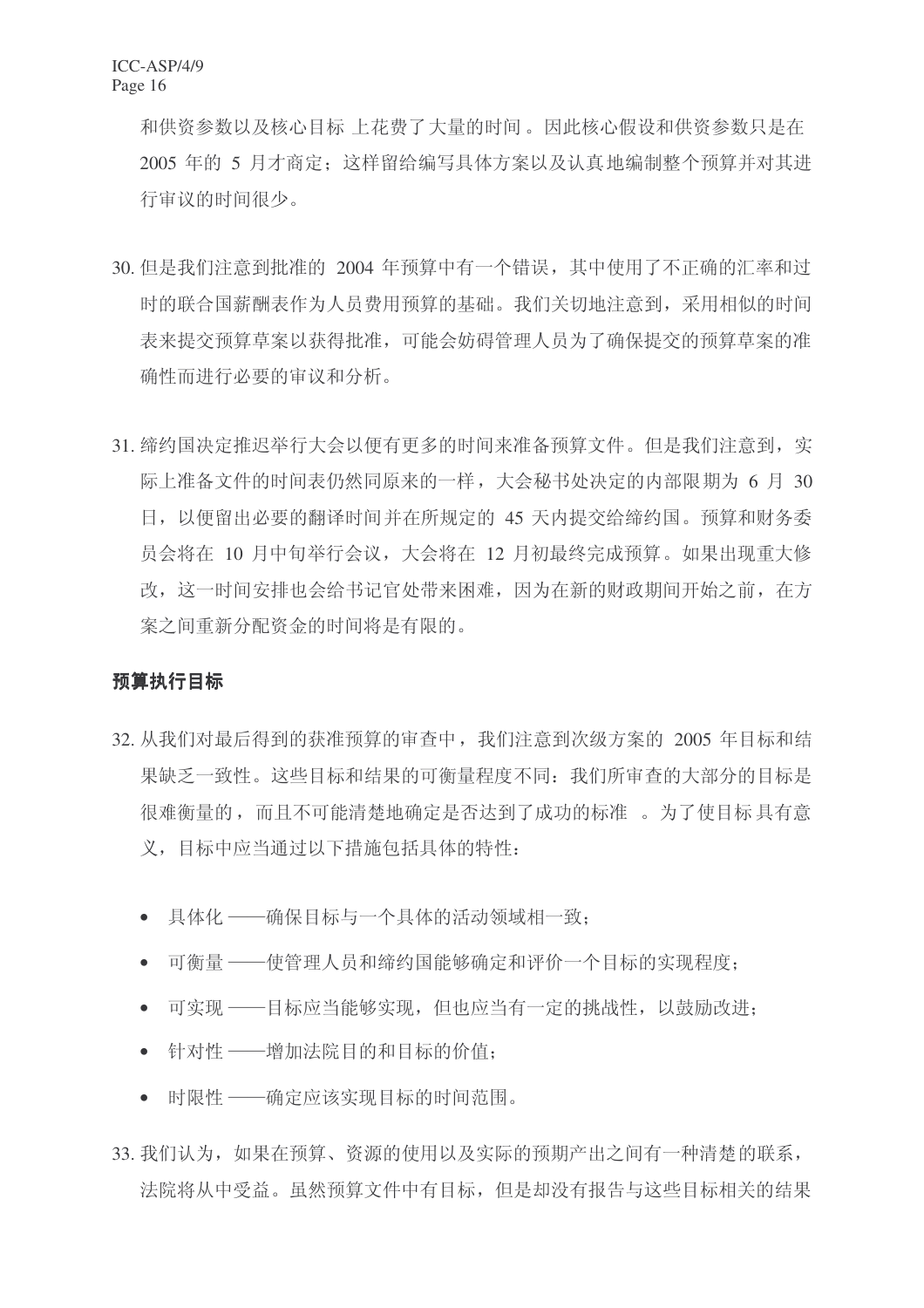和供资参数以及核心目标 上花费了大量的时间。因此核心假设和供资参数只是在 2005 年的 5 月才商定；这样留给编写具体方案以及认真地编制整个预算并对其进行审议的时间很少。

30. 但是我们注意到批准的 2004 年预算中有一个错误，其中使用了不正确的汇率和过时的联合国薪酬表作为人员费用预算的基础。我们关切地注意到，采用相似的时间表来提交预算草案以获得批准，可能会妨碍管理人员为了确保提交的预算草案的准确性而进行必要的审议和分析。

31. 缔约国决定推迟举行大会以便有更多的时间来准备预算文件。但是我们注意到，实际上准备文件的时间表仍然同原来的一样，大会秘书处决定的内部限期为 6 月 30 日，以便留出必要的翻译时间并在所规定的 45 天内提交给缔约国。预算和财务委员会将在 10 月中旬举行会议，大会将在 12 月初最终完成预算。如果出现重大修改，这一时间安排也会给书记官处带来困难，因为在新的财政期间开始之前，在方案之间重新分配资金的时间将是有限的。

### 预算执行目标

32. 从我们对最后得到的获准预算的审查中，我们注意到次级方案的 2005 年目标和结果缺乏一致性。这些目标和结果的可衡量程度不同：我们所审查的大部分的目标是很难衡量的，而且不可能清楚地确定是否达到了成功的标准 。为了使目标 具有意义，目标中应当通过以下措施包括具体的特性：

- 具体化 ——确保目标与一个具体的活动领域相一致；
- 可衡量 ——使管理人员和缔约国能够确定和评价一个目标的实现程度；
- 可实现 ——目标应当能够实现，但也应当有一定的挑战性，以鼓励改进；
- 针对性 ——增加法院目的和目标的价值；
- 时限性 ——确定应该实现目标的时间范围。

33. 我们认为，如果在预算、资源的使用以及实际的预期产出之间有一种清楚的联系，法院将从中受益。虽然预算文件中有目标，但是却没有报告与这些目标相关的结果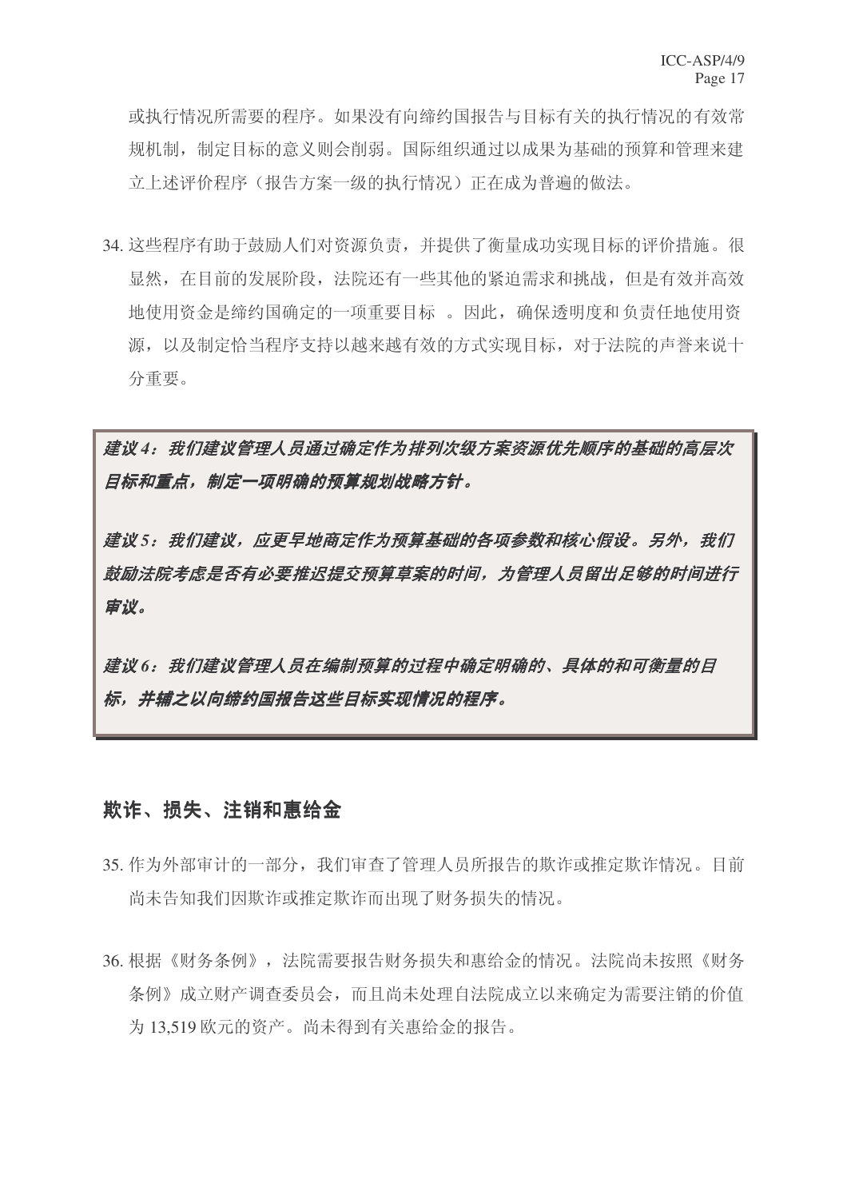或执行情况所需要的程序。如果没有向缔约国报告与目标有关的执行情况的有效常规机制，制定目标的意义则会削弱。国际组织通过以成果为基础的预算和管理来建立上述评价程序（报告方案一级的执行情况）正在成为普遍的做法。

34. 这些程序有助于鼓励人们对资源负责，并提供了衡量成功实现目标的评价措施。很显然，在目前的发展阶段，法院还有一些其他的紧迫需求和挑战，但是有效并高效地使用资金是缔约国确定的一项重要目标 。因此，确保透明度和 负责任地使用资源，以及制定恰当程序支持以越来越有效的方式实现目标，对于法院的声誉来说十分重要。

***建议 4：我们建议管理人员通过确定作为排列次级方案资源优先顺序的基础的高层次目标和重点，制定一项明确的预算规划战略方针。***

***建议 5：我们建议，应更早地商定作为预算基础的各项参数和核心假设。另外，我们鼓励法院考虑是否有必要推迟提交预算草案的时间，为管理人员留出足够的时间进行审议。***

***建议 6：我们建议管理人员在编制预算的过程中确定明确的、具体的和可衡量的目标，并辅之以向缔约国报告这些目标实现情况的程序。***

## 欺诈、损失、注销和惠给金

35. 作为外部审计的一部分，我们审查了管理人员所报告的欺诈或推定欺诈情况。目前尚未告知我们因欺诈或推定欺诈而出现了财务损失的情况。

36. 根据《财务条例》，法院需要报告财务损失和惠给金的情况。法院尚未按照《财务条例》成立财产调查委员会，而且尚未处理自法院成立以来确定为需要注销的价值为 13,519 欧元的资产。尚未得到有关惠给金的报告。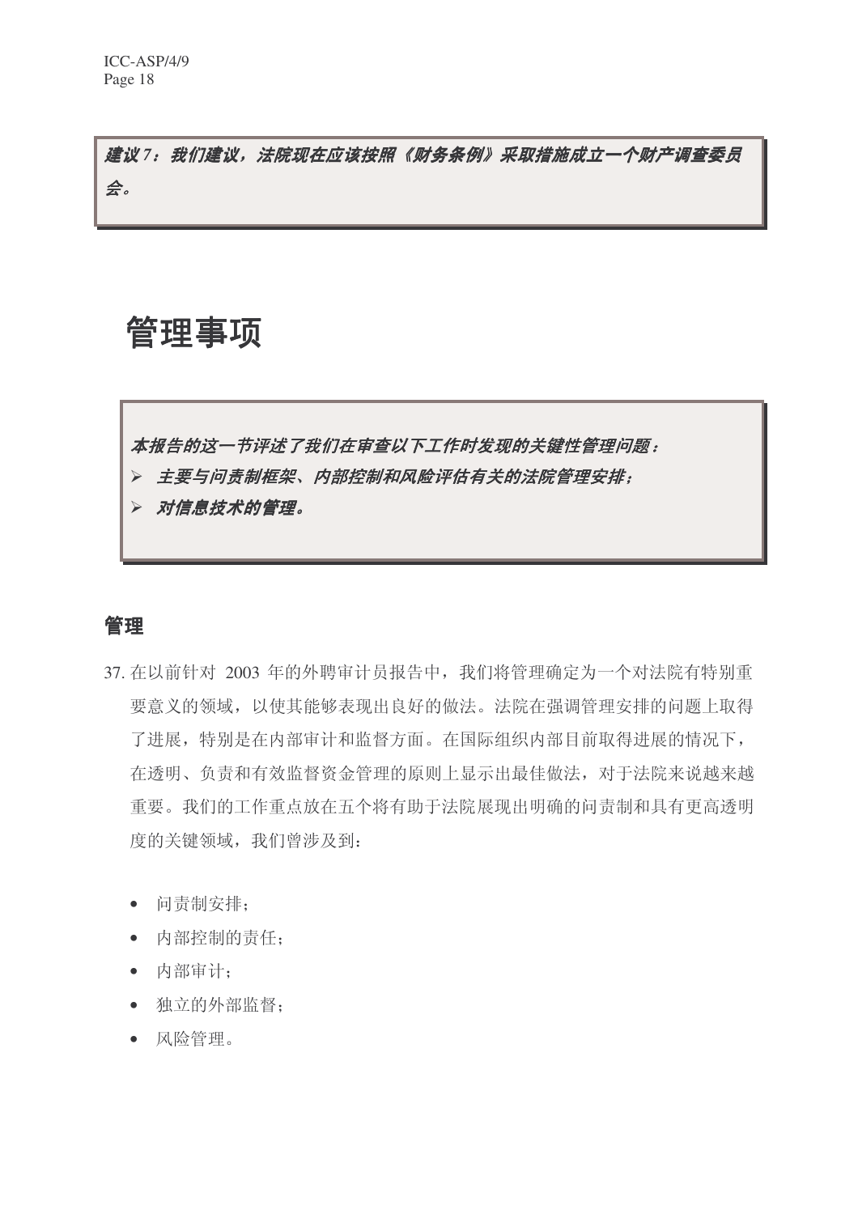***建议 7：我们建议，法院现在应该按照《财务条例》采取措施成立一个财产调查委员会。***

# 管理事项

***本报告的这一节评述了我们在审查以下工作时发现的关键性管理问题：***

- ***主要与问责制框架、内部控制和风险评估有关的法院管理安排；***
- ***对信息技术的管理。***

## 管理

37. 在以前针对 2003 年的外聘审计员报告中，我们将管理确定为一个对法院有特别重要意义的领域，以使其能够表现出良好的做法。法院在强调管理安排的问题上取得了进展，特别是在内部审计和监督方面。在国际组织内部目前取得进展的情况下，在透明、负责和有效监督资金管理的原则上显示出最佳做法，对于法院来说越来越重要。我们的工作重点放在五个将有助于法院展现出明确的问责制和具有更高透明度的关键领域，我们曾涉及到：

    - 问责制安排；
    - 内部控制的责任；
    - 内部审计；
    - 独立的外部监督；
    - 风险管理。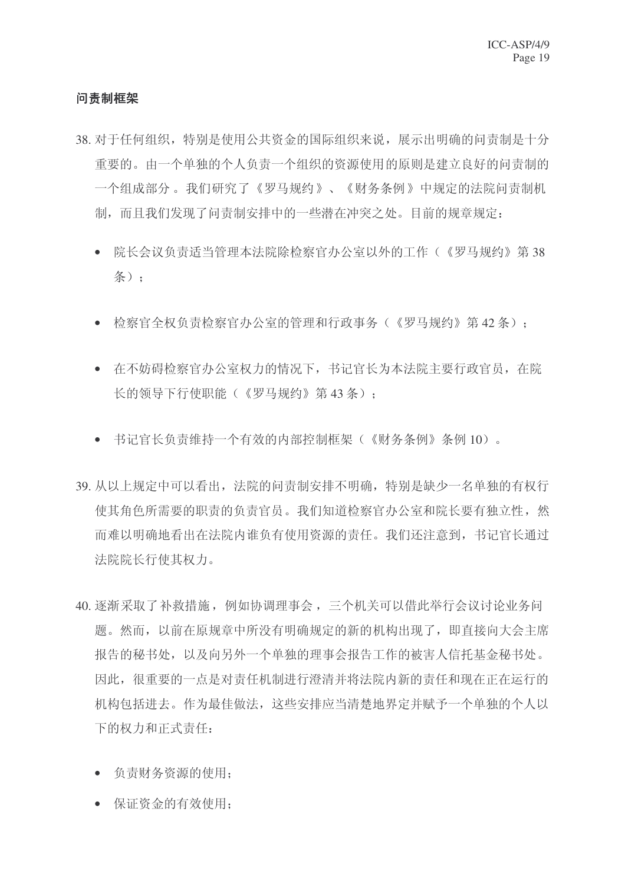**问责制框架**

38. 对于任何组织，特别是使用公共资金的国际组织来说，展示出明确的问责制是十分重要的。由一个单独的个人负责一个组织的资源使用的原则是建立良好的问责制的一个组成部分。我们研究了《罗马规约》、《财务条例》中规定的法院问责制机制，而且我们发现了问责制安排中的一些潜在冲突之处。目前的规章规定：

   - 院长会议负责适当管理本法院除检察官办公室以外的工作（《罗马规约》第 38 条）；

   - 检察官全权负责检察官办公室的管理和行政事务（《罗马规约》第 42 条）；

   - 在不妨碍检察官办公室权力的情况下，书记官长为本法院主要行政官员，在院长的领导下行使职能（《罗马规约》第 43 条）；

   - 书记官长负责维持一个有效的内部控制框架（《财务条例》条例 10）。

39. 从以上规定中可以看出，法院的问责制安排不明确，特别是缺少一名单独的有权行使其角色所需要的职责的负责官员。我们知道检察官办公室和院长要有独立性，然而难以明确地看出在法院内谁负有使用资源的责任。我们还注意到，书记官长通过法院院长行使其权力。

40. 逐渐采取了补救措施，例如协调理事会，三个机关可以借此举行会议讨论业务问题。然而，以前在原规章中所没有明确规定的新的机构出现了，即直接向大会主席报告的秘书处，以及向另外一个单独的理事会报告工作的被害人信托基金秘书处。因此，很重要的一点是对责任机制进行澄清并将法院内新的责任和现在正在运行的机构包括进去。作为最佳做法，这些安排应当清楚地界定并赋予一个单独的个人以下的权力和正式责任：

   - 负责财务资源的使用；
   - 保证资金的有效使用；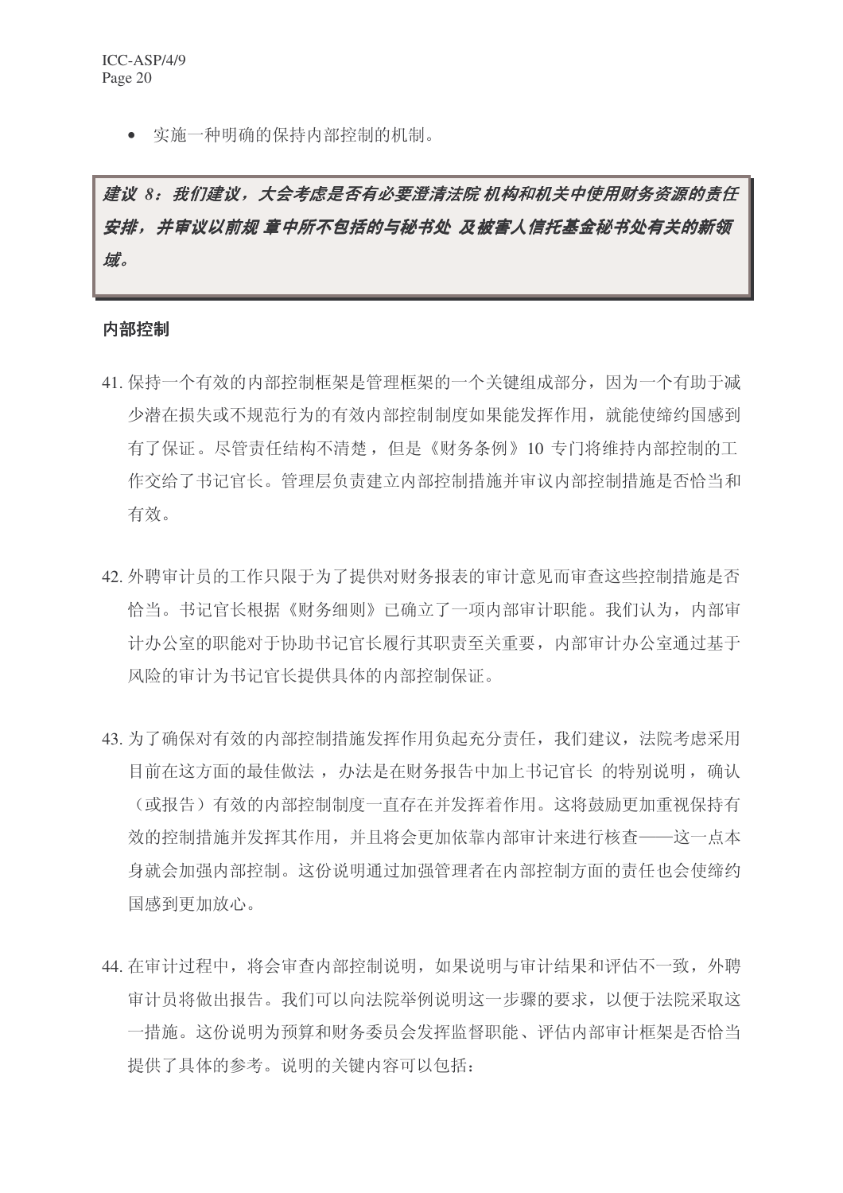- 实施一种明确的保持内部控制的机制。

***建议 8：我们建议，大会考虑是否有必要澄清法院 机构和机关中使用财务资源的责任安排，并审议以前规 章中所不包括的与秘书处 及被害人信托基金秘书处有关的新领域。***

## 内部控制

41. 保持一个有效的内部控制框架是管理框架的一个关键组成部分，因为一个有助于减少潜在损失或不规范行为的有效内部控制制度如果能发挥作用，就能使缔约国感到有了保证。尽管责任结构不清楚，但是《财务条例》10 专门将维持内部控制的工作交给了书记官长。管理层负责建立内部控制措施并审议内部控制措施是否恰当和有效。

42. 外聘审计员的工作只限于为了提供对财务报表的审计意见而审查这些控制措施是否恰当。书记官长根据《财务细则》已确立了一项内部审计职能。我们认为，内部审计办公室的职能对于协助书记官长履行其职责至关重要，内部审计办公室通过基于风险的审计为书记官长提供具体的内部控制保证。

43. 为了确保对有效的内部控制措施发挥作用负起充分责任，我们建议，法院考虑采用目前在这方面的最佳做法， 办法是在财务报告中加上书记官长 的特别说明，确认（或报告）有效的内部控制制度一直存在并发挥着作用。这将鼓励更加重视保持有效的控制措施并发挥其作用，并且将会更加依靠内部审计来进行核查——这一点本身就会加强内部控制。这份说明通过加强管理者在内部控制方面的责任也会使缔约国感到更加放心。

44. 在审计过程中，将会审查内部控制说明，如果说明与审计结果和评估不一致，外聘审计员将做出报告。我们可以向法院举例说明这一步骤的要求，以便于法院采取这一措施。这份说明为预算和财务委员会发挥监督职能、评估内部审计框架是否恰当提供了具体的参考。说明的关键内容可以包括：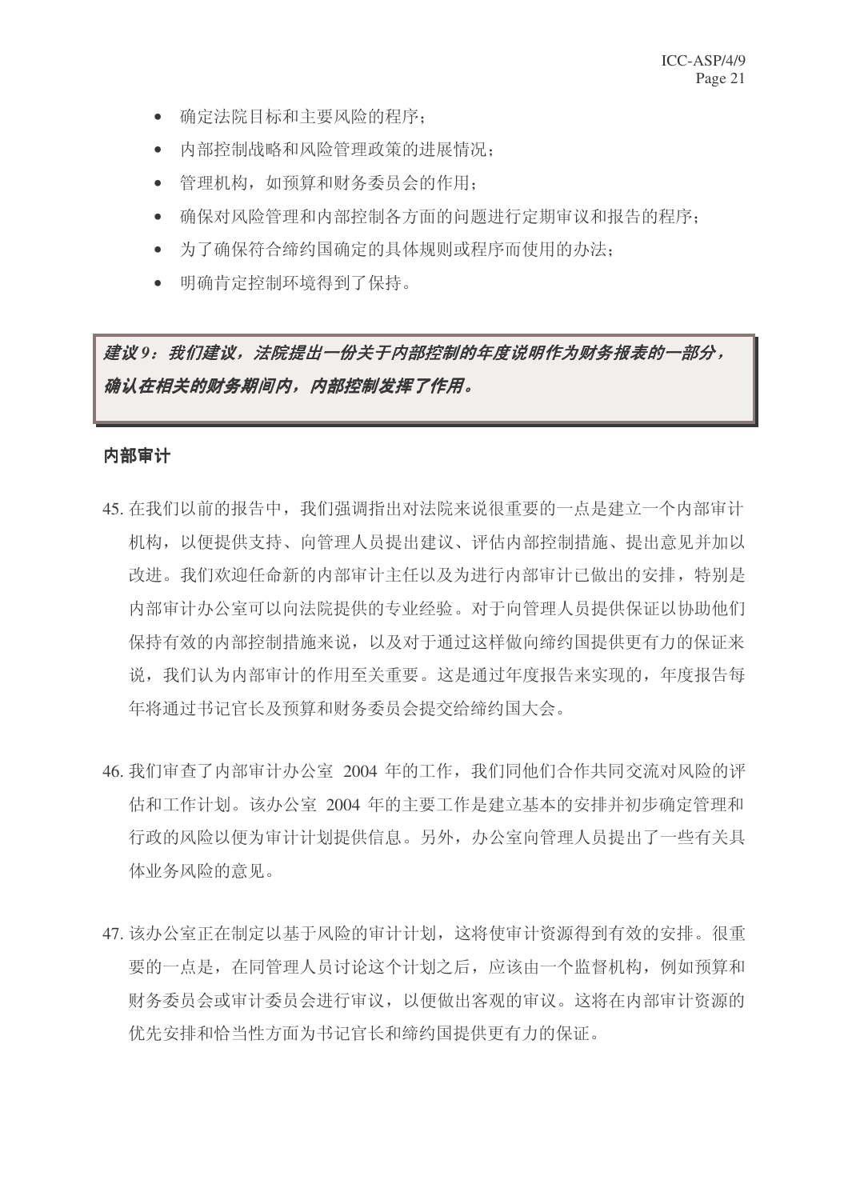- 确定法院目标和主要风险的程序；
- 内部控制战略和风险管理政策的进展情况；
- 管理机构，如预算和财务委员会的作用；
- 确保对风险管理和内部控制各方面的问题进行定期审议和报告的程序；
- 为了确保符合缔约国确定的具体规则或程序而使用的办法；
- 明确肯定控制环境得到了保持。

***建议 9：我们建议，法院提出一份关于内部控制的年度说明作为财务报表的一部分，确认在相关的财务期间内，内部控制发挥了作用。***

**内部审计**

45. 在我们以前的报告中，我们强调指出对法院来说很重要的一点是建立一个内部审计机构，以便提供支持、向管理人员提出建议、评估内部控制措施、提出意见并加以改进。我们欢迎任命新的内部审计主任以及为进行内部审计已做出的安排，特别是内部审计办公室可以向法院提供的专业经验。对于向管理人员提供保证以协助他们保持有效的内部控制措施来说，以及对于通过这样做向缔约国提供更有力的保证来说，我们认为内部审计的作用至关重要。这是通过年度报告来实现的，年度报告每年将通过书记官长及预算和财务委员会提交给缔约国大会。

46. 我们审查了内部审计办公室 2004 年的工作，我们同他们合作共同交流对风险的评估和工作计划。该办公室 2004 年的主要工作是建立基本的安排并初步确定管理和行政的风险以便为审计计划提供信息。另外，办公室向管理人员提出了一些有关具体业务风险的意见。

47. 该办公室正在制定以基于风险的审计计划，这将使审计资源得到有效的安排。很重要的一点是，在同管理人员讨论这个计划之后，应该由一个监督机构，例如预算和财务委员会或审计委员会进行审议，以便做出客观的审议。这将在内部审计资源的优先安排和恰当性方面为书记官长和缔约国提供更有力的保证。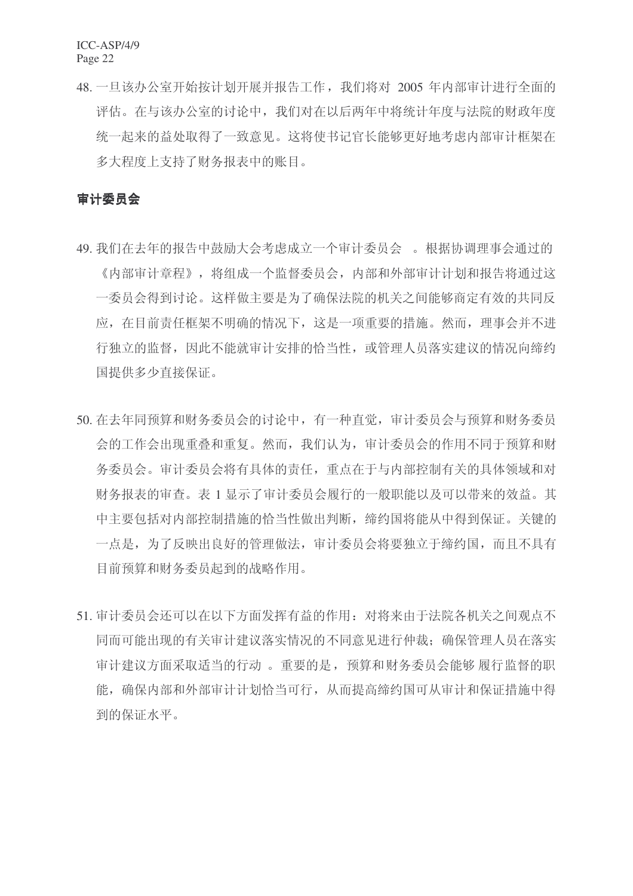48. 一旦该办公室开始按计划开展并报告工作，我们将对 2005 年内部审计进行全面的评估。在与该办公室的讨论中，我们对在以后两年中将统计年度与法院的财政年度统一起来的益处取得了一致意见。这将使书记官长能够更好地考虑内部审计框架在多大程度上支持了财务报表中的账目。

## 审计委员会

49. 我们在去年的报告中鼓励大会考虑成立一个审计委员会 。根据协调理事会通过的《内部审计章程》，将组成一个监督委员会，内部和外部审计计划和报告将通过这一委员会得到讨论。这样做主要是为了确保法院的机关之间能够商定有效的共同反应，在目前责任框架不明确的情况下，这是一项重要的措施。然而，理事会并不进行独立的监督，因此不能就审计安排的恰当性，或管理人员落实建议的情况向缔约国提供多少直接保证。

50. 在去年同预算和财务委员会的讨论中，有一种直觉，审计委员会与预算和财务委员会的工作会出现重叠和重复。然而，我们认为，审计委员会的作用不同于预算和财务委员会。审计委员会将有具体的责任，重点在于与内部控制有关的具体领域和对财务报表的审查。表 1 显示了审计委员会履行的一般职能以及可以带来的效益。其中主要包括对内部控制措施的恰当性做出判断，缔约国将能从中得到保证。关键的一点是，为了反映出良好的管理做法，审计委员会将要独立于缔约国，而且不具有目前预算和财务委员起到的战略作用。

51. 审计委员会还可以在以下方面发挥有益的作用：对将来由于法院各机关之间观点不同而可能出现的有关审计建议落实情况的不同意见进行仲裁；确保管理人员在落实审计建议方面采取适当的行动 。重要的是，预算和财务委员会能够 履行监督的职能，确保内部和外部审计计划恰当可行，从而提高缔约国可从审计和保证措施中得到的保证水平。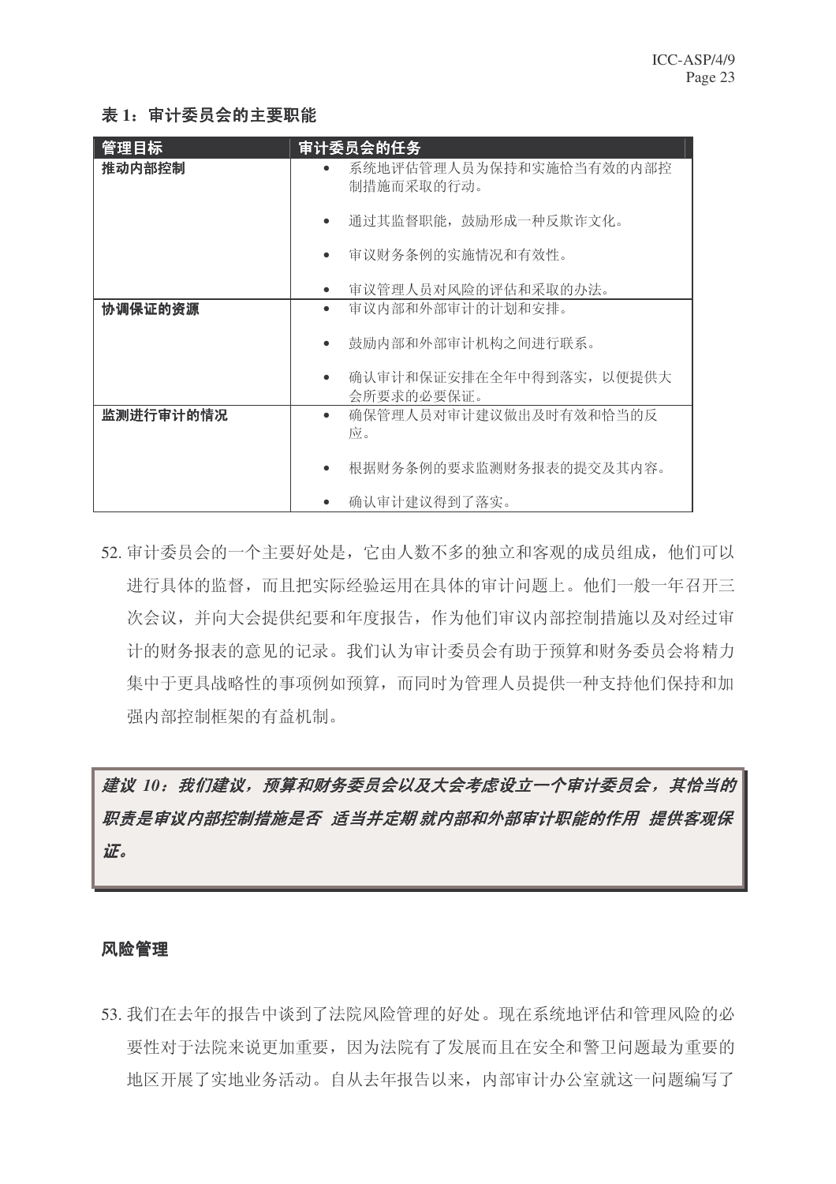**表 1：审计委员会的主要职能**

| 管理目标 | 审计委员会的任务 |
| --- | --- |
| **推动内部控制** | • 系统地评估管理人员为保持和实施恰当有效的内部控制措施而采取的行动。<br>• 通过其监督职能，鼓励形成一种反欺诈文化。<br>• 审议财务条例的实施情况和有效性。<br>• 审议管理人员对风险的评估和采取的办法。 |
| **协调保证的资源** | • 审议内部和外部审计的计划和安排。<br>• 鼓励内部和外部审计机构之间进行联系。<br>• 确认审计和保证安排在全年中得到落实，以便提供大会所要求的必要保证。 |
| **监测进行审计的情况** | • 确保管理人员对审计建议做出及时有效和恰当的反应。<br>• 根据财务条例的要求监测财务报表的提交及其内容。<br>• 确认审计建议得到了落实。 |

52. 审计委员会的一个主要好处是，它由人数不多的独立和客观的成员组成，他们可以进行具体的监督，而且把实际经验运用在具体的审计问题上。他们一般一年召开三次会议，并向大会提供纪要和年度报告，作为他们审议内部控制措施以及对经过审计的财务报表的意见的记录。我们认为审计委员会有助于预算和财务委员会将精力集中于更具战略性的事项例如预算，而同时为管理人员提供一种支持他们保持和加强内部控制框架的有益机制。

***建议 10：我们建议，预算和财务委员会以及大会考虑设立一个审计委员会，其恰当的职责是审议内部控制措施是否 适当并定期 就内部和外部审计职能的作用 提供客观保证。***

## 风险管理

53. 我们在去年的报告中谈到了法院风险管理的好处。现在系统地评估和管理风险的必要性对于法院来说更加重要，因为法院有了发展而且在安全和警卫问题最为重要的地区开展了实地业务活动。自从去年报告以来，内部审计办公室就这一问题编写了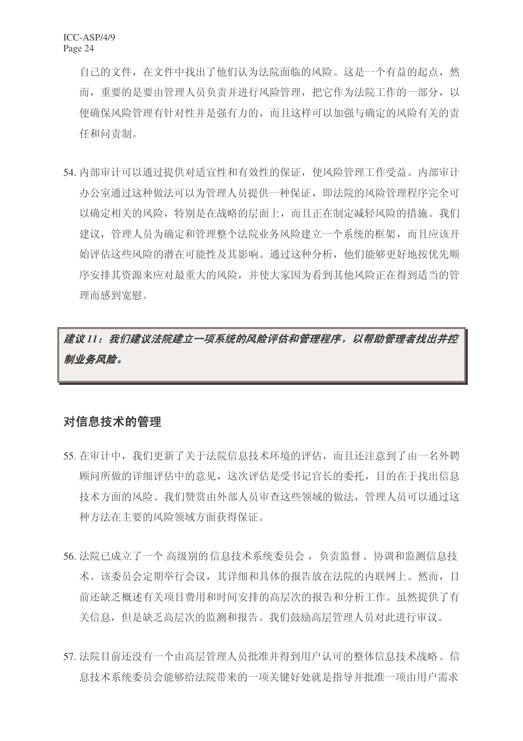自己的文件，在文件中找出了他们认为法院面临的风险。这是一个有益的起点，然而，重要的是要由管理人员负责并进行风险管理，把它作为法院工作的一部分，以便确保风险管理有针对性并是强有力的，而且这样可以加强与确定的风险有关的责任和问责制。

54. 内部审计可以通过提供对适宜性和有效性的保证，使风险管理工作受益。内部审计办公室通过这种做法可以为管理人员提供一种保证，即法院的风险管理程序完全可以确定相关的风险，特别是在战略的层面上，而且正在制定减轻风险的措施。我们建议，管理人员为确定和管理整个法院业务风险建立一个系统的框架，而且应该开始评估这些风险的潜在可能性及其影响。通过这种分析，他们能够更好地按优先顺序安排其资源来应对最重大的风险，并使大家因为看到其他风险正在得到适当的管理而感到宽慰。

***建议 11：我们建议法院建立一项系统的风险评估和管理程序，以帮助管理者找出并控制业务风险。***

## 对信息技术的管理

55. 在审计中，我们更新了关于法院信息技术环境的评估，而且还注意到了由一名外聘顾问所做的详细评估中的意见，这次评估是受书记官长的委托，目的在于找出信息技术方面的风险。我们赞赏由外部人员审查这些领域的做法，管理人员可以通过这种方法在主要的风险领域方面获得保证。

56. 法院已成立了一个 高级别的 信息技术系统委员会， 负责监督、协调和监测信息技术。该委员会定期举行会议，其详细和具体的报告放在法院的内联网上。然而，目前还缺乏概述有关项目费用和时间安排的高层次的报告和分析工作。虽然提供了有关信息，但是缺乏高层次的监测和报告。我们鼓励高层管理人员对此进行审议。

57. 法院目前还没有一个由高层管理人员批准并得到用户认可的整体信息技术战略。信息技术系统委员会能够给法院带来的一项关键好处就是指导并批准一项由用户需求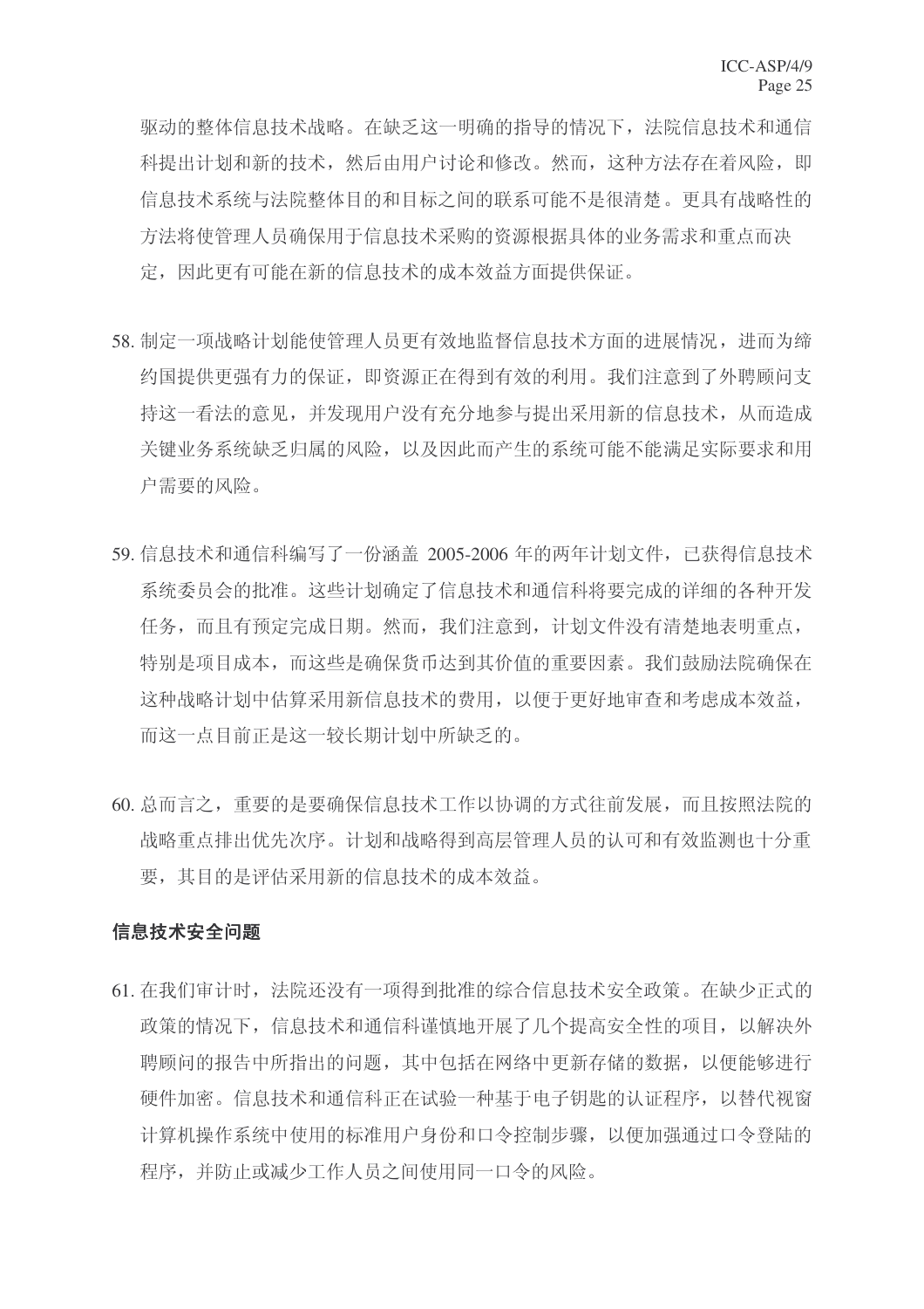驱动的整体信息技术战略。在缺乏这一明确的指导的情况下，法院信息技术和通信科提出计划和新的技术，然后由用户讨论和修改。然而，这种方法存在着风险，即信息技术系统与法院整体目的和目标之间的联系可能不是很清楚。更具有战略性的方法将使管理人员确保用于信息技术采购的资源根据具体的业务需求和重点而决定，因此更有可能在新的信息技术的成本效益方面提供保证。

58. 制定一项战略计划能使管理人员更有效地监督信息技术方面的进展情况，进而为缔约国提供更强有力的保证，即资源正在得到有效的利用。我们注意到了外聘顾问支持这一看法的意见，并发现用户没有充分地参与提出采用新的信息技术，从而造成关键业务系统缺乏归属的风险，以及因此而产生的系统可能不能满足实际要求和用户需要的风险。

59. 信息技术和通信科编写了一份涵盖 2005-2006 年的两年计划文件，已获得信息技术系统委员会的批准。这些计划确定了信息技术和通信科将要完成的详细的各种开发任务，而且有预定完成日期。然而，我们注意到，计划文件没有清楚地表明重点，特别是项目成本，而这些是确保货币达到其价值的重要因素。我们鼓励法院确保在这种战略计划中估算采用新信息技术的费用，以便于更好地审查和考虑成本效益，而这一点目前正是这一较长期计划中所缺乏的。

60. 总而言之，重要的是要确保信息技术工作以协调的方式往前发展，而且按照法院的战略重点排出优先次序。计划和战略得到高层管理人员的认可和有效监测也十分重要，其目的是评估采用新的信息技术的成本效益。

**信息技术安全问题**

61. 在我们审计时，法院还没有一项得到批准的综合信息技术安全政策。在缺少正式的政策的情况下，信息技术和通信科谨慎地开展了几个提高安全性的项目，以解决外聘顾问的报告中所指出的问题，其中包括在网络中更新存储的数据，以便能够进行硬件加密。信息技术和通信科正在试验一种基于电子钥匙的认证程序，以替代视窗计算机操作系统中使用的标准用户身份和口令控制步骤，以便加强通过口令登陆的程序，并防止或减少工作人员之间使用同一口令的风险。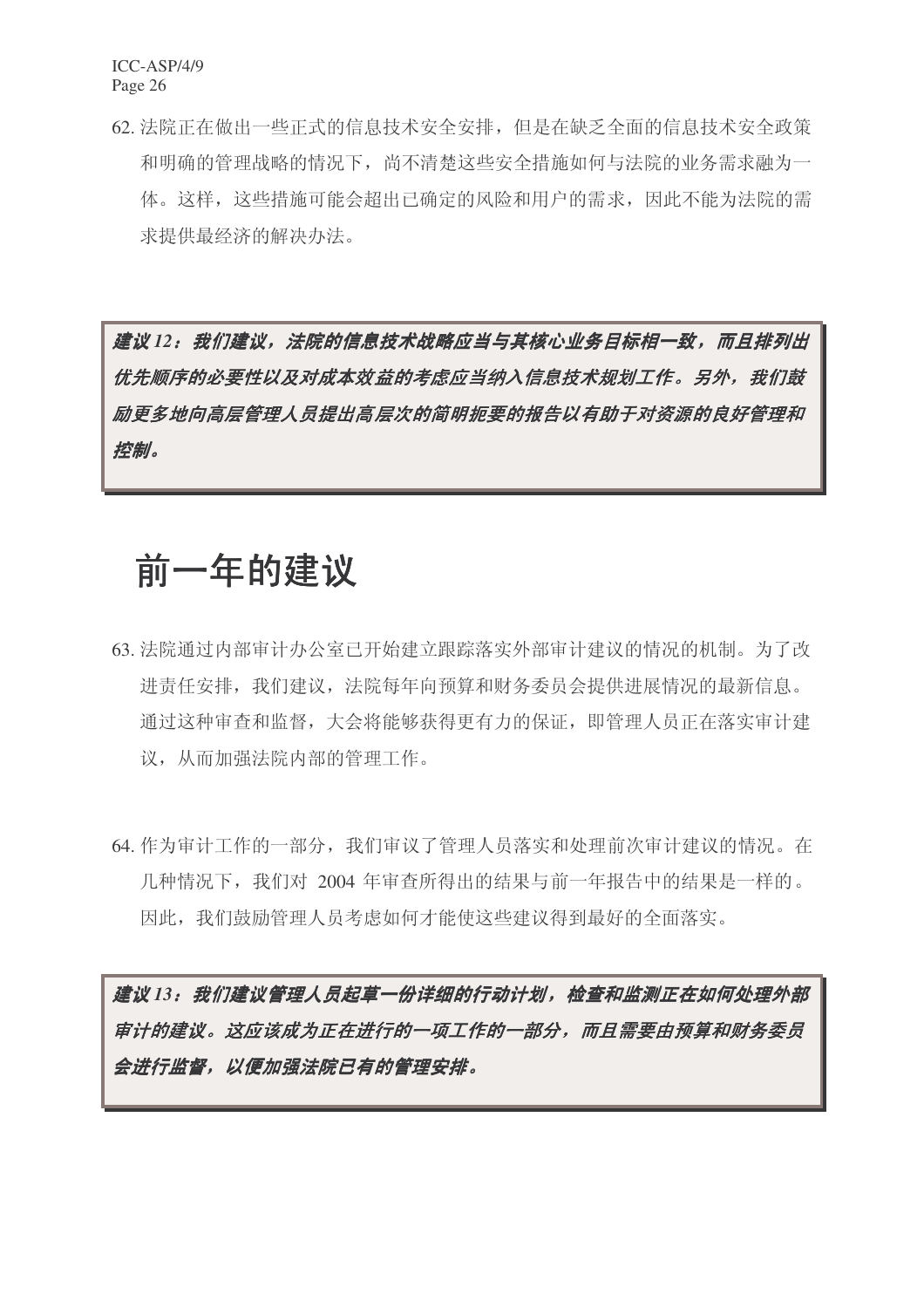62. 法院正在做出一些正式的信息技术安全安排，但是在缺乏全面的信息技术安全政策和明确的管理战略的情况下，尚不清楚这些安全措施如何与法院的业务需求融为一体。这样，这些措施可能会超出已确定的风险和用户的需求，因此不能为法院的需求提供最经济的解决办法。

***建议 12：我们建议，法院的信息技术战略应当与其核心业务目标相一致，而且排列出优先顺序的必要性以及对成本效益的考虑应当纳入信息技术规划工作。另外，我们鼓励更多地向高层管理人员提出高层次的简明扼要的报告以有助于对资源的良好管理和控制。***

# 前一年的建议

63. 法院通过内部审计办公室已开始建立跟踪落实外部审计建议的情况的机制。为了改进责任安排，我们建议，法院每年向预算和财务委员会提供进展情况的最新信息。通过这种审查和监督，大会将能够获得更有力的保证，即管理人员正在落实审计建议，从而加强法院内部的管理工作。

64. 作为审计工作的一部分，我们审议了管理人员落实和处理前次审计建议的情况。在几种情况下，我们对 2004 年审查所得出的结果与前一年报告中的结果是一样的。因此，我们鼓励管理人员考虑如何才能使这些建议得到最好的全面落实。

***建议 13：我们建议管理人员起草一份详细的行动计划，检查和监测正在如何处理外部审计的建议。这应该成为正在进行的一项工作的一部分，而且需要由预算和财务委员会进行监督，以便加强法院已有的管理安排。***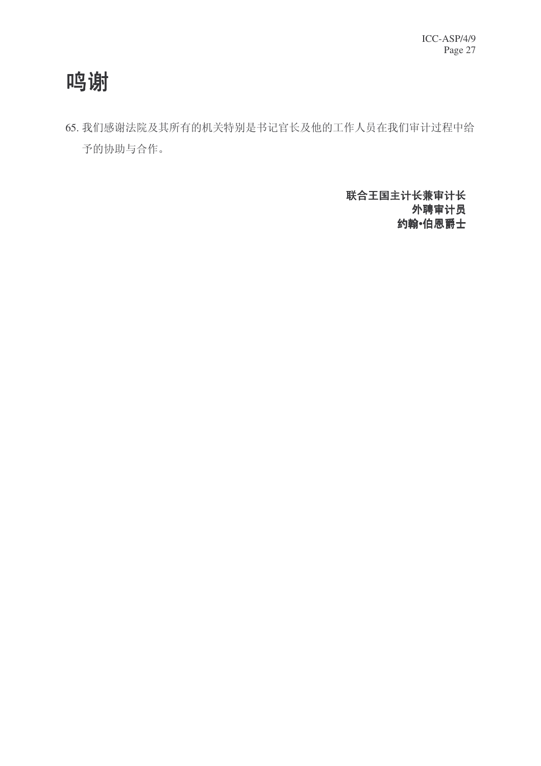# 鸣谢

65. 我们感谢法院及其所有的机关特别是书记官长及他的工作人员在我们审计过程中给予的协助与合作。

**联合王国主计长兼审计长**
**外聘审计员**
**约翰•伯恩爵士**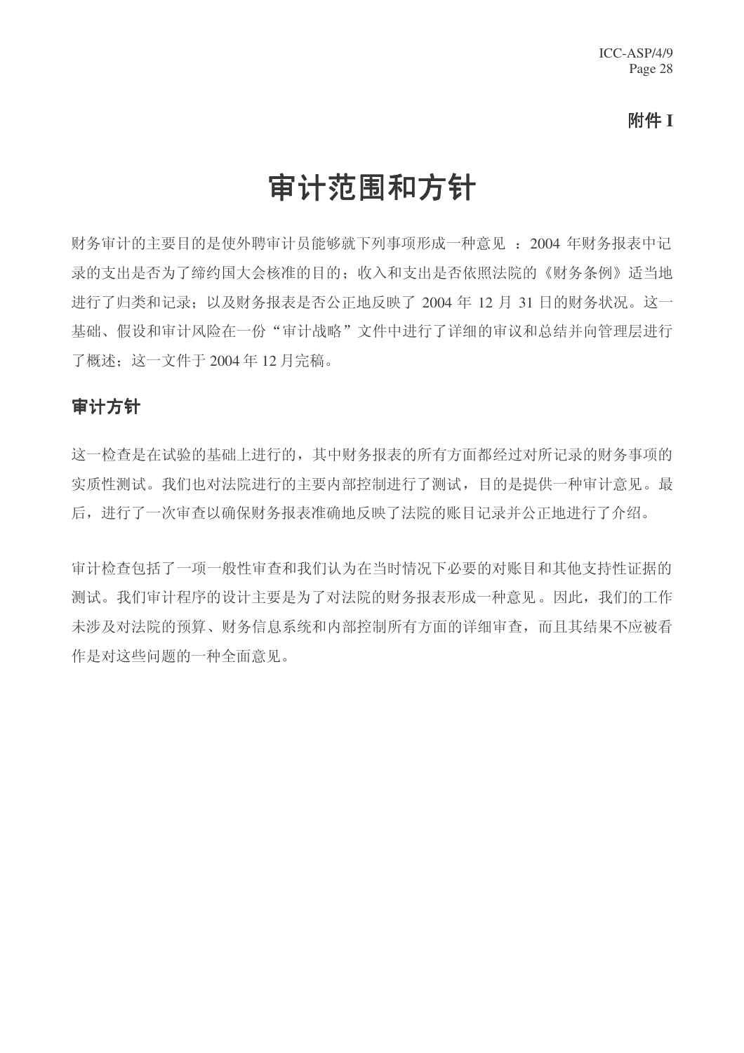**附件 I**

# 审计范围和方针

财务审计的主要目的是使外聘审计员能够就下列事项形成一种意见 ：2004 年财务报表中记录的支出是否为了缔约国大会核准的目的；收入和支出是否依照法院的《财务条例》适当地进行了归类和记录；以及财务报表是否公正地反映了 2004 年 12 月 31 日的财务状况。这一基础、假设和审计风险在一份“审计战略”文件中进行了详细的审议和总结并向管理层进行了概述；这一文件于 2004 年 12 月完稿。

## 审计方针

这一检查是在试验的基础上进行的，其中财务报表的所有方面都经过对所记录的财务事项的实质性测试。我们也对法院进行的主要内部控制进行了测试，目的是提供一种审计意见。最后，进行了一次审查以确保财务报表准确地反映了法院的账目记录并公正地进行了介绍。

审计检查包括了一项一般性审查和我们认为在当时情况下必要的对账目和其他支持性证据的测试。我们审计程序的设计主要是为了对法院的财务报表形成一种意见。因此，我们的工作未涉及对法院的预算、财务信息系统和内部控制所有方面的详细审查，而且其结果不应被看作是对这些问题的一种全面意见。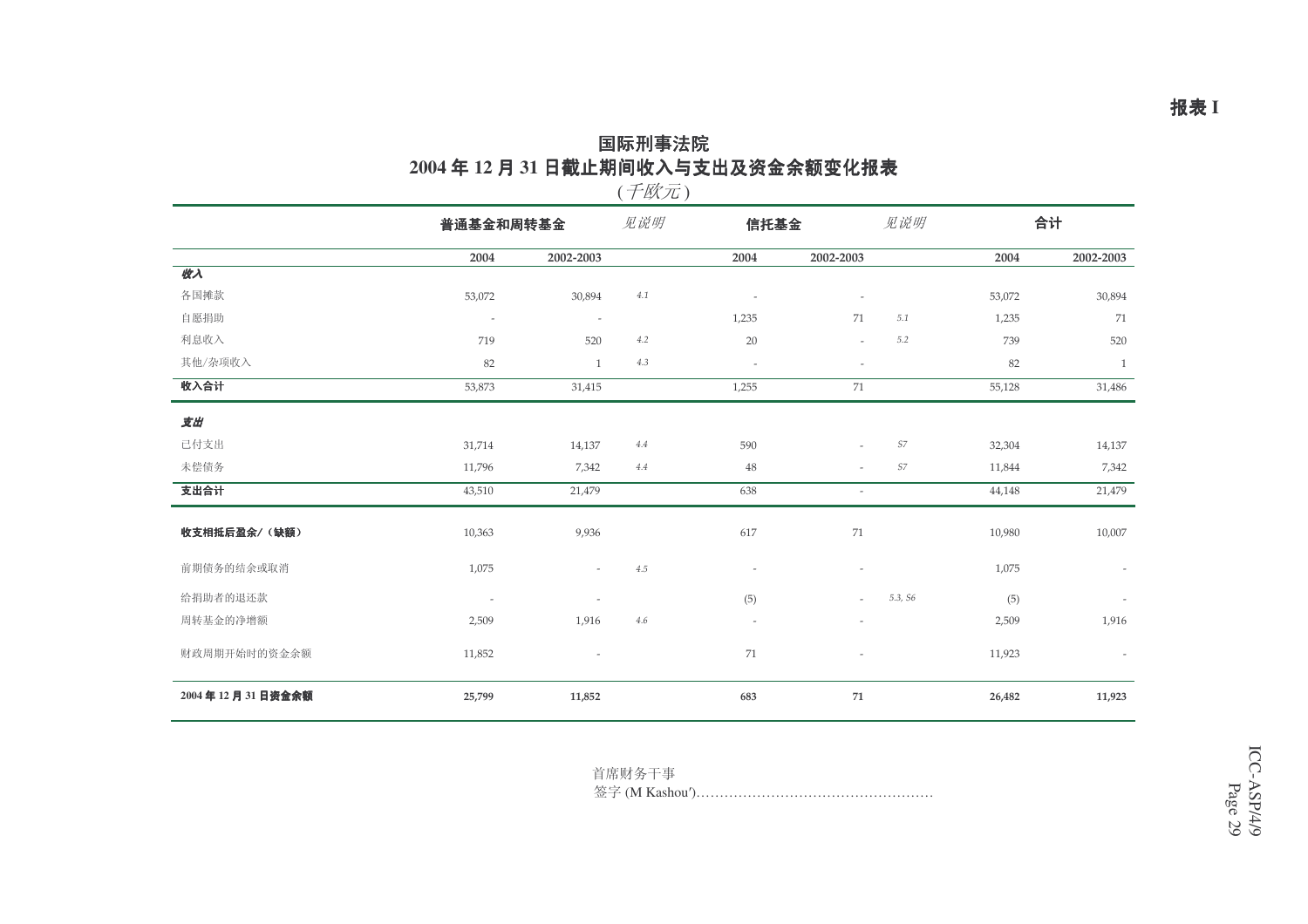**报表 I**

# 国际刑事法院
## 2004 年 12 月 31 日截止期间收入与支出及资金余额变化报表
*(千欧元)*

| | 普通基金和周转基金 | | *见说明* | 信托基金 | | *见说明* | 合计 | |
|---|---|---|---|---|---|---|---|---|
| | 2004 | 2002-2003 | | 2004 | 2002-2003 | | 2004 | 2002-2003 |
| ***收入*** | | | | | | | | |
| 各国摊款 | 53,072 | 30,894 | *4.1* | - | - | | 53,072 | 30,894 |
| 自愿捐助 | - | - | | 1,235 | 71 | *5.1* | 1,235 | 71 |
| 利息收入 | 719 | 520 | *4.2* | 20 | - | *5.2* | 739 | 520 |
| 其他/杂项收入 | 82 | 1 | *4.3* | - | - | | 82 | 1 |
| **收入合计** | 53,873 | 31,415 | | 1,255 | 71 | | 55,128 | 31,486 |
| ***支出*** | | | | | | | | |
| 已付支出 | 31,714 | 14,137 | *4.4* | 590 | - | *S7* | 32,304 | 14,137 |
| 未偿债务 | 11,796 | 7,342 | *4.4* | 48 | - | *S7* | 11,844 | 7,342 |
| **支出合计** | 43,510 | 21,479 | | 638 | - | | 44,148 | 21,479 |
| **收支相抵后盈余/（缺额）** | 10,363 | 9,936 | | 617 | 71 | | 10,980 | 10,007 |
| 前期债务的结余或取消 | 1,075 | - | *4.5* | - | - | | 1,075 | - |
| 给捐助者的退还款 | - | - | | (5) | - | *5.3, S6* | (5) | - |
| 周转基金的净增额 | 2,509 | 1,916 | *4.6* | - | - | | 2,509 | 1,916 |
| 财政周期开始时的资金余额 | 11,852 | - | | 71 | - | | 11,923 | - |
| **2004 年 12 月 31 日资金余额** | **25,799** | **11,852** | | **683** | **71** | | **26,482** | **11,923** |

首席财务干事
签字 (M Kashou′)……………………………………………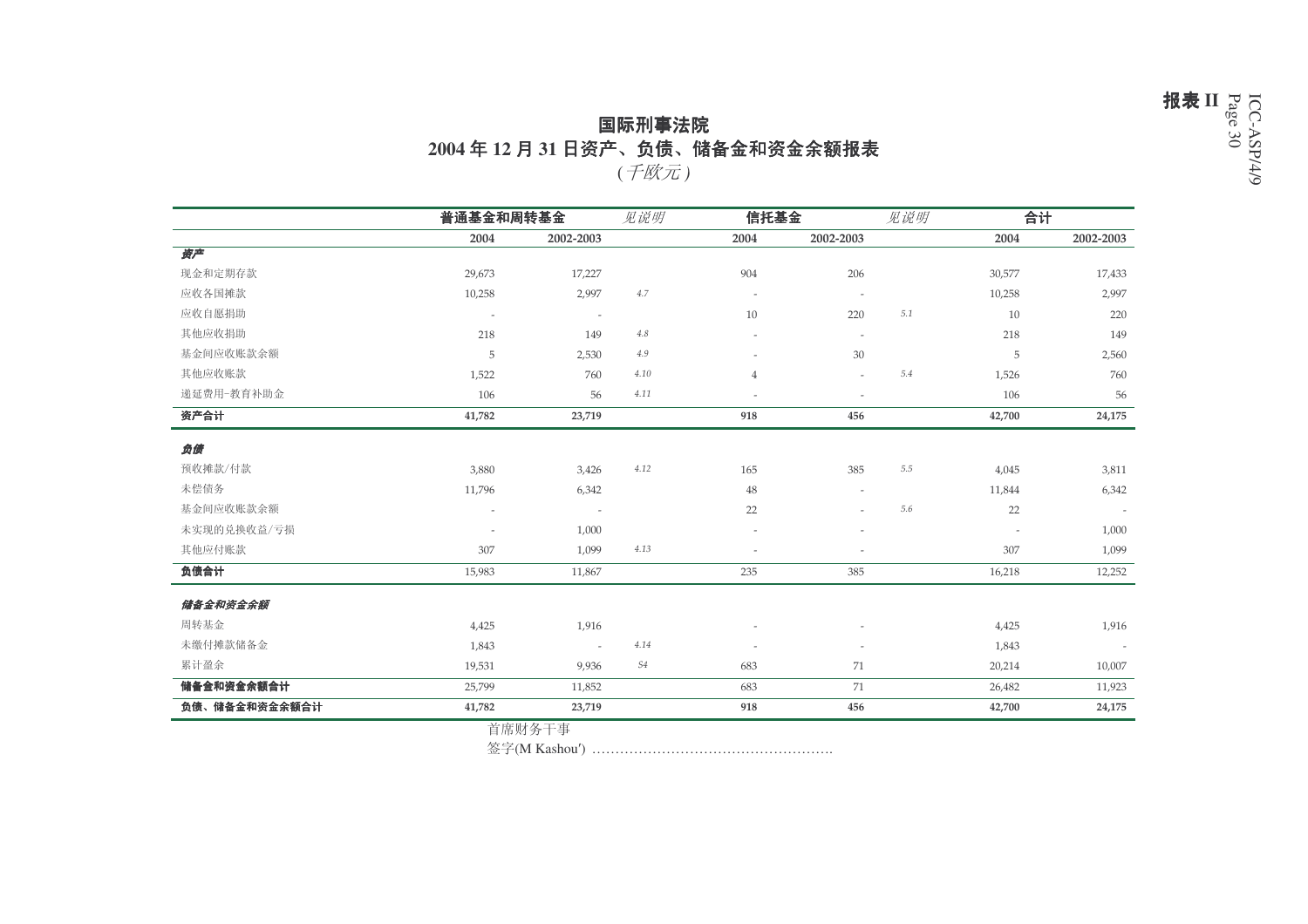报表 II

# 国际刑事法院
## 2004 年 12 月 31 日资产、负债、储备金和资金余额报表
*(千欧元)*

| | 普通基金和周转基金 | | *见说明* | 信托基金 | | *见说明* | 合计 | |
|---|---|---|---|---|---|---|---|---|
| | 2004 | 2002-2003 | | 2004 | 2002-2003 | | 2004 | 2002-2003 |
| ***资产*** | | | | | | | | |
| 现金和定期存款 | 29,673 | 17,227 | | 904 | 206 | | 30,577 | 17,433 |
| 应收各国摊款 | 10,258 | 2,997 | *4.7* | - | - | | 10,258 | 2,997 |
| 应收自愿捐助 | - | - | | 10 | 220 | *5.1* | 10 | 220 |
| 其他应收捐助 | 218 | 149 | *4.8* | - | - | | 218 | 149 |
| 基金间应收账款余额 | 5 | 2,530 | *4.9* | - | 30 | | 5 | 2,560 |
| 其他应收账款 | 1,522 | 760 | *4.10* | 4 | - | *5.4* | 1,526 | 760 |
| 递延费用-教育补助金 | 106 | 56 | *4.11* | - | - | | 106 | 56 |
| **资产合计** | **41,782** | **23,719** | | **918** | **456** | | **42,700** | **24,175** |
| ***负债*** | | | | | | | | |
| 预收摊款/付款 | 3,880 | 3,426 | *4.12* | 165 | 385 | *5.5* | 4,045 | 3,811 |
| 未偿债务 | 11,796 | 6,342 | | 48 | - | | 11,844 | 6,342 |
| 基金间应收账款余额 | - | - | | 22 | - | *5.6* | 22 | - |
| 未实现的兑换收益/亏损 | - | 1,000 | | - | - | | - | 1,000 |
| 其他应付账款 | 307 | 1,099 | *4.13* | - | - | | 307 | 1,099 |
| **负债合计** | 15,983 | 11,867 | | 235 | 385 | | 16,218 | 12,252 |
| ***储备金和资金余额*** | | | | | | | | |
| 周转基金 | 4,425 | 1,916 | | - | - | | 4,425 | 1,916 |
| 未缴付摊款储备金 | 1,843 | - | *4.14* | - | - | | 1,843 | - |
| 累计盈余 | 19,531 | 9,936 | *S4* | 683 | 71 | | 20,214 | 10,007 |
| **储备金和资金余额合计** | 25,799 | 11,852 | | 683 | 71 | | 26,482 | 11,923 |
| **负债、储备金和资金余额合计** | **41,782** | **23,719** | | **918** | **456** | | **42,700** | **24,175** |

首席财务干事

签字(M Kashou′) ……………………………………………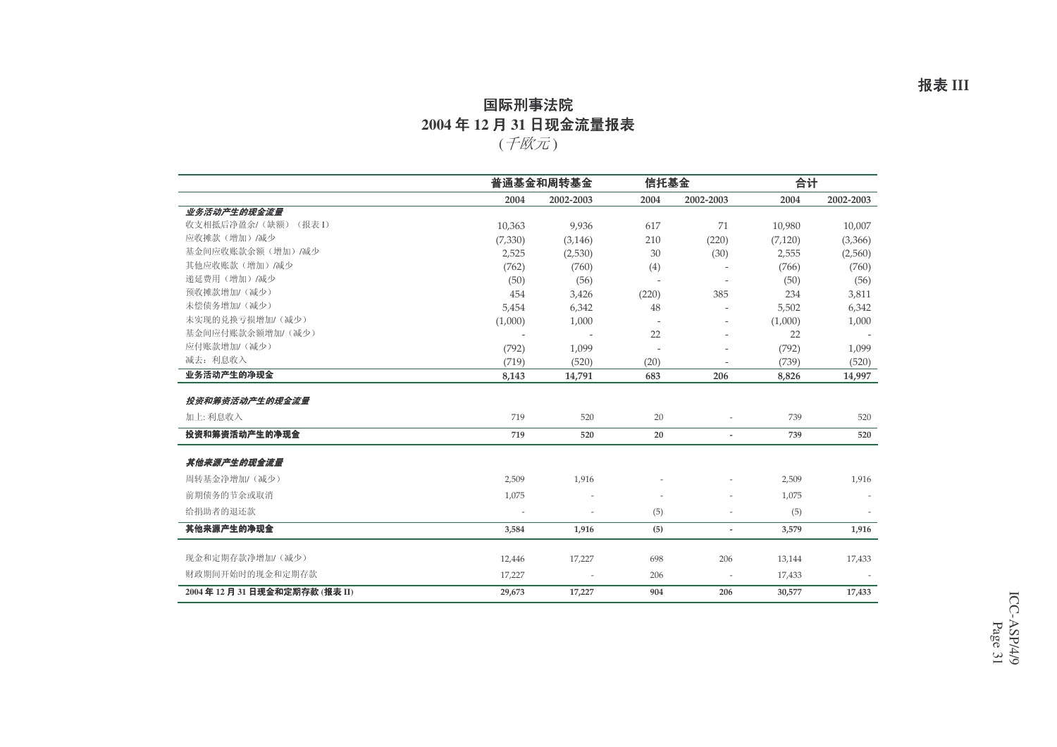**报表 III**

# 国际刑事法院
## 2004 年 12 月 31 日现金流量报表
*(千欧元)*

| | 普通基金和周转基金 | | 信托基金 | | 合计 | |
|---|---|---|---|---|---|---|
| | 2004 | 2002-2003 | 2004 | 2002-2003 | 2004 | 2002-2003 |
| ***业务活动产生的现金流量*** | | | | | | |
| 收支相抵后净盈余/（缺额）（报表 I） | 10,363 | 9,936 | 617 | 71 | 10,980 | 10,007 |
| 应收摊款（增加）/减少 | (7,330) | (3,146) | 210 | (220) | (7,120) | (3,366) |
| 基金间应收账款余额（增加）/减少 | 2,525 | (2,530) | 30 | (30) | 2,555 | (2,560) |
| 其他应收账款（增加）/减少 | (762) | (760) | (4) | - | (766) | (760) |
| 递延费用（增加）/减少 | (50) | (56) | - | - | (50) | (56) |
| 预收摊款增加/（减少） | 454 | 3,426 | (220) | 385 | 234 | 3,811 |
| 未偿债务增加/（减少） | 5,454 | 6,342 | 48 | - | 5,502 | 6,342 |
| 未实现的兑换亏损增加/（减少） | (1,000) | 1,000 | - | - | (1,000) | 1,000 |
| 基金间应付账款余额增加/（减少） | - | - | 22 | - | 22 | - |
| 应付账款增加/（减少） | (792) | 1,099 | - | - | (792) | 1,099 |
| 减去：利息收入 | (719) | (520) | (20) | - | (739) | (520) |
| **业务活动产生的净现金** | **8,143** | **14,791** | **683** | **206** | **8,826** | **14,997** |
| ***投资和筹资活动产生的现金流量*** | | | | | | |
| 加上: 利息收入 | 719 | 520 | 20 | - | 739 | 520 |
| **投资和筹资活动产生的净现金** | **719** | **520** | **20** | **-** | **739** | **520** |
| ***其他来源产生的现金流量*** | | | | | | |
| 周转基金净增加/（减少） | 2,509 | 1,916 | - | - | 2,509 | 1,916 |
| 前期债务的节余或取消 | 1,075 | - | - | - | 1,075 | - |
| 给捐助者的退还款 | - | - | (5) | - | (5) | - |
| **其他来源产生的净现金** | **3,584** | **1,916** | **(5)** | **-** | **3,579** | **1,916** |
| 现金和定期存款净增加/（减少） | 12,446 | 17,227 | 698 | 206 | 13,144 | 17,433 |
| 财政期间开始时的现金和定期存款 | 17,227 | - | 206 | - | 17,433 | - |
| **2004 年 12 月 31 日现金和定期存款 (报表 II)** | **29,673** | **17,227** | **904** | **206** | **30,577** | **17,433** |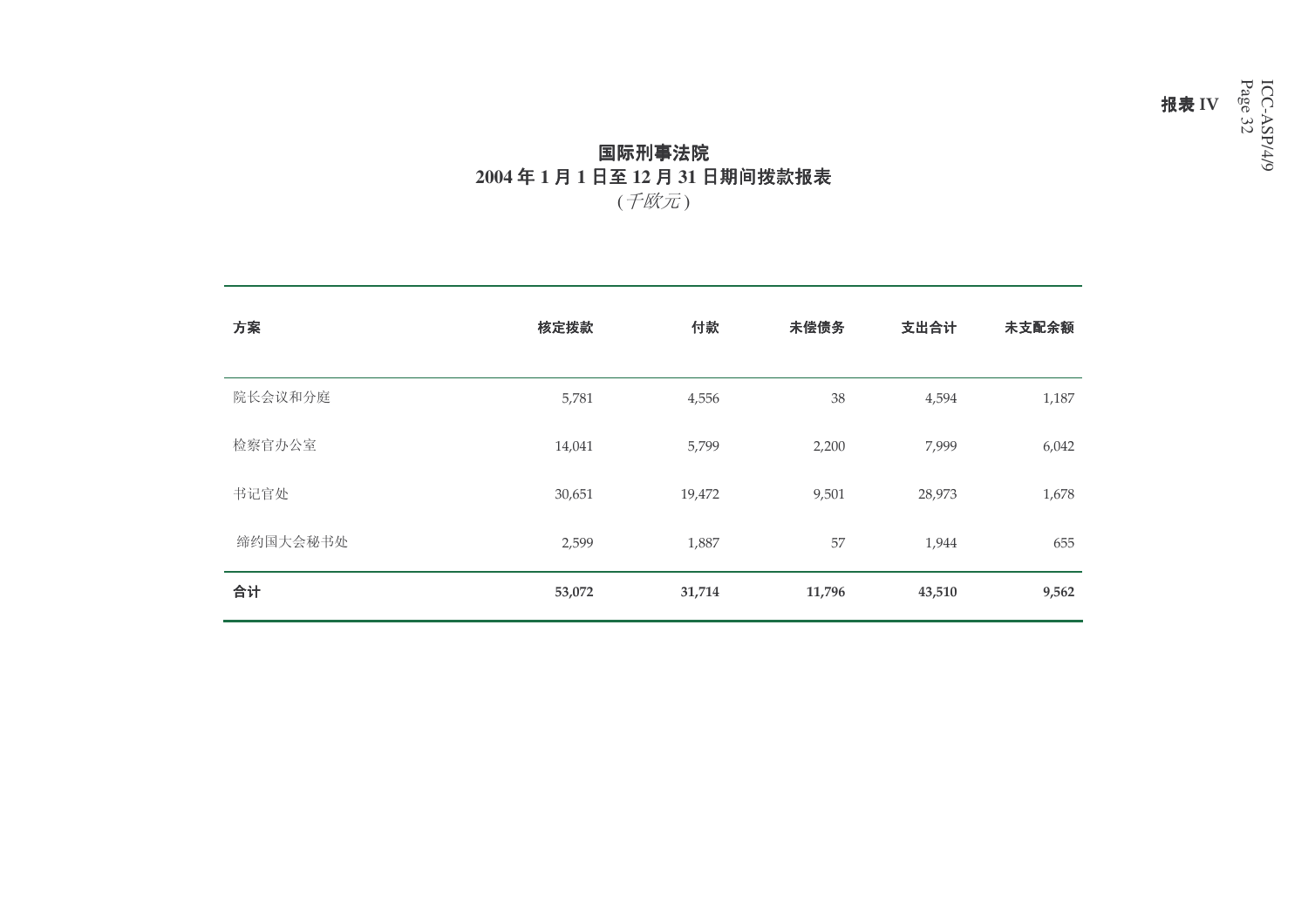报表 IV

# 国际刑事法院
## 2004 年 1 月 1 日至 12 月 31 日期间拨款报表
(*千欧元*)

| 方案 | 核定拨款 | 付款 | 未偿债务 | 支出合计 | 未支配余额 |
|---|---|---|---|---|---|
| 院长会议和分庭 | 5,781 | 4,556 | 38 | 4,594 | 1,187 |
| 检察官办公室 | 14,041 | 5,799 | 2,200 | 7,999 | 6,042 |
| 书记官处 | 30,651 | 19,472 | 9,501 | 28,973 | 1,678 |
| 缔约国大会秘书处 | 2,599 | 1,887 | 57 | 1,944 | 655 |
| **合计** | **53,072** | **31,714** | **11,796** | **43,510** | **9,562** |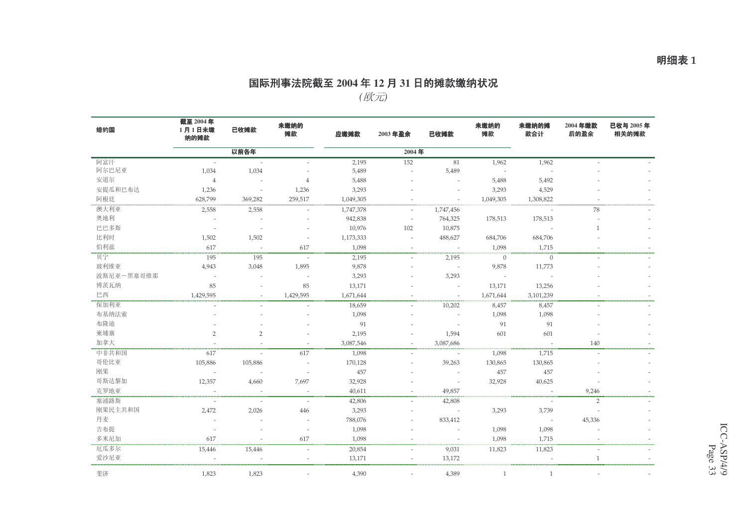**明细表 1**

# 国际刑事法院截至 2004 年 12 月 31 日的摊款缴纳状况

*(欧元)*

| 缔约国 | 截至 2004 年 1 月 1 日未缴纳的摊款 | 已收摊款 | 未缴纳的摊款 | 应缴摊款 | 2003 年盈余 | 已收摊款 | 未缴纳的摊款 | 未缴纳的摊款合计 | 2004 年缴款后的盈余 | 已收与 2005 年相关的摊款 |
|---|---|---|---|---|---|---|---|---|---|---|
| | 以前各年 | | | 2004 年 | | | | | | |
| 阿富汗 | - | - | - | 2,195 | 152 | 81 | 1,962 | 1,962 | - | - |
| 阿尔巴尼亚 | 1,034 | 1,034 | - | 5,489 | - | 5,489 | - | - | - | - |
| 安道尔 | 4 | - | 4 | 5,488 | - | - | 5,488 | 5,492 | - | - |
| 安提瓜和巴布达 | 1,236 | - | 1,236 | 3,293 | - | - | 3,293 | 4,529 | - | - |
| 阿根廷 | 628,799 | 369,282 | 259,517 | 1,049,305 | - | - | 1,049,305 | 1,308,822 | - | - |
| 澳大利亚 | 2,558 | 2,558 | - | 1,747,378 | - | 1,747,456 | | - | 78 | - |
| 奥地利 | - | - | - | 942,838 | - | 764,325 | 178,513 | 178,513 | - | - |
| 巴巴多斯 | - | - | - | 10,976 | 102 | 10,875 | | - | 1 | - |
| 比利时 | 1,502 | 1,502 | - | 1,173,333 | - | 488,627 | 684,706 | 684,706 | - | - |
| 伯利兹 | 617 | - | 617 | 1,098 | - | - | 1,098 | 1,715 | - | - |
| 贝宁 | 195 | 195 | - | 2,195 | - | 2,195 | 0 | 0 | - | - |
| 玻利维亚 | 4,943 | 3,048 | 1,895 | 9,878 | - | - | 9,878 | 11,773 | - | - |
| 波斯尼亚－黑塞哥维那 | - | - | - | 3,293 | - | 3,293 | - | - | - | - |
| 博茨瓦纳 | 85 | - | 85 | 13,171 | - | - | 13,171 | 13,256 | - | - |
| 巴西 | 1,429,595 | - | 1,429,595 | 1,671,644 | - | - | 1,671,644 | 3,101,239 | - | - |
| 保加利亚 | - | - | - | 18,659 | - | 10,202 | 8,457 | 8,457 | - | - |
| 布基纳法索 | - | - | - | 1,098 | - | - | 1,098 | 1,098 | - | - |
| 布隆迪 | - | - | - | 91 | - | - | 91 | 91 | - | - |
| 柬埔寨 | 2 | 2 | - | 2,195 | - | 1,594 | 601 | 601 | - | - |
| 加拿大 | - | - | - | 3,087,546 | - | 3,087,686 | | - | 140 | - |
| 中非共和国 | 617 | - | 617 | 1,098 | - | - | 1,098 | 1,715 | - | - |
| 哥伦比亚 | 105,886 | 105,886 | - | 170,128 | - | 39,263 | 130,865 | 130,865 | - | - |
| 刚果 | - | - | - | 457 | - | - | 457 | 457 | - | - |
| 哥斯达黎加 | 12,357 | 4,660 | 7,697 | 32,928 | - | - | 32,928 | 40,625 | - | - |
| 克罗地亚 | - | - | - | 40,611 | - | 49,857 | | - | 9,246 | - |
| 塞浦路斯 | - | - | - | 42,806 | - | 42,808 | | - | 2 | - |
| 刚果民主共和国 | 2,472 | 2,026 | 446 | 3,293 | - | - | 3,293 | 3,739 | - | - |
| 丹麦 | - | - | - | 788,076 | - | 833,412 | | - | 45,336 | - |
| 吉布提 | - | - | - | 1,098 | - | - | 1,098 | 1,098 | - | - |
| 多米尼加 | 617 | - | 617 | 1,098 | - | - | 1,098 | 1,715 | - | - |
| 厄瓜多尔 | 15,446 | 15,446 | - | 20,854 | - | 9,031 | 11,823 | 11,823 | - | - |
| 爱沙尼亚 | - | - | - | 13,171 | - | 13,172 | | - | 1 | - |
| 斐济 | 1,823 | 1,823 | - | 4,390 | - | 4,389 | 1 | 1 | - | - |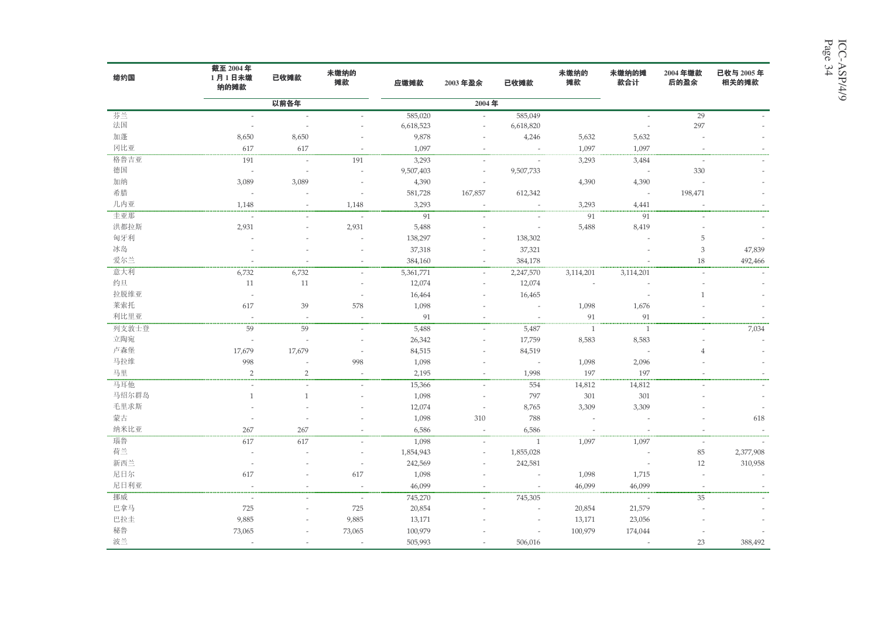| 缔约国 | 截至 2004 年 1 月 1 日未缴纳的摊款 | 已收摊款 | 未缴纳的摊款 | 应缴摊款 | 2003 年盈余 | 已收摊款 | 未缴纳的摊款 | 未缴纳的摊款合计 | 2004 年缴款后的盈余 | 已收与 2005 年相关的摊款 |
|---|---|---|---|---|---|---|---|---|---|---|
| | 以前各年 | | | 2004 年 | | | | | | |
| 芬兰 | - | - | - | 585,020 | - | 585,049 | | - | 29 | - |
| 法国 | - | - | - | 6,618,523 | - | 6,618,820 | | - | 297 | - |
| 加蓬 | 8,650 | 8,650 | - | 9,878 | - | 4,246 | 5,632 | 5,632 | - | - |
| 冈比亚 | 617 | 617 | - | 1,097 | - | - | 1,097 | 1,097 | - | - |
| 格鲁吉亚 | 191 | - | 191 | 3,293 | - | - | 3,293 | 3,484 | - | - |
| 德国 | - | - | - | 9,507,403 | - | 9,507,733 | | - | 330 | - |
| 加纳 | 3,089 | 3,089 | - | 4,390 | - | | 4,390 | 4,390 | - | |
| 希腊 | - | - | - | 581,728 | 167,857 | 612,342 | | - | 198,471 | - |
| 几内亚 | 1,148 | - | 1,148 | 3,293 | - | - | 3,293 | 4,441 | - | - |
| 圭亚那 | - | - | - | 91 | - | - | 91 | 91 | - | - |
| 洪都拉斯 | 2,931 | - | 2,931 | 5,488 | - | - | 5,488 | 8,419 | - | - |
| 匈牙利 | - | - | - | 138,297 | - | 138,302 | | - | 5 | - |
| 冰岛 | - | - | - | 37,318 | - | 37,321 | | - | 3 | 47,839 |
| 爱尔兰 | - | - | - | 384,160 | - | 384,178 | | - | 18 | 492,466 |
| 意大利 | 6,732 | 6,732 | - | 5,361,771 | - | 2,247,570 | 3,114,201 | 3,114,201 | - | - |
| 约旦 | 11 | 11 | - | 12,074 | - | 12,074 | - | - | - | - |
| 拉脱维亚 | - | | - | 16,464 | - | 16,465 | | - | 1 | - |
| 莱索托 | 617 | 39 | 578 | 1,098 | - | - | 1,098 | 1,676 | - | - |
| 利比里亚 | - | - | - | 91 | - | - | 91 | 91 | - | - |
| 列支敦士登 | 59 | 59 | - | 5,488 | - | 5,487 | 1 | 1 | - | 7,034 |
| 立陶宛 | - | - | - | 26,342 | - | 17,759 | 8,583 | 8,583 | - | - |
| 卢森堡 | 17,679 | 17,679 | - | 84,515 | - | 84,519 | | - | 4 | - |
| 马拉维 | 998 | - | 998 | 1,098 | - | - | 1,098 | 2,096 | - | - |
| 马里 | 2 | 2 | - | 2,195 | - | 1,998 | 197 | 197 | - | - |
| 马耳他 | - | - | - | 15,366 | - | 554 | 14,812 | 14,812 | - | - |
| 马绍尔群岛 | 1 | 1 | - | 1,098 | - | 797 | 301 | 301 | - | - |
| 毛里求斯 | - | - | - | 12,074 | - | 8,765 | 3,309 | 3,309 | - | - |
| 蒙古 | - | - | - | 1,098 | 310 | 788 | - | - | - | 618 |
| 纳米比亚 | 267 | 267 | - | 6,586 | - | 6,586 | - | - | - | - |
| 瑙鲁 | 617 | 617 | - | 1,098 | - | 1 | 1,097 | 1,097 | - | - |
| 荷兰 | - | - | - | 1,854,943 | - | 1,855,028 | | - | 85 | 2,377,908 |
| 新西兰 | - | - | - | 242,569 | - | 242,581 | | - | 12 | 310,958 |
| 尼日尔 | 617 | - | 617 | 1,098 | - | - | 1,098 | 1,715 | - | - |
| 尼日利亚 | - | - | - | 46,099 | - | - | 46,099 | 46,099 | - | - |
| 挪威 | - | - | - | 745,270 | - | 745,305 | | - | 35 | - |
| 巴拿马 | 725 | - | 725 | 20,854 | - | - | 20,854 | 21,579 | - | - |
| 巴拉圭 | 9,885 | - | 9,885 | 13,171 | - | - | 13,171 | 23,056 | - | - |
| 秘鲁 | 73,065 | - | 73,065 | 100,979 | - | - | 100,979 | 174,044 | - | - |
| 波兰 | - | - | - | 505,993 | - | 506,016 | | - | 23 | 388,492 |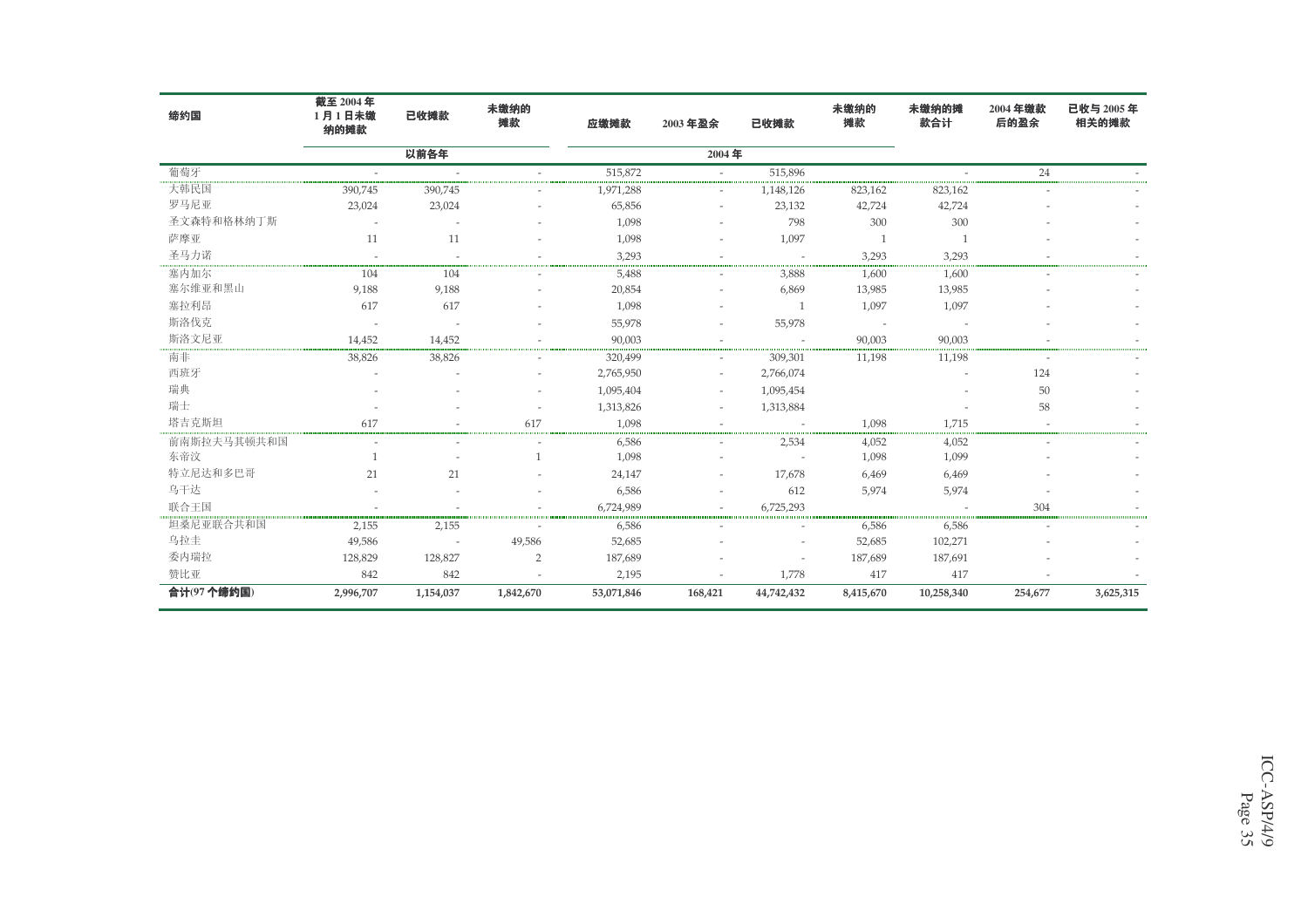| 缔约国 | 截至 2004 年 1 月 1 日未缴纳的摊款 | 已收摊款 | 未缴纳的摊款 | 应缴摊款 | 2003 年盈余 | 已收摊款 | 未缴纳的摊款 | 未缴纳的摊款合计 | 2004 年缴款后的盈余 | 已收与 2005 年相关的摊款 |
|---|---|---|---|---|---|---|---|---|---|---|
| | 以前各年 | | | 2004 年 | | | | | | |
| 葡萄牙 | - | - | - | 515,872 | - | 515,896 | | - | 24 | - |
| 大韩民国 | 390,745 | 390,745 | - | 1,971,288 | - | 1,148,126 | 823,162 | 823,162 | - | - |
| 罗马尼亚 | 23,024 | 23,024 | - | 65,856 | - | 23,132 | 42,724 | 42,724 | - | - |
| 圣文森特和格林纳丁斯 | - | - | - | 1,098 | - | 798 | 300 | 300 | - | - |
| 萨摩亚 | 11 | 11 | - | 1,098 | - | 1,097 | 1 | 1 | - | - |
| 圣马力诺 | - | - | - | 3,293 | - | - | 3,293 | 3,293 | - | - |
| 塞内加尔 | 104 | 104 | - | 5,488 | - | 3,888 | 1,600 | 1,600 | - | - |
| 塞尔维亚和黑山 | 9,188 | 9,188 | - | 20,854 | - | 6,869 | 13,985 | 13,985 | - | - |
| 塞拉利昂 | 617 | 617 | - | 1,098 | - | 1 | 1,097 | 1,097 | - | - |
| 斯洛伐克 | - | - | - | 55,978 | - | 55,978 | - | - | - | - |
| 斯洛文尼亚 | 14,452 | 14,452 | - | 90,003 | - | - | 90,003 | 90,003 | - | - |
| 南非 | 38,826 | 38,826 | - | 320,499 | - | 309,301 | 11,198 | 11,198 | - | - |
| 西班牙 | - | - | - | 2,765,950 | - | 2,766,074 | | - | 124 | - |
| 瑞典 | - | - | - | 1,095,404 | - | 1,095,454 | | - | 50 | - |
| 瑞士 | - | - | - | 1,313,826 | - | 1,313,884 | | - | 58 | - |
| 塔吉克斯坦 | 617 | - | 617 | 1,098 | - | - | 1,098 | 1,715 | - | - |
| 前南斯拉夫马其顿共和国 | - | - | - | 6,586 | - | 2,534 | 4,052 | 4,052 | - | - |
| 东帝汶 | 1 | - | 1 | 1,098 | - | - | 1,098 | 1,099 | - | - |
| 特立尼达和多巴哥 | 21 | 21 | - | 24,147 | - | 17,678 | 6,469 | 6,469 | - | - |
| 乌干达 | - | - | - | 6,586 | - | 612 | 5,974 | 5,974 | - | - |
| 联合王国 | - | - | - | 6,724,989 | - | 6,725,293 | | - | 304 | - |
| 坦桑尼亚联合共和国 | 2,155 | 2,155 | - | 6,586 | - | - | 6,586 | 6,586 | - | - |
| 乌拉圭 | 49,586 | - | 49,586 | 52,685 | - | - | 52,685 | 102,271 | - | - |
| 委内瑞拉 | 128,829 | 128,827 | 2 | 187,689 | - | - | 187,689 | 187,691 | - | - |
| 赞比亚 | 842 | 842 | - | 2,195 | - | 1,778 | 417 | 417 | - | - |
| **合计(97 个缔约国)** | **2,996,707** | **1,154,037** | **1,842,670** | **53,071,846** | **168,421** | **44,742,432** | **8,415,670** | **10,258,340** | **254,677** | **3,625,315** |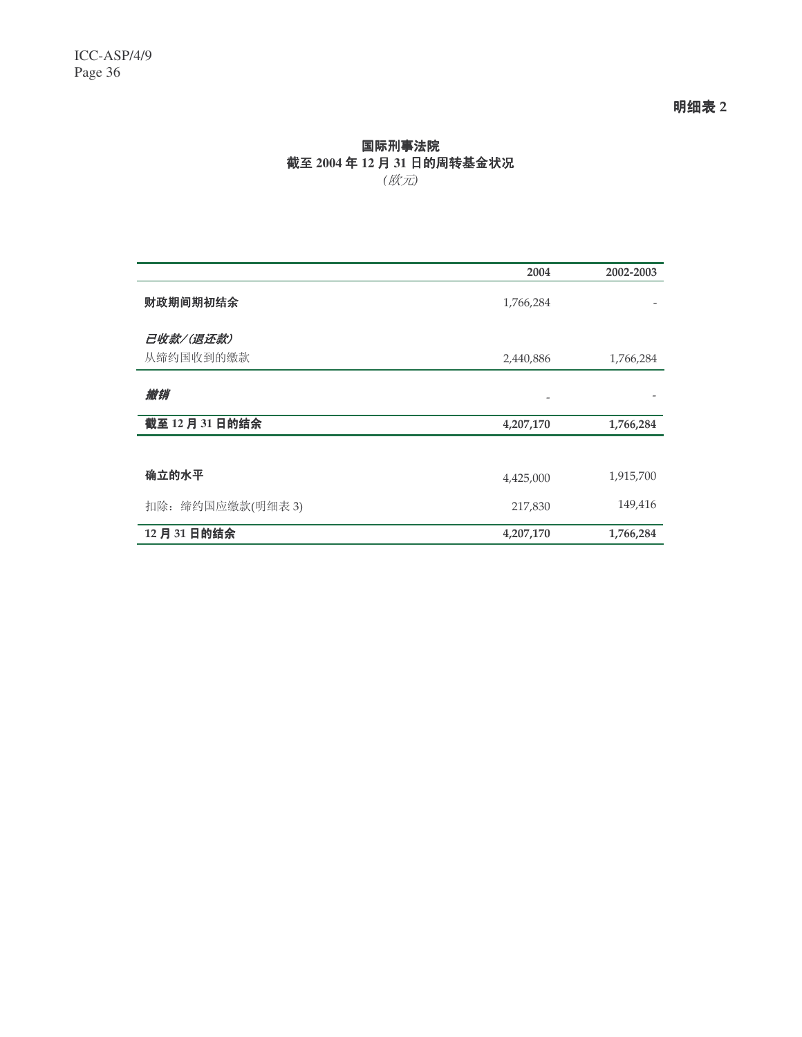**明细表 2**

## 国际刑事法院
## 截至 2004 年 12 月 31 日的周转基金状况
*(欧元)*

| | 2004 | 2002-2003 |
|---|---|---|
| **财政期间期初结余** | 1,766,284 | - |
| ***已收款/(退还款)*** | | |
| 从缔约国收到的缴款 | 2,440,886 | 1,766,284 |
| ***撤销*** | - | - |
| **截至 12 月 31 日的结余** | **4,207,170** | **1,766,284** |
| | | |
| **确立的水平** | 4,425,000 | 1,915,700 |
| 扣除：缔约国应缴款(明细表 3) | 217,830 | 149,416 |
| **12 月 31 日的结余** | **4,207,170** | **1,766,284** |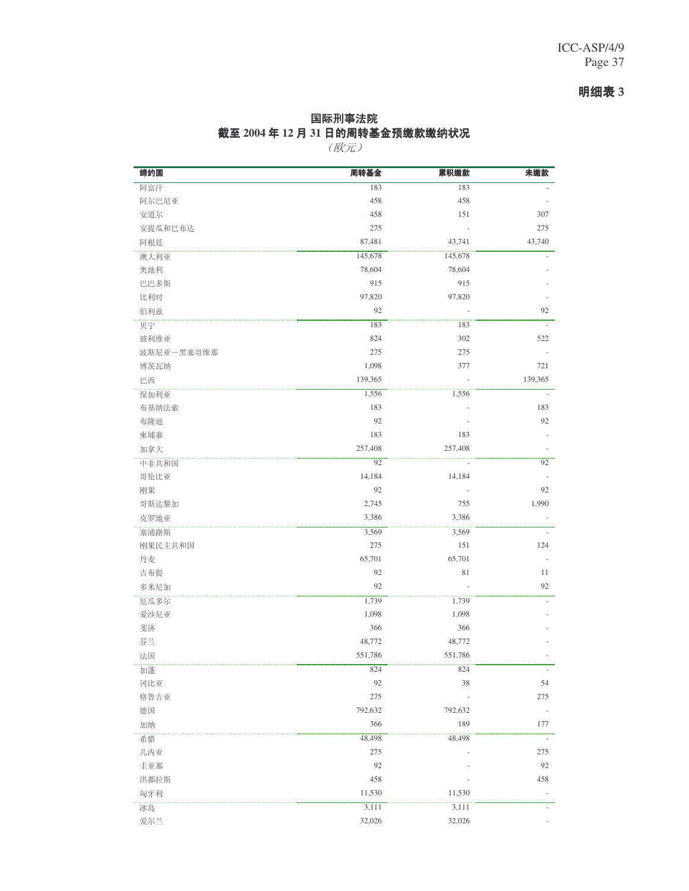**明细表 3**

# 国际刑事法院
## 截至 2004 年 12 月 31 日的周转基金预缴款缴纳状况

*（欧元）*

| 缔约国 | 周转基金 | 累积缴款 | 未缴款 |
|---|---|---|---|
| 阿富汗 | 183 | 183 | - |
| 阿尔巴尼亚 | 458 | 458 | - |
| 安道尔 | 458 | 151 | 307 |
| 安提瓜和巴布达 | 275 | - | 275 |
| 阿根廷 | 87,481 | 43,741 | 43,740 |
| 澳大利亚 | 145,678 | 145,678 | - |
| 奥地利 | 78,604 | 78,604 | - |
| 巴巴多斯 | 915 | 915 | - |
| 比利时 | 97,820 | 97,820 | - |
| 伯利兹 | 92 | - | 92 |
| 贝宁 | 183 | 183 | - |
| 玻利维亚 | 824 | 302 | 522 |
| 波斯尼亚－黑塞哥维那 | 275 | 275 | - |
| 博茨瓦纳 | 1,098 | 377 | 721 |
| 巴西 | 139,365 | - | 139,365 |
| 保加利亚 | 1,556 | 1,556 | - |
| 布基纳法索 | 183 | - | 183 |
| 布隆迪 | 92 | - | 92 |
| 柬埔寨 | 183 | 183 | - |
| 加拿大 | 257,408 | 257,408 | - |
| 中非共和国 | 92 | - | 92 |
| 哥伦比亚 | 14,184 | 14,184 | - |
| 刚果 | 92 | - | 92 |
| 哥斯达黎加 | 2,745 | 755 | 1,990 |
| 克罗地亚 | 3,386 | 3,386 | - |
| 塞浦路斯 | 3,569 | 3,569 | - |
| 刚果民主共和国 | 275 | 151 | 124 |
| 丹麦 | 65,701 | 65,701 | - |
| 吉布提 | 92 | 81 | 11 |
| 多米尼加 | 92 | - | 92 |
| 厄瓜多尔 | 1,739 | 1,739 | - |
| 爱沙尼亚 | 1,098 | 1,098 | - |
| 斐济 | 366 | 366 | - |
| 芬兰 | 48,772 | 48,772 | - |
| 法国 | 551,786 | 551,786 | - |
| 加蓬 | 824 | 824 | - |
| 冈比亚 | 92 | 38 | 54 |
| 格鲁吉亚 | 275 | - | 275 |
| 德国 | 792,632 | 792,632 | - |
| 加纳 | 366 | 189 | 177 |
| 希腊 | 48,498 | 48,498 | - |
| 几内亚 | 275 | - | 275 |
| 圭亚那 | 92 | - | 92 |
| 洪都拉斯 | 458 | - | 458 |
| 匈牙利 | 11,530 | 11,530 | - |
| 冰岛 | 3,111 | 3,111 | - |
| 爱尔兰 | 32,026 | 32,026 | - |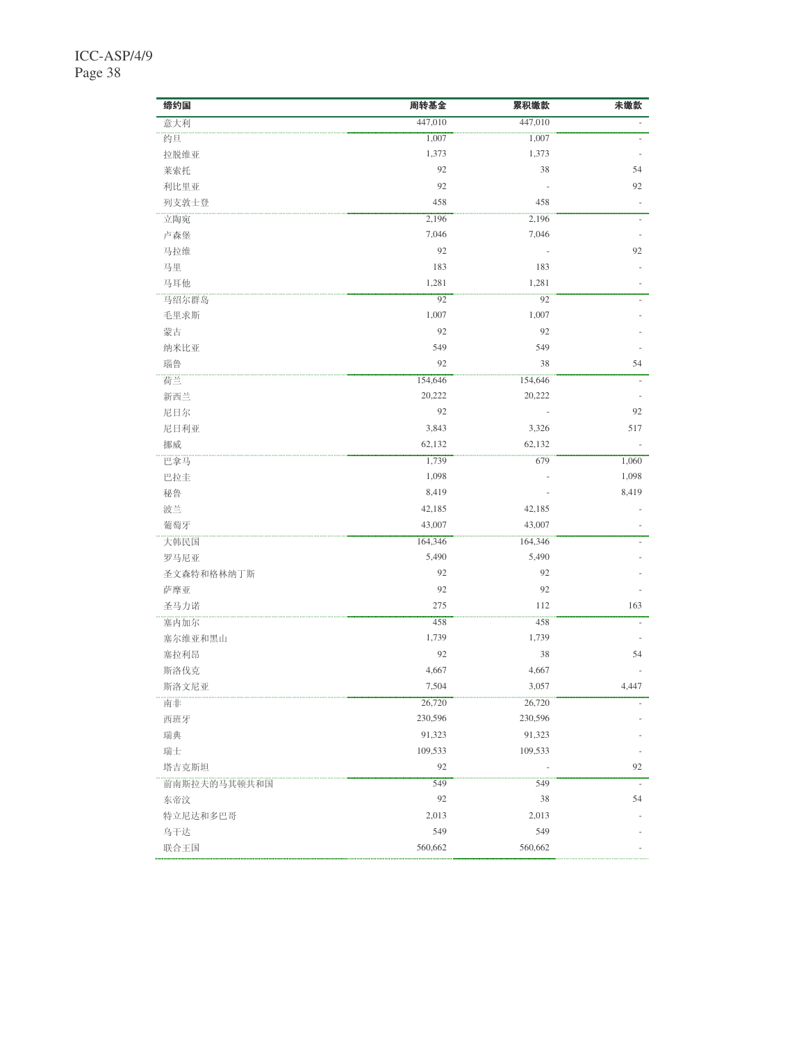| 缔约国 | 周转基金 | 累积缴款 | 未缴款 |
|---|---|---|---|
| 意大利 | 447,010 | 447,010 | - |
| 约旦 | 1,007 | 1,007 | - |
| 拉脱维亚 | 1,373 | 1,373 | - |
| 莱索托 | 92 | 38 | 54 |
| 利比里亚 | 92 | - | 92 |
| 列支敦士登 | 458 | 458 | - |
| 立陶宛 | 2,196 | 2,196 | - |
| 卢森堡 | 7,046 | 7,046 | - |
| 马拉维 | 92 | - | 92 |
| 马里 | 183 | 183 | - |
| 马耳他 | 1,281 | 1,281 | - |
| 马绍尔群岛 | 92 | 92 | - |
| 毛里求斯 | 1,007 | 1,007 | - |
| 蒙古 | 92 | 92 | - |
| 纳米比亚 | 549 | 549 | - |
| 瑙鲁 | 92 | 38 | 54 |
| 荷兰 | 154,646 | 154,646 | - |
| 新西兰 | 20,222 | 20,222 | - |
| 尼日尔 | 92 | - | 92 |
| 尼日利亚 | 3,843 | 3,326 | 517 |
| 挪威 | 62,132 | 62,132 | - |
| 巴拿马 | 1,739 | 679 | 1,060 |
| 巴拉圭 | 1,098 | - | 1,098 |
| 秘鲁 | 8,419 | - | 8,419 |
| 波兰 | 42,185 | 42,185 | - |
| 葡萄牙 | 43,007 | 43,007 | - |
| 大韩民国 | 164,346 | 164,346 | - |
| 罗马尼亚 | 5,490 | 5,490 | - |
| 圣文森特和格林纳丁斯 | 92 | 92 | - |
| 萨摩亚 | 92 | 92 | - |
| 圣马力诺 | 275 | 112 | 163 |
| 塞内加尔 | 458 | 458 | - |
| 塞尔维亚和黑山 | 1,739 | 1,739 | - |
| 塞拉利昂 | 92 | 38 | 54 |
| 斯洛伐克 | 4,667 | 4,667 | - |
| 斯洛文尼亚 | 7,504 | 3,057 | 4,447 |
| 南非 | 26,720 | 26,720 | - |
| 西班牙 | 230,596 | 230,596 | - |
| 瑞典 | 91,323 | 91,323 | - |
| 瑞士 | 109,533 | 109,533 | - |
| 塔吉克斯坦 | 92 | - | 92 |
| 前南斯拉夫的马其顿共和国 | 549 | 549 | - |
| 东帝汶 | 92 | 38 | 54 |
| 特立尼达和多巴哥 | 2,013 | 2,013 | - |
| 乌干达 | 549 | 549 | - |
| 联合王国 | 560,662 | 560,662 | - |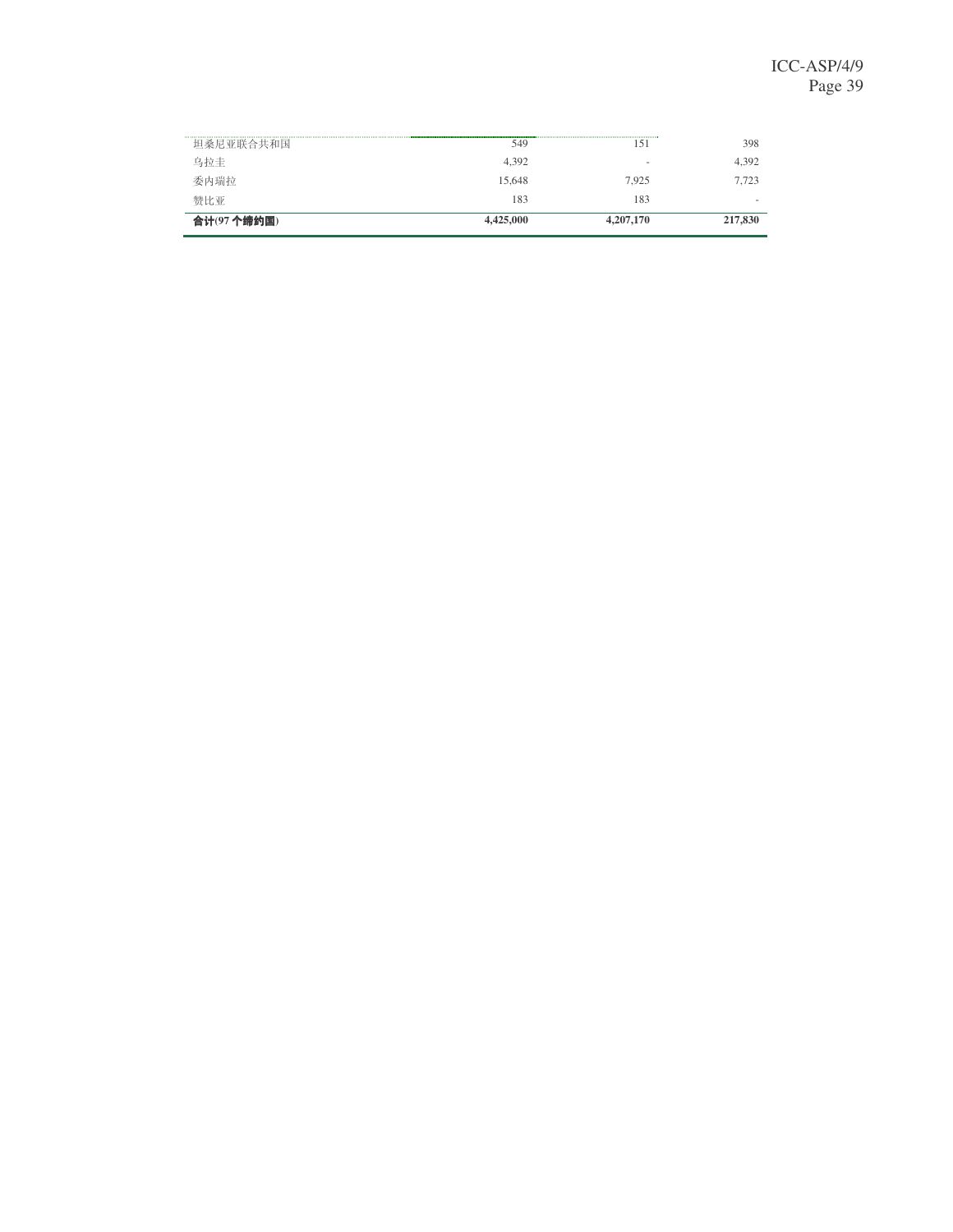| | | | |
|---|---|---|---|
| 坦桑尼亚联合共和国 | 549 | 151 | 398 |
| 乌拉圭 | 4,392 | - | 4,392 |
| 委内瑞拉 | 15,648 | 7,925 | 7,723 |
| 赞比亚 | 183 | 183 | - |
| **合计(97 个締約国)** | **4,425,000** | **4,207,170** | **217,830** |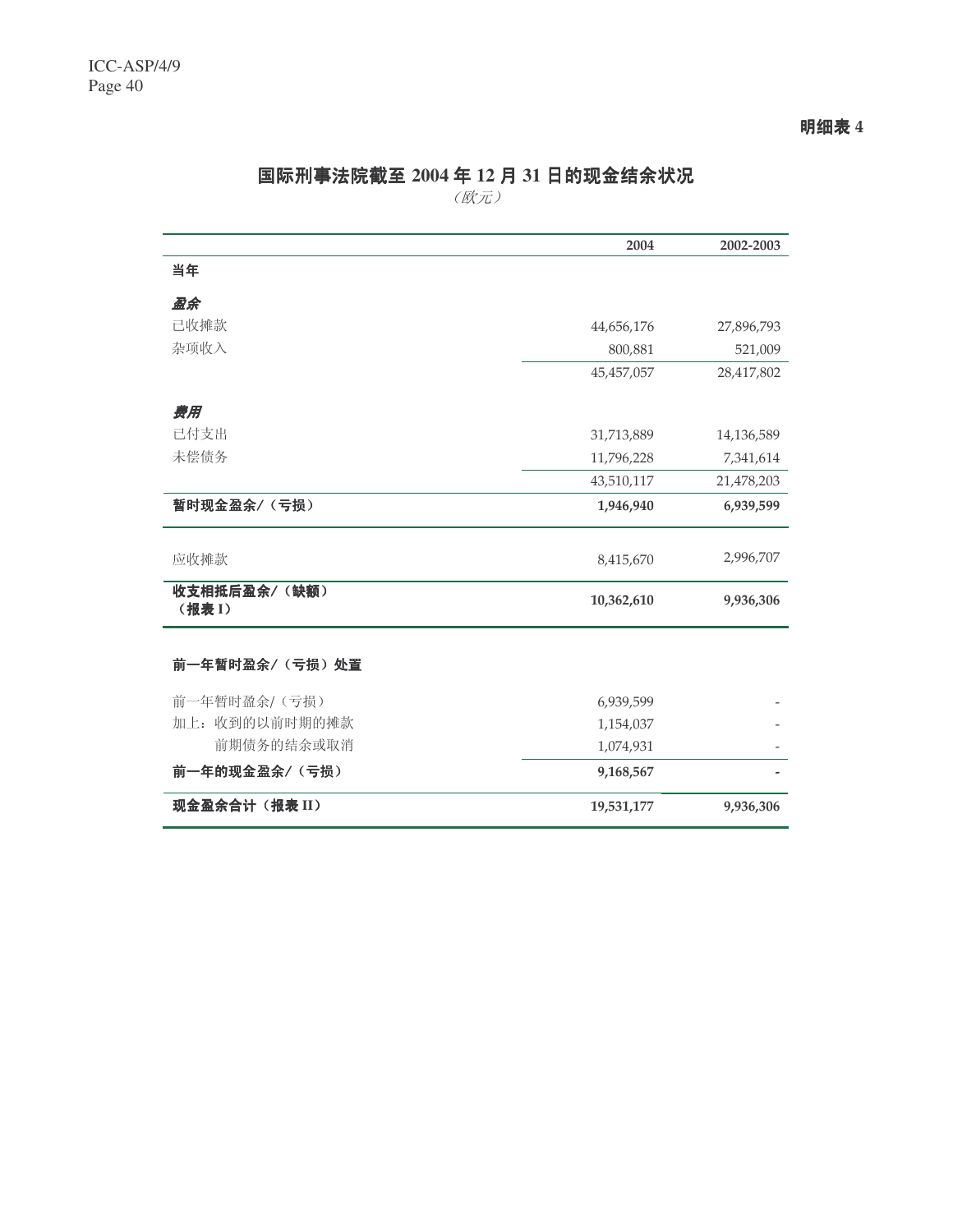明细表 4

# 国际刑事法院截至 2004 年 12 月 31 日的现金结余状况

*（欧元）*

| | 2004 | 2002-2003 |
|---|---|---|
| **当年** | | |
| ***盈余*** | | |
| 已收摊款 | 44,656,176 | 27,896,793 |
| 杂项收入 | 800,881 | 521,009 |
| | 45,457,057 | 28,417,802 |
| ***费用*** | | |
| 已付支出 | 31,713,889 | 14,136,589 |
| 未偿债务 | 11,796,228 | 7,341,614 |
| | 43,510,117 | 21,478,203 |
| **暂时现金盈余/（亏损）** | **1,946,940** | **6,939,599** |
| 应收摊款 | 8,415,670 | 2,996,707 |
| **收支相抵后盈余/（缺额）（报表 I）** | **10,362,610** | **9,936,306** |
| **前一年暂时盈余/（亏损）处置** | | |
| 前一年暂时盈余/（亏损） | 6,939,599 | - |
| 加上：收到的以前时期的摊款 | 1,154,037 | - |
| 前期债务的结余或取消 | 1,074,931 | - |
| **前一年的现金盈余/（亏损）** | **9,168,567** | **-** |
| **现金盈余合计（报表 II）** | **19,531,177** | **9,936,306** |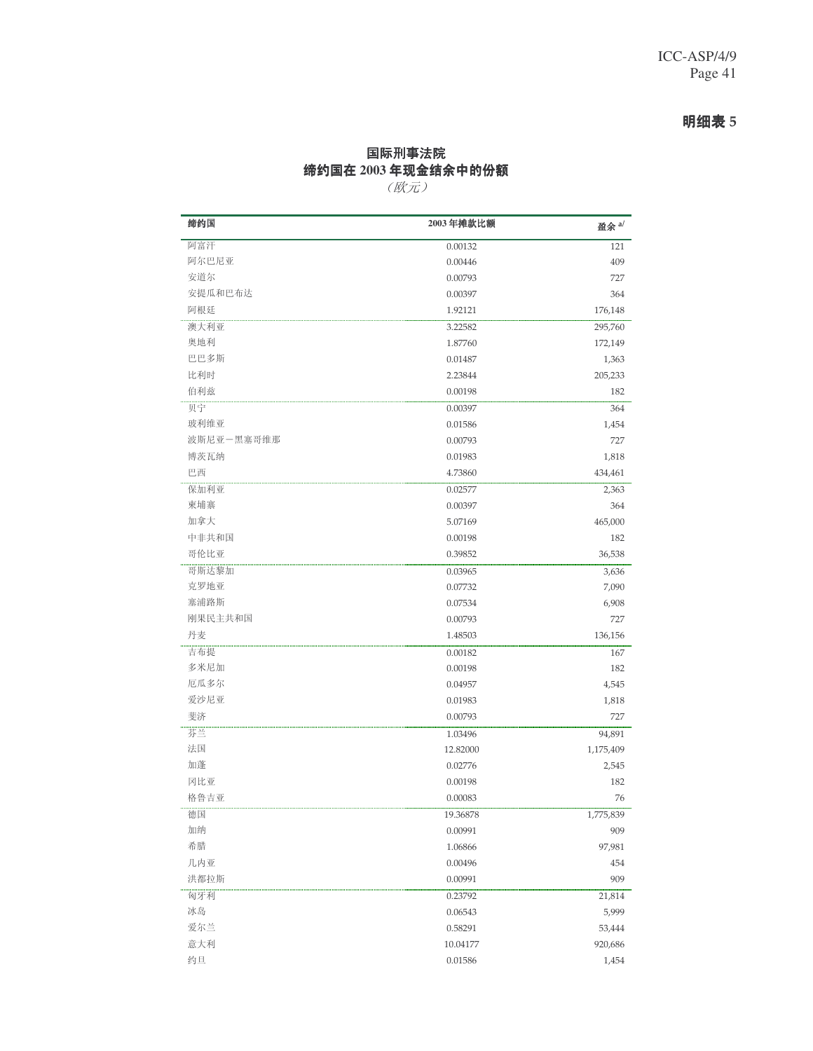**明细表 5**

## 国际刑事法院
## 缔约国在 2003 年现金结余中的份额

*（欧元）*

| 缔约国 | 2003 年摊款比额 | 盈余 a/ |
|---|---|---|
| 阿富汗 | 0.00132 | 121 |
| 阿尔巴尼亚 | 0.00446 | 409 |
| 安道尔 | 0.00793 | 727 |
| 安提瓜和巴布达 | 0.00397 | 364 |
| 阿根廷 | 1.92121 | 176,148 |
| 澳大利亚 | 3.22582 | 295,760 |
| 奥地利 | 1.87760 | 172,149 |
| 巴巴多斯 | 0.01487 | 1,363 |
| 比利时 | 2.23844 | 205,233 |
| 伯利兹 | 0.00198 | 182 |
| 贝宁 | 0.00397 | 364 |
| 玻利维亚 | 0.01586 | 1,454 |
| 波斯尼亚－黑塞哥维那 | 0.00793 | 727 |
| 博茨瓦纳 | 0.01983 | 1,818 |
| 巴西 | 4.73860 | 434,461 |
| 保加利亚 | 0.02577 | 2,363 |
| 柬埔寨 | 0.00397 | 364 |
| 加拿大 | 5.07169 | 465,000 |
| 中非共和国 | 0.00198 | 182 |
| 哥伦比亚 | 0.39852 | 36,538 |
| 哥斯达黎加 | 0.03965 | 3,636 |
| 克罗地亚 | 0.07732 | 7,090 |
| 塞浦路斯 | 0.07534 | 6,908 |
| 刚果民主共和国 | 0.00793 | 727 |
| 丹麦 | 1.48503 | 136,156 |
| 吉布提 | 0.00182 | 167 |
| 多米尼加 | 0.00198 | 182 |
| 厄瓜多尔 | 0.04957 | 4,545 |
| 爱沙尼亚 | 0.01983 | 1,818 |
| 斐济 | 0.00793 | 727 |
| 芬兰 | 1.03496 | 94,891 |
| 法国 | 12.82000 | 1,175,409 |
| 加蓬 | 0.02776 | 2,545 |
| 冈比亚 | 0.00198 | 182 |
| 格鲁吉亚 | 0.00083 | 76 |
| 德国 | 19.36878 | 1,775,839 |
| 加纳 | 0.00991 | 909 |
| 希腊 | 1.06866 | 97,981 |
| 几内亚 | 0.00496 | 454 |
| 洪都拉斯 | 0.00991 | 909 |
| 匈牙利 | 0.23792 | 21,814 |
| 冰岛 | 0.06543 | 5,999 |
| 爱尔兰 | 0.58291 | 53,444 |
| 意大利 | 10.04177 | 920,686 |
| 约旦 | 0.01586 | 1,454 |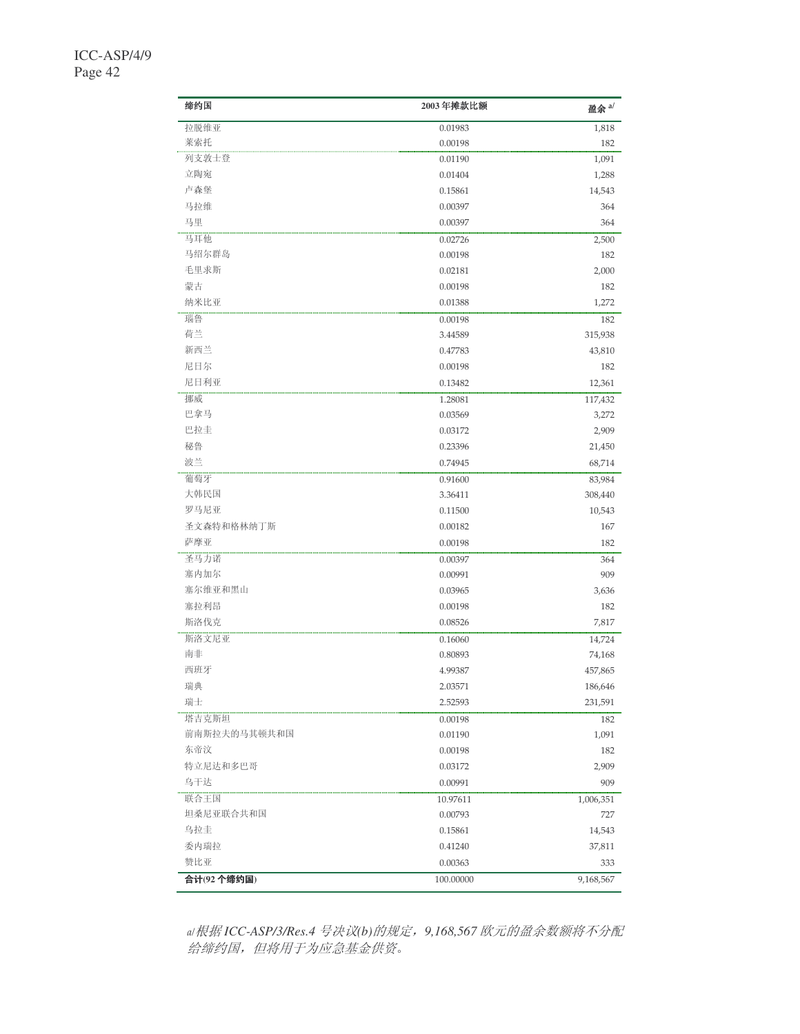| 缔约国 | 2003 年摊款比额 | 盈余 a/ |
|---|---|---|
| 拉脱维亚 | 0.01983 | 1,818 |
| 莱索托 | 0.00198 | 182 |
| 列支敦士登 | 0.01190 | 1,091 |
| 立陶宛 | 0.01404 | 1,288 |
| 卢森堡 | 0.15861 | 14,543 |
| 马拉维 | 0.00397 | 364 |
| 马里 | 0.00397 | 364 |
| 马耳他 | 0.02726 | 2,500 |
| 马绍尔群岛 | 0.00198 | 182 |
| 毛里求斯 | 0.02181 | 2,000 |
| 蒙古 | 0.00198 | 182 |
| 纳米比亚 | 0.01388 | 1,272 |
| 瑙鲁 | 0.00198 | 182 |
| 荷兰 | 3.44589 | 315,938 |
| 新西兰 | 0.47783 | 43,810 |
| 尼日尔 | 0.00198 | 182 |
| 尼日利亚 | 0.13482 | 12,361 |
| 挪威 | 1.28081 | 117,432 |
| 巴拿马 | 0.03569 | 3,272 |
| 巴拉圭 | 0.03172 | 2,909 |
| 秘鲁 | 0.23396 | 21,450 |
| 波兰 | 0.74945 | 68,714 |
| 葡萄牙 | 0.91600 | 83,984 |
| 大韩民国 | 3.36411 | 308,440 |
| 罗马尼亚 | 0.11500 | 10,543 |
| 圣文森特和格林纳丁斯 | 0.00182 | 167 |
| 萨摩亚 | 0.00198 | 182 |
| 圣马力诺 | 0.00397 | 364 |
| 塞内加尔 | 0.00991 | 909 |
| 塞尔维亚和黑山 | 0.03965 | 3,636 |
| 塞拉利昂 | 0.00198 | 182 |
| 斯洛伐克 | 0.08526 | 7,817 |
| 斯洛文尼亚 | 0.16060 | 14,724 |
| 南非 | 0.80893 | 74,168 |
| 西班牙 | 4.99387 | 457,865 |
| 瑞典 | 2.03571 | 186,646 |
| 瑞士 | 2.52593 | 231,591 |
| 塔吉克斯坦 | 0.00198 | 182 |
| 前南斯拉夫的马其顿共和国 | 0.01190 | 1,091 |
| 东帝汶 | 0.00198 | 182 |
| 特立尼达和多巴哥 | 0.03172 | 2,909 |
| 乌干达 | 0.00991 | 909 |
| 联合王国 | 10.97611 | 1,006,351 |
| 坦桑尼亚联合共和国 | 0.00793 | 727 |
| 乌拉圭 | 0.15861 | 14,543 |
| 委内瑞拉 | 0.41240 | 37,811 |
| 赞比亚 | 0.00363 | 333 |
| **合计(92 个缔约国)** | 100.00000 | 9,168,567 |

*a/ 根据 ICC-ASP/3/Res.4 号决议(b)的规定，9,168,567 欧元的盈余数额将不分配给缔约国，但将用于为应急基金供资。*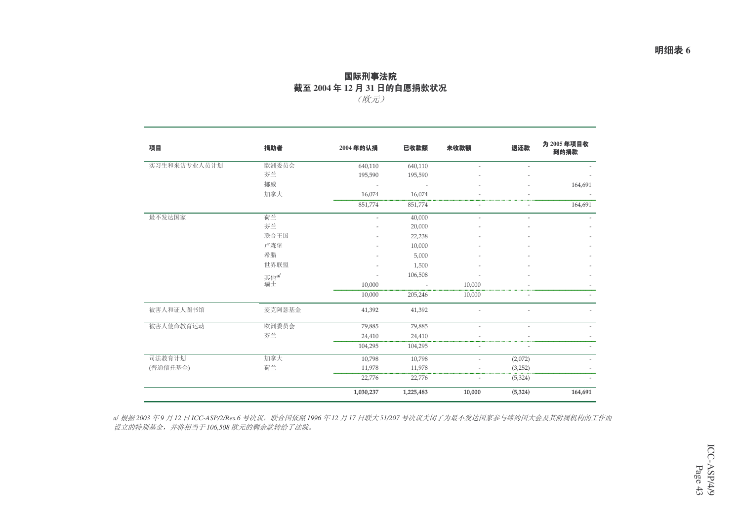明细表 6

## 国际刑事法院
## 截至 2004 年 12 月 31 日的自愿捐款状况
*（欧元）*

| 项目 | 捐助者 | 2004 年的认捐 | 已收款额 | 未收款额 | 退还款 | 为 2005 年项目收到的捐款 |
|---|---|---|---|---|---|---|
| 实习生和来访专业人员计划 | 欧洲委员会 | 640,110 | 640,110 | - | - | - |
| | 芬兰 | 195,590 | 195,590 | - | - | - |
| | 挪威 | - | - | - | - | 164,691 |
| | 加拿大 | 16,074 | 16,074 | - | - | - |
| | | 851,774 | 851,774 | - | - | 164,691 |
| 最不发达国家 | 荷兰 | - | 40,000 | - | - | - |
| | 芬兰 | - | 20,000 | - | - | - |
| | 联合王国 | - | 22,238 | - | - | - |
| | 卢森堡 | - | 10,000 | - | - | - |
| | 希腊 | - | 5,000 | - | - | - |
| | 世界联盟 | - | 1,500 | - | - | - |
| | 其他[a/] | - | 106,508 | - | - | - |
| | 瑞士 | 10,000 | - | 10,000 | - | - |
| | | 10,000 | 205,246 | 10,000 | - | - |
| 被害人和证人图书馆 | 麦克阿瑟基金 | 41,392 | 41,392 | - | - | - |
| 被害人使命教育运动 | 欧洲委员会 | 79,885 | 79,885 | - | - | - |
| | 芬兰 | 24,410 | 24,410 | - | - | - |
| | | 104,295 | 104,295 | - | - | - |
| 司法教育计划 | 加拿大 | 10,798 | 10,798 | - | (2,072) | - |
| (普通信托基金) | 荷兰 | 11,978 | 11,978 | - | (3,252) | - |
| | | 22,776 | 22,776 | - | (5,324) | - |
| | | **1,030,237** | **1,225,483** | **10,000** | **(5,324)** | **164,691** |

*a/ 根据 2003 年 9 月 12 日 ICC-ASP/2/Res.6 号决议，联合国依照 1996 年 12 月 17 日联大 51/207 号决议关闭了为最不发达国家参与缔约国大会及其附属机构的工作而设立的特别基金，并将相当于 106,508 欧元的剩余款转给了法院。*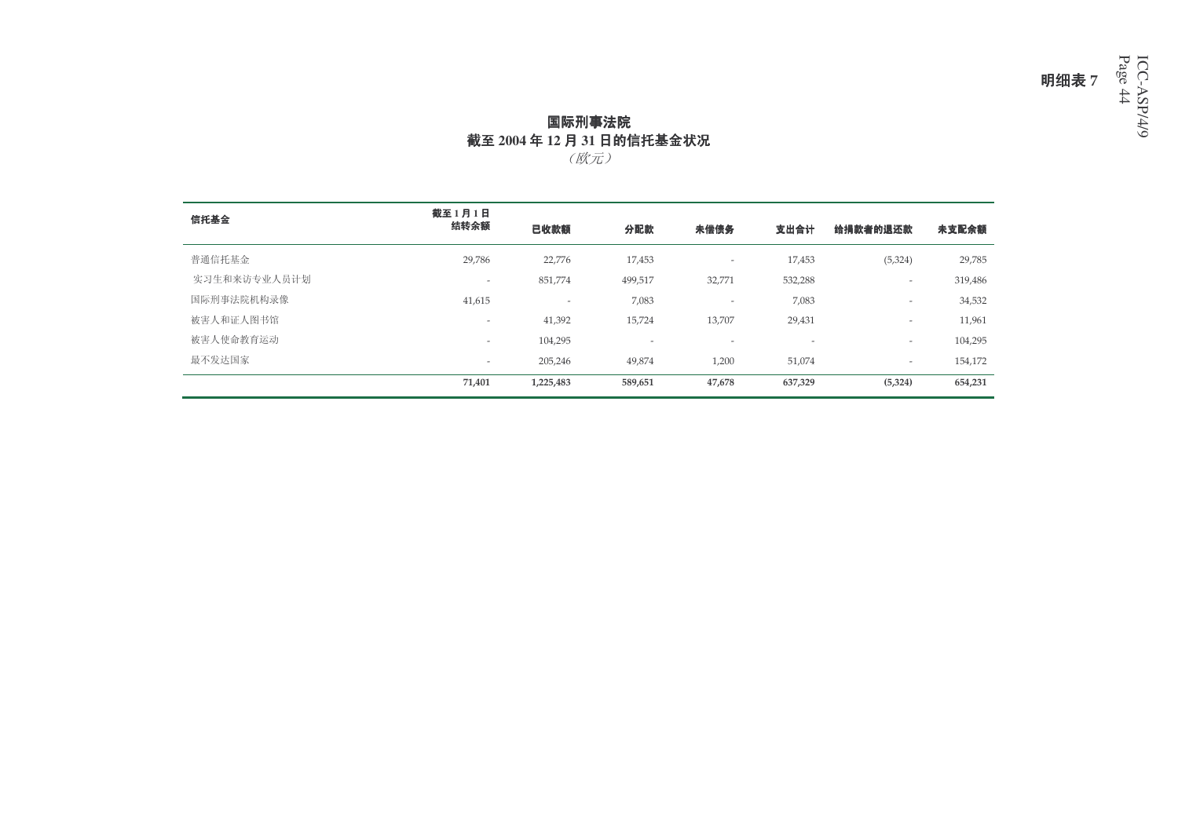明细表 7

# 国际刑事法院
## 截至 2004 年 12 月 31 日的信托基金状况
*（欧元）*

| 信托基金 | 截至 1 月 1 日结转余额 | 已收款额 | 分配款 | 未偿债务 | 支出合计 | 给捐款者的退还款 | 未支配余额 |
|---|---|---|---|---|---|---|---|
| 普通信托基金 | 29,786 | 22,776 | 17,453 | - | 17,453 | (5,324) | 29,785 |
| 实习生和来访专业人员计划 | - | 851,774 | 499,517 | 32,771 | 532,288 | - | 319,486 |
| 国际刑事法院机构录像 | 41,615 | - | 7,083 | - | 7,083 | - | 34,532 |
| 被害人和证人图书馆 | - | 41,392 | 15,724 | 13,707 | 29,431 | - | 11,961 |
| 被害人使命教育运动 | - | 104,295 | - | - | - | - | 104,295 |
| 最不发达国家 | - | 205,246 | 49,874 | 1,200 | 51,074 | - | 154,172 |
| | **71,401** | **1,225,483** | **589,651** | **47,678** | **637,329** | **(5,324)** | **654,231** |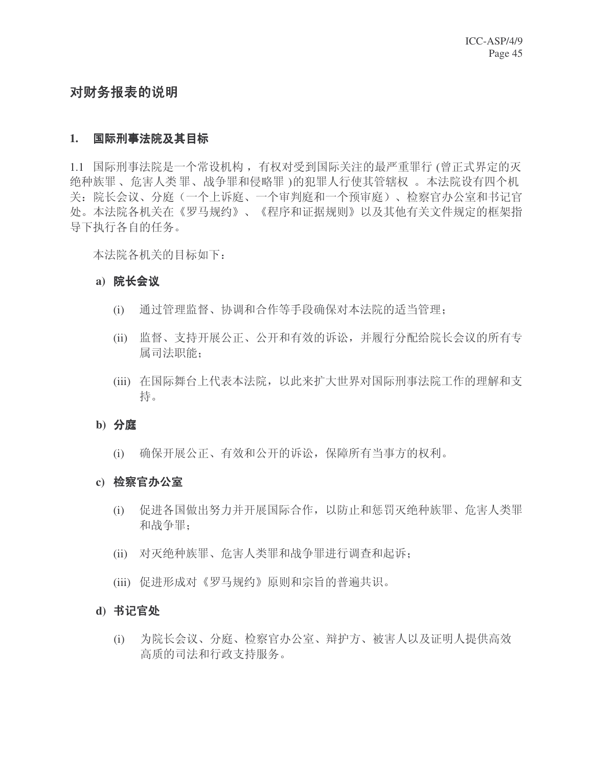# 对财务报表的说明

## 1. 国际刑事法院及其目标

1.1 国际刑事法院是一个常设机构，有权对受到国际关注的最严重罪行(曾正式界定的灭绝种族罪、危害人类罪、战争罪和侵略罪)的犯罪人行使其管辖权。本法院设有四个机关：院长会议、分庭（一个上诉庭、一个审判庭和一个预审庭）、检察官办公室和书记官处。本法院各机关在《罗马规约》、《程序和证据规则》以及其他有关文件规定的框架指导下执行各自的任务。

本法院各机关的目标如下：

**a) 院长会议**

(i) 通过管理监督、协调和合作等手段确保对本法院的适当管理；

(ii) 监督、支持开展公正、公开和有效的诉讼，并履行分配给院长会议的所有专属司法职能；

(iii) 在国际舞台上代表本法院，以此来扩大世界对国际刑事法院工作的理解和支持。

**b) 分庭**

(i) 确保开展公正、有效和公开的诉讼，保障所有当事方的权利。

**c) 检察官办公室**

(i) 促进各国做出努力并开展国际合作，以防止和惩罚灭绝种族罪、危害人类罪和战争罪；

(ii) 对灭绝种族罪、危害人类罪和战争罪进行调查和起诉；

(iii) 促进形成对《罗马规约》原则和宗旨的普遍共识。

**d) 书记官处**

(i) 为院长会议、分庭、检察官办公室、辩护方、被害人以及证明人提供高效高质的司法和行政支持服务。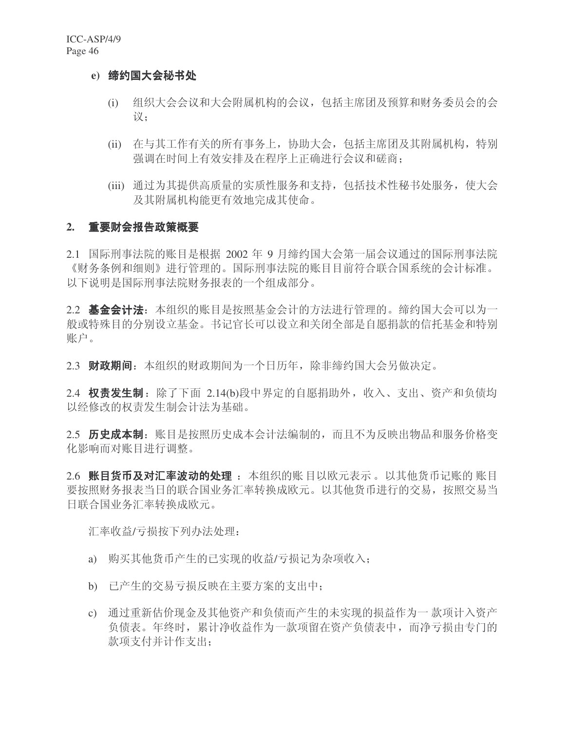e) **缔约国大会秘书处**

(i) 组织大会会议和大会附属机构的会议，包括主席团及预算和财务委员会的会议；

(ii) 在与其工作有关的所有事务上，协助大会，包括主席团及其附属机构，特别强调在时间上有效安排及在程序上正确进行会议和磋商；

(iii) 通过为其提供高质量的实质性服务和支持，包括技术性秘书处服务，使大会及其附属机构能更有效地完成其使命。

## 2. 重要财会报告政策概要

2.1 国际刑事法院的账目是根据 2002 年 9 月缔约国大会第一届会议通过的国际刑事法院《财务条例和细则》进行管理的。国际刑事法院的账目目前符合联合国系统的会计标准。以下说明是国际刑事法院财务报表的一个组成部分。

2.2 **基金会计法**：本组织的账目是按照基金会计的方法进行管理的。缔约国大会可以为一般或特殊目的分别设立基金。书记官长可以设立和关闭全部是自愿捐款的信托基金和特别账户。

2.3 **财政期间**：本组织的财政期间为一个日历年，除非缔约国大会另做决定。

2.4 **权责发生制**：除了下面 2.14(b)段中界定的自愿捐助外，收入、支出、资产和负债均以经修改的权责发生制会计法为基础。

2.5 **历史成本制**：账目是按照历史成本会计法编制的，而且不为反映出物品和服务价格变化影响而对账目进行调整。

2.6 **账目货币及对汇率波动的处理**：本组织的账目以欧元表示。以其他货币记账的账目要按照财务报表当日的联合国业务汇率转换成欧元。以其他货币进行的交易，按照交易当日联合国业务汇率转换成欧元。

汇率收益/亏损按下列办法处理：

a) 购买其他货币产生的已实现的收益/亏损记为杂项收入；

b) 已产生的交易亏损反映在主要方案的支出中；

c) 通过重新估价现金及其他资产和负债而产生的未实现的损益作为一款项计入资产负债表。年终时，累计净收益作为一款项留在资产负债表中，而净亏损由专门的款项支付并计作支出；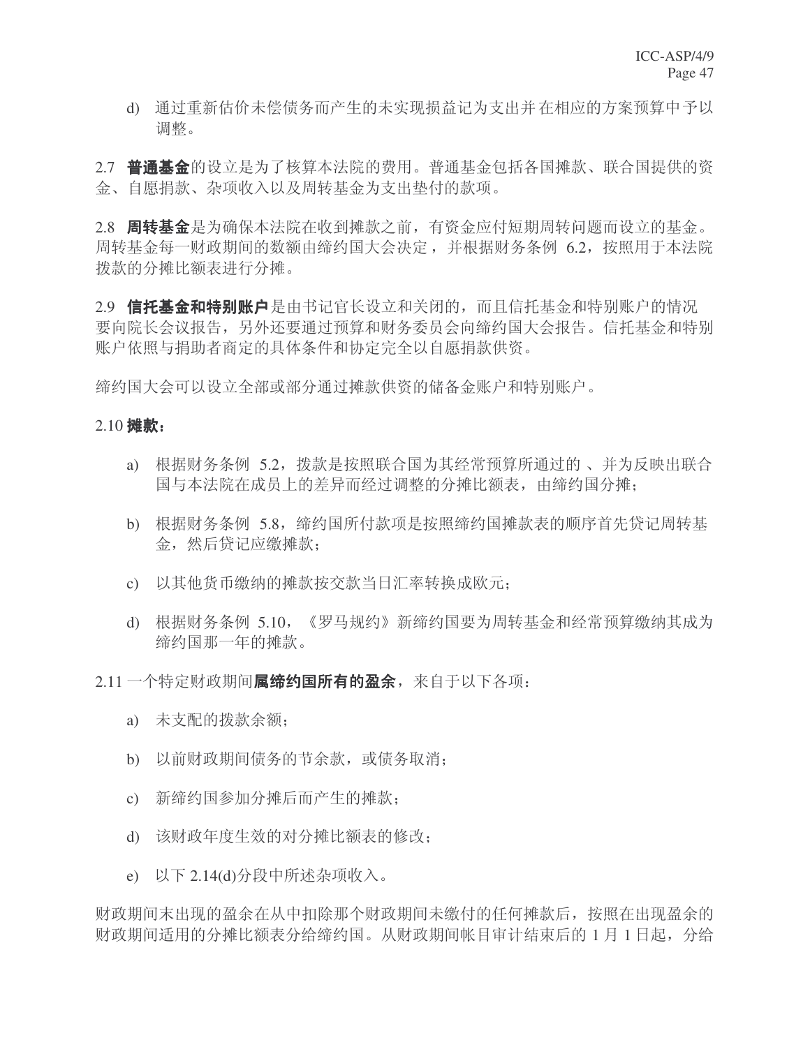d) 通过重新估价未偿债务而产生的未实现损益记为支出并在相应的方案预算中予以调整。

2.7 **普通基金**的设立是为了核算本法院的费用。普通基金包括各国摊款、联合国提供的资金、自愿捐款、杂项收入以及周转基金为支出垫付的款项。

2.8 **周转基金**是为确保本法院在收到摊款之前，有资金应付短期周转问题而设立的基金。周转基金每一财政期间的数额由缔约国大会决定，并根据财务条例 6.2，按照用于本法院拨款的分摊比额表进行分摊。

2.9 **信托基金和特别账户**是由书记官长设立和关闭的，而且信托基金和特别账户的情况要向院长会议报告，另外还要通过预算和财务委员会向缔约国大会报告。信托基金和特别账户依照与捐助者商定的具体条件和协定完全以自愿捐款供资。

缔约国大会可以设立全部或部分通过摊款供资的储备金账户和特别账户。

2.10 **摊款**：

a) 根据财务条例 5.2，拨款是按照联合国为其经常预算所通过的 、并为反映出联合国与本法院在成员上的差异而经过调整的分摊比额表，由缔约国分摊；

b) 根据财务条例 5.8，缔约国所付款项是按照缔约国摊款表的顺序首先贷记周转基金，然后贷记应缴摊款；

c) 以其他货币缴纳的摊款按交款当日汇率转换成欧元；

d) 根据财务条例 5.10，《罗马规约》新缔约国要为周转基金和经常预算缴纳其成为缔约国那一年的摊款。

2.11 一个特定财政期间**属缔约国所有的盈余**，来自于以下各项：

a) 未支配的拨款余额；

b) 以前财政期间债务的节余款，或债务取消；

c) 新缔约国参加分摊后而产生的摊款；

d) 该财政年度生效的对分摊比额表的修改；

e) 以下 2.14(d)分段中所述杂项收入。

财政期间末出现的盈余在从中扣除那个财政期间未缴付的任何摊款后，按照在出现盈余的财政期间适用的分摊比额表分给缔约国。从财政期间帐目审计结束后的 1 月 1 日起，分给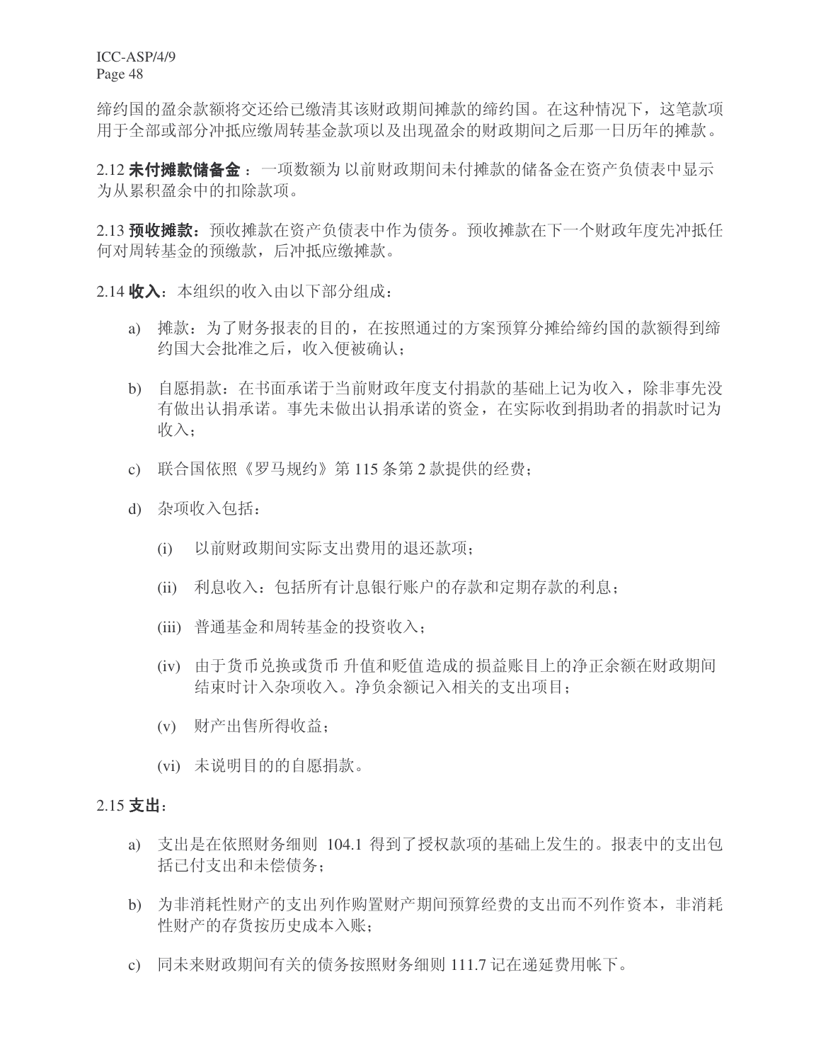缔约国的盈余款额将交还给已缴清其该财政期间摊款的缔约国。在这种情况下，这笔款项用于全部或部分冲抵应缴周转基金款项以及出现盈余的财政期间之后那一日历年的摊款。

2.12 **未付摊款储备金**：一项数额为 以前财政期间未付摊款的储备金在资产负债表中显示为从累积盈余中的扣除款项。

2.13 **预收摊款**：预收摊款在资产负债表中作为债务。预收摊款在下一个财政年度先冲抵任何对周转基金的预缴款，后冲抵应缴摊款。

2.14 **收入**：本组织的收入由以下部分组成：

a) 摊款：为了财务报表的目的，在按照通过的方案预算分摊给缔约国的款额得到缔约国大会批准之后，收入便被确认；

b) 自愿捐款：在书面承诺于当前财政年度支付捐款的基础上记为收入，除非事先没有做出认捐承诺。事先未做出认捐承诺的资金，在实际收到捐助者的捐款时记为收入；

c) 联合国依照《罗马规约》第 115 条第 2 款提供的经费；

d) 杂项收入包括：

   (i) 以前财政期间实际支出费用的退还款项；

   (ii) 利息收入：包括所有计息银行账户的存款和定期存款的利息；

   (iii) 普通基金和周转基金的投资收入；

   (iv) 由于货币兑换或货币升值和贬值造成的损益账目上的净正余额在财政期间结束时计入杂项收入。净负余额记入相关的支出项目；

   (v) 财产出售所得收益；

   (vi) 未说明目的的自愿捐款。

2.15 **支出**：

a) 支出是在依照财务细则 104.1 得到了授权款项的基础上发生的。报表中的支出包括已付支出和未偿债务；

b) 为非消耗性财产的支出列作购置财产期间预算经费的支出而不列作资本，非消耗性财产的存货按历史成本入账；

c) 同未来财政期间有关的债务按照财务细则 111.7 记在递延费用帐下。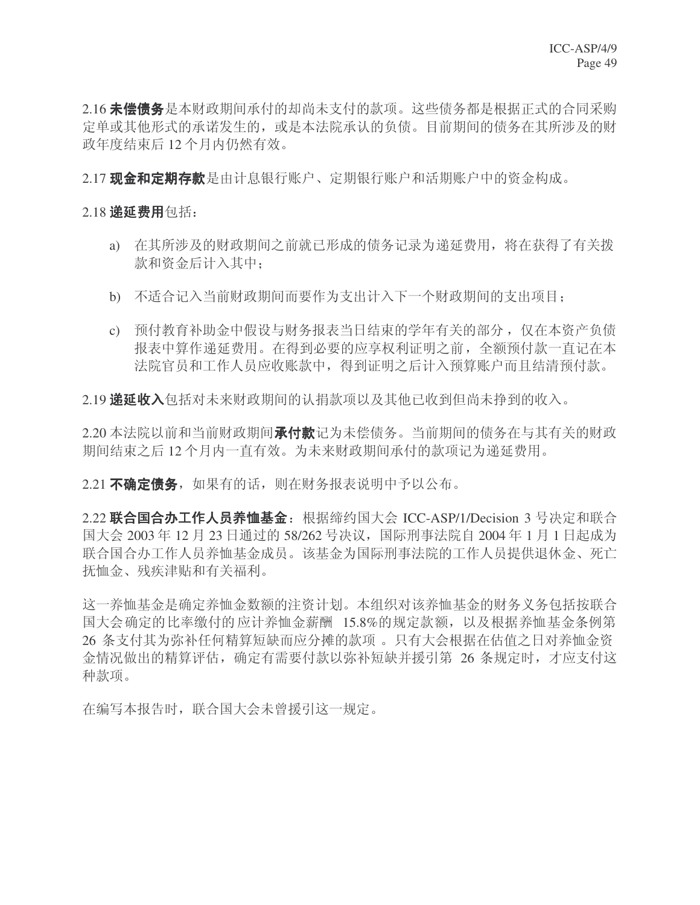2.16 **未偿债务**是本财政期间承付的却尚未支付的款项。这些债务都是根据正式的合同采购定单或其他形式的承诺发生的，或是本法院承认的负债。目前期间的债务在其所涉及的财政年度结束后 12 个月内仍然有效。

2.17 **现金和定期存款**是由计息银行账户、定期银行账户和活期账户中的资金构成。

2.18 **递延费用**包括：

a) 在其所涉及的财政期间之前就已形成的债务记录为递延费用，将在获得了有关拨款和资金后计入其中；

b) 不适合记入当前财政期间而要作为支出计入下一个财政期间的支出项目；

c) 预付教育补助金中假设与财务报表当日结束的学年有关的部分，仅在本资产负债报表中算作递延费用。在得到必要的应享权利证明之前，全额预付款一直记在本法院官员和工作人员应收账款中，得到证明之后计入预算账户而且结清预付款。

2.19 **递延收入**包括对未来财政期间的认捐款项以及其他已收到但尚未挣到的收入。

2.20 本法院以前和当前财政期间**承付款**记为未偿债务。当前期间的债务在与其有关的财政期间结束之后 12 个月内一直有效。为未来财政期间承付的款项记为递延费用。

2.21 **不确定债务**，如果有的话，则在财务报表说明中予以公布。

2.22 **联合国合办工作人员养恤基金**：根据缔约国大会 ICC-ASP/1/Decision 3 号决定和联合国大会 2003 年 12 月 23 日通过的 58/262 号决议，国际刑事法院自 2004 年 1 月 1 日起成为联合国合办工作人员养恤基金成员。该基金为国际刑事法院的工作人员提供退休金、死亡抚恤金、残疾津贴和有关福利。

这一养恤基金是确定养恤金数额的注资计划。本组织对该养恤基金的财务义务包括按联合国大会确定的比率缴付的应计养恤金薪酬 15.8%的规定款额，以及根据养恤基金条例第 26 条支付其为弥补任何精算短缺而应分摊的款项。只有大会根据在估值之日对养恤金资金情况做出的精算评估，确定有需要付款以弥补短缺并援引第 26 条规定时，才应支付这种款项。

在编写本报告时，联合国大会未曾援引这一规定。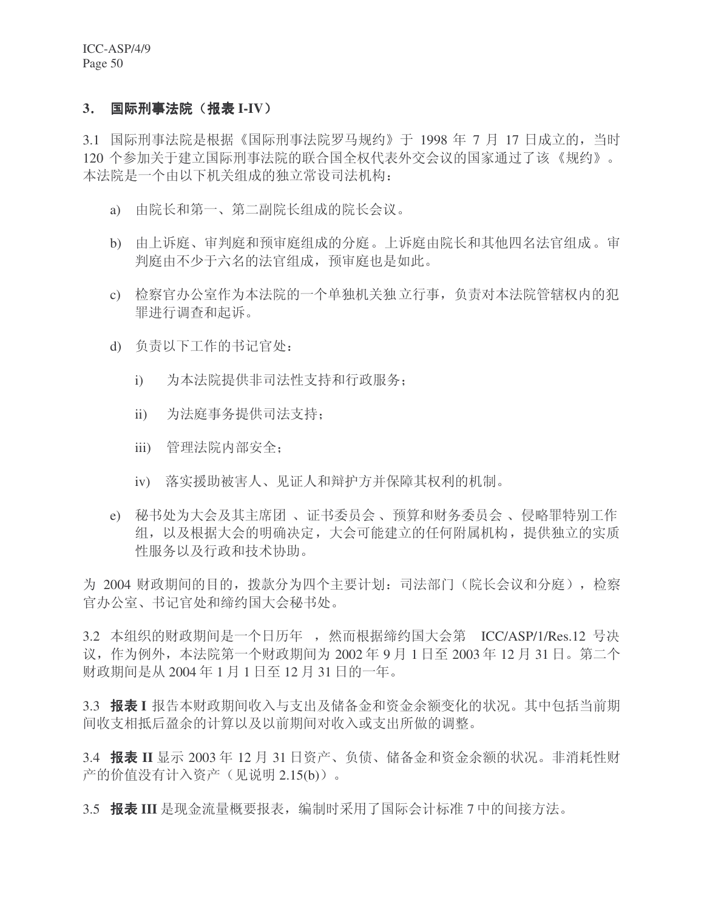### 3. 国际刑事法院（报表 I-IV）

3.1 国际刑事法院是根据《国际刑事法院罗马规约》于 1998 年 7 月 17 日成立的，当时 120 个参加关于建立国际刑事法院的联合国全权代表外交会议的国家通过了该《规约》。本法院是一个由以下机关组成的独立常设司法机构：

a) 由院长和第一、第二副院长组成的院长会议。

b) 由上诉庭、审判庭和预审庭组成的分庭。上诉庭由院长和其他四名法官组成。审判庭由不少于六名的法官组成，预审庭也是如此。

c) 检察官办公室作为本法院的一个单独机关独立行事，负责对本法院管辖权内的犯罪进行调查和起诉。

d) 负责以下工作的书记官处：

   i) 为本法院提供非司法性支持和行政服务；

   ii) 为法庭事务提供司法支持；

   iii) 管理法院内部安全；

   iv) 落实援助被害人、见证人和辩护方并保障其权利的机制。

e) 秘书处为大会及其主席团、证书委员会、预算和财务委员会、侵略罪特别工作组，以及根据大会的明确决定，大会可能建立的任何附属机构，提供独立的实质性服务以及行政和技术协助。

为 2004 财政期间的目的，拨款分为四个主要计划：司法部门（院长会议和分庭），检察官办公室、书记官处和缔约国大会秘书处。

3.2 本组织的财政期间是一个日历年，然而根据缔约国大会第 ICC/ASP/1/Res.12 号决议，作为例外，本法院第一个财政期间为 2002 年 9 月 1 日至 2003 年 12 月 31 日。第二个财政期间是从 2004 年 1 月 1 日至 12 月 31 日的一年。

3.3 **报表 I** 报告本财政期间收入与支出及储备金和资金余额变化的状况。其中包括当前期间收支相抵后盈余的计算以及以前期间对收入或支出所做的调整。

3.4 **报表 II** 显示 2003 年 12 月 31 日资产、负债、储备金和资金余额的状况。非消耗性财产的价值没有计入资产（见说明 2.15(b)）。

3.5 **报表 III** 是现金流量概要报表，编制时采用了国际会计标准 7 中的间接方法。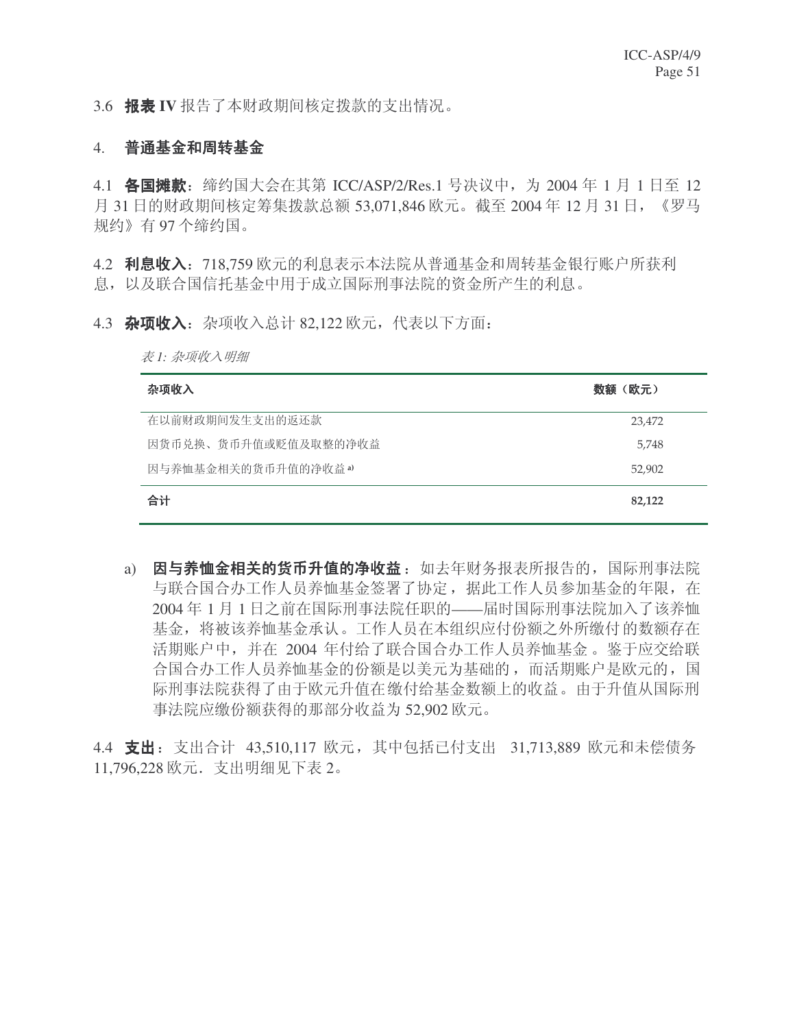3.6 **报表 IV** 报告了本财政期间核定拨款的支出情况。

## 4. 普通基金和周转基金

4.1 **各国摊款**：缔约国大会在其第 ICC/ASP/2/Res.1 号决议中，为 2004 年 1 月 1 日至 12 月 31 日的财政期间核定筹集拨款总额 53,071,846 欧元。截至 2004 年 12 月 31 日，《罗马规约》有 97 个缔约国。

4.2 **利息收入**：718,759 欧元的利息表示本法院从普通基金和周转基金银行账户所获利息，以及联合国信托基金中用于成立国际刑事法院的资金所产生的利息。

4.3 **杂项收入**：杂项收入总计 82,122 欧元，代表以下方面：

*表 1: 杂项收入明细*

| 杂项收入 | 数额（欧元） |
|---|---|
| 在以前财政期间发生支出的返还款 | 23,472 |
| 因货币兑换、货币升值或贬值及取整的净收益 | 5,748 |
| 因与养恤基金相关的货币升值的净收益 a) | 52,902 |
| **合计** | **82,122** |

a) **因与养恤金相关的货币升值的净收益**：如去年财务报表所报告的，国际刑事法院与联合国合办工作人员养恤基金签署了协定，据此工作人员参加基金的年限，在 2004 年 1 月 1 日之前在国际刑事法院任职的——届时国际刑事法院加入了该养恤基金，将被该养恤基金承认。工作人员在本组织应付份额之外所缴付的数额存在活期账户中，并在 2004 年付给了联合国合办工作人员养恤基金。鉴于应交给联合国合办工作人员养恤基金的份额是以美元为基础的，而活期账户是欧元的，国际刑事法院获得了由于欧元升值在缴付给基金数额上的收益。由于升值从国际刑事法院应缴份额获得的那部分收益为 52,902 欧元。

4.4 **支出**：支出合计 43,510,117 欧元，其中包括已付支出 31,713,889 欧元和未偿债务 11,796,228 欧元．支出明细见下表 2。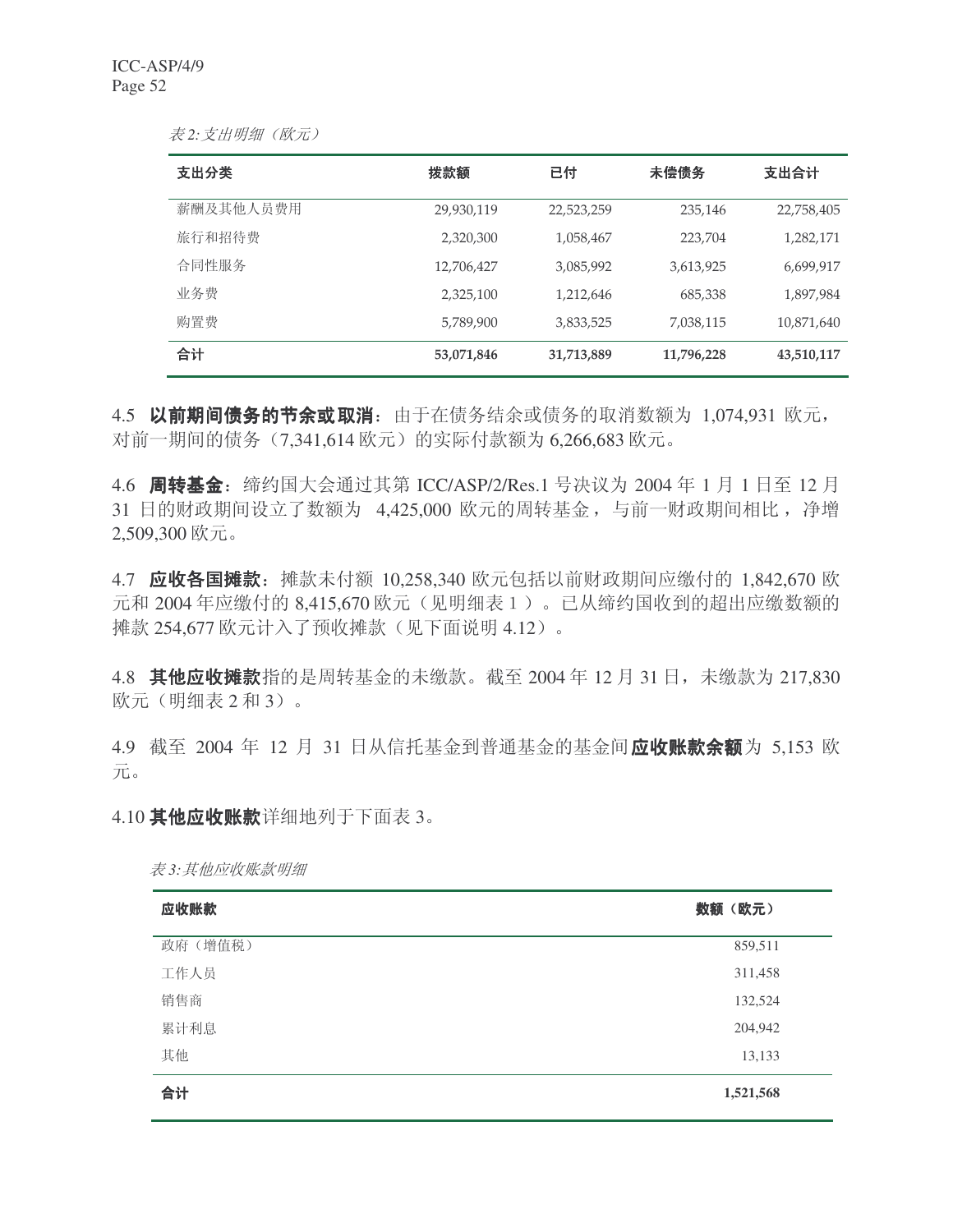*表 2:支出明细（欧元）*

| 支出分类 | 拨款额 | 已付 | 未偿债务 | 支出合计 |
|---|---|---|---|---|
| 薪酬及其他人员费用 | 29,930,119 | 22,523,259 | 235,146 | 22,758,405 |
| 旅行和招待费 | 2,320,300 | 1,058,467 | 223,704 | 1,282,171 |
| 合同性服务 | 12,706,427 | 3,085,992 | 3,613,925 | 6,699,917 |
| 业务费 | 2,325,100 | 1,212,646 | 685,338 | 1,897,984 |
| 购置费 | 5,789,900 | 3,833,525 | 7,038,115 | 10,871,640 |
| **合计** | **53,071,846** | **31,713,889** | **11,796,228** | **43,510,117** |

4.5 **以前期间债务的节余或取消**：由于在债务结余或债务的取消数额为 1,074,931 欧元，对前一期间的债务（7,341,614 欧元）的实际付款额为 6,266,683 欧元。

4.6 **周转基金**：缔约国大会通过其第 ICC/ASP/2/Res.1 号决议为 2004 年 1 月 1 日至 12 月 31 日的财政期间设立了数额为 4,425,000 欧元的周转基金，与前一财政期间相比，净增 2,509,300 欧元。

4.7 **应收各国摊款**：摊款未付额 10,258,340 欧元包括以前财政期间应缴付的 1,842,670 欧元和 2004 年应缴付的 8,415,670 欧元（见明细表 1 ）。已从缔约国收到的超出应缴数额的摊款 254,677 欧元计入了预收摊款（见下面说明 4.12）。

4.8 **其他应收摊款**指的是周转基金的未缴款。截至 2004 年 12 月 31 日，未缴款为 217,830 欧元（明细表 2 和 3）。

4.9 截至 2004 年 12 月 31 日从信托基金到普通基金的基金间**应收账款余额**为 5,153 欧元。

4.10 **其他应收账款**详细地列于下面表 3。

*表 3:其他应收账款明细*

| 应收账款 | 数额（欧元） |
|---|---|
| 政府（增值税） | 859,511 |
| 工作人员 | 311,458 |
| 销售商 | 132,524 |
| 累计利息 | 204,942 |
| 其他 | 13,133 |
| **合计** | **1,521,568** |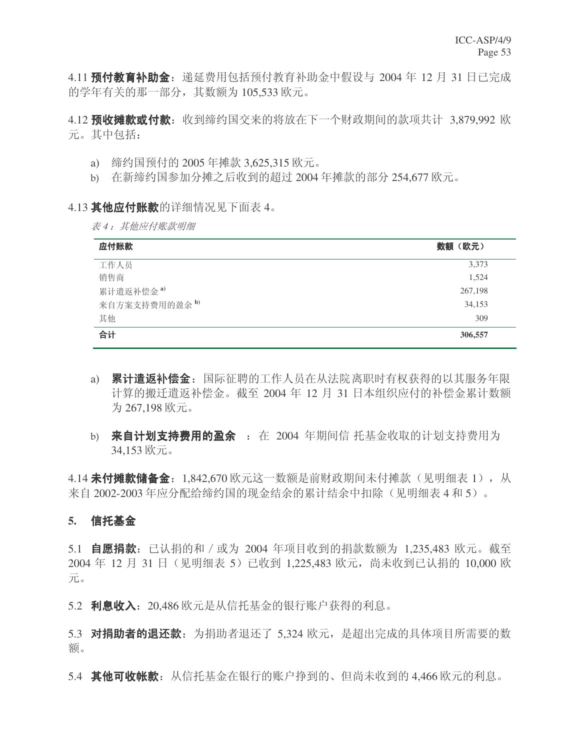4.11 **预付教育补助金**：递延费用包括预付教育补助金中假设与 2004 年 12 月 31 日已完成的学年有关的那一部分，其数额为 105,533 欧元。

4.12 **预收摊款或付款**：收到缔约国交来的将放在下一个财政期间的款项共计 3,879,992 欧元。其中包括：

a) 缔约国预付的 2005 年摊款 3,625,315 欧元。
b) 在新缔约国参加分摊之后收到的超过 2004 年摊款的部分 254,677 欧元。

4.13 **其他应付账款**的详细情况见下面表 4。

*表 4：其他应付账款明细*

| 应付账款 | 数额（欧元） |
|---|---:|
| 工作人员 | 3,373 |
| 销售商 | 1,524 |
| 累计遣返补偿金 [a)] | 267,198 |
| 来自方案支持费用的盈余 [b)] | 34,153 |
| 其他 | 309 |
| **合计** | **306,557** |

a) **累计遣返补偿金**：国际征聘的工作人员在从法院离职时有权获得的以其服务年限计算的搬迁遣返补偿金。截至 2004 年 12 月 31 日本组织应付的补偿金累计数额为 267,198 欧元。

b) **来自计划支持费用的盈余** ：在 2004 年期间信 托基金收取的计划支持费用为 34,153 欧元。

4.14 **未付摊款储备金**：1,842,670 欧元这一数额是前财政期间未付摊款（见明细表 1），从来自 2002-2003 年应分配给缔约国的现金结余的累计结余中扣除（见明细表 4 和 5）。

## 5. 信托基金

5.1 **自愿捐款**：已认捐的和／或为 2004 年项目收到的捐款数额为 1,235,483 欧元。截至 2004 年 12 月 31 日（见明细表 5）已收到 1,225,483 欧元，尚未收到已认捐的 10,000 欧元。

5.2 **利息收入**：20,486 欧元是从信托基金的银行账户获得的利息。

5.3 **对捐助者的退还款**：为捐助者退还了 5,324 欧元，是超出完成的具体项目所需要的数额。

5.4 **其他可收帐款**：从信托基金在银行的账户挣到的、但尚未收到的 4,466 欧元的利息。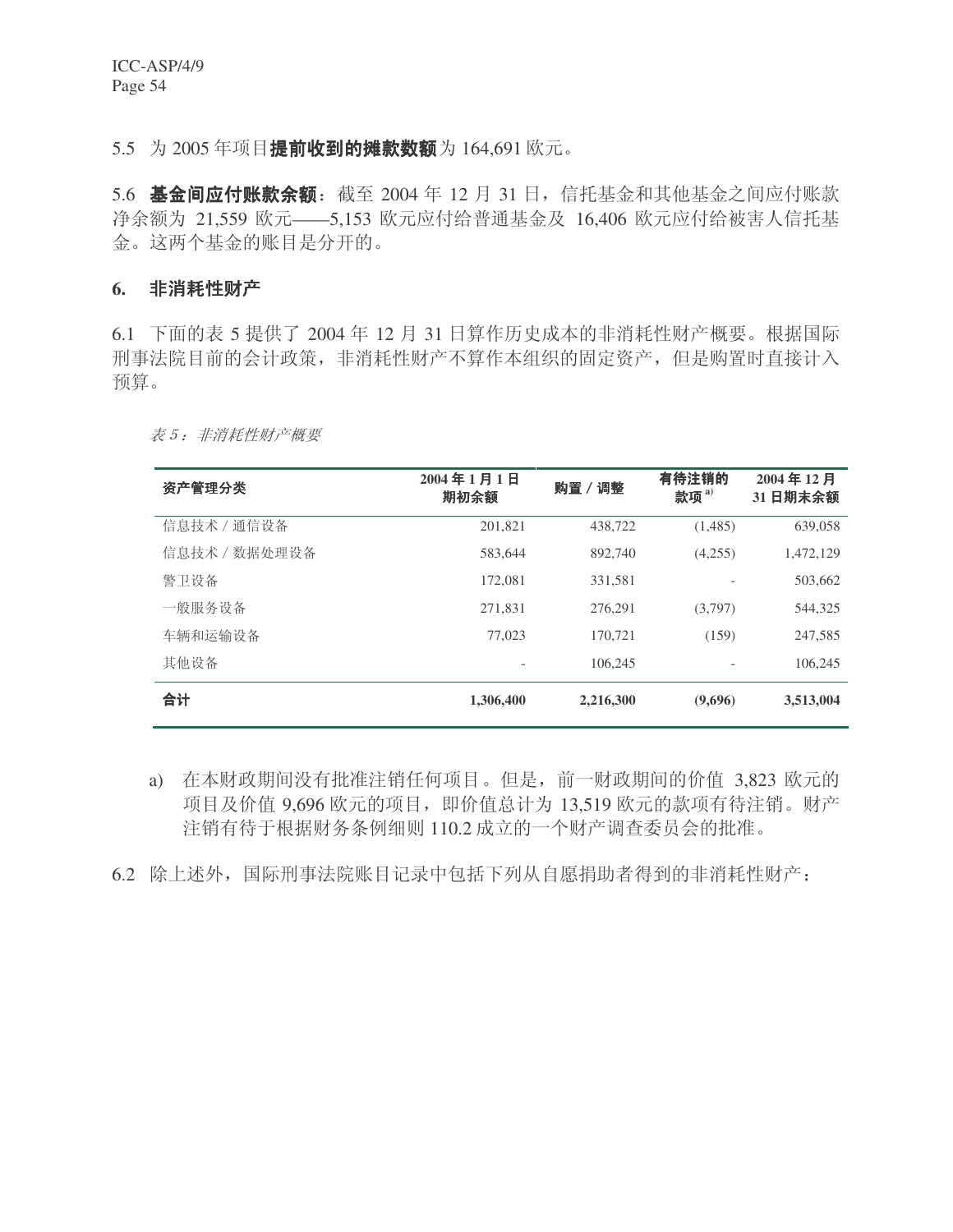5.5 为 2005 年项目**提前收到的摊款数额**为 164,691 欧元。

5.6 **基金间应付账款余额**：截至 2004 年 12 月 31 日，信托基金和其他基金之间应付账款净余额为 21,559 欧元——5,153 欧元应付给普通基金及 16,406 欧元应付给被害人信托基金。这两个基金的账目是分开的。

## 6. 非消耗性财产

6.1 下面的表 5 提供了 2004 年 12 月 31 日算作历史成本的非消耗性财产概要。根据国际刑事法院目前的会计政策，非消耗性财产不算作本组织的固定资产，但是购置时直接计入预算。

*表 5：非消耗性财产概要*

| 资产管理分类 | 2004 年 1 月 1 日期初余额 | 购置 / 调整 | 有待注销的款项[a] | 2004 年 12 月 31 日期末余额 |
|---|---|---|---|---|
| 信息技术 / 通信设备 | 201,821 | 438,722 | (1,485) | 639,058 |
| 信息技术 / 数据处理设备 | 583,644 | 892,740 | (4,255) | 1,472,129 |
| 警卫设备 | 172,081 | 331,581 | - | 503,662 |
| 一般服务设备 | 271,831 | 276,291 | (3,797) | 544,325 |
| 车辆和运输设备 | 77,023 | 170,721 | (159) | 247,585 |
| 其他设备 | - | 106,245 | - | 106,245 |
| **合计** | **1,306,400** | **2,216,300** | **(9,696)** | **3,513,004** |

a) 在本财政期间没有批准注销任何项目。但是，前一财政期间的价值 3,823 欧元的项目及价值 9,696 欧元的项目，即价值总计为 13,519 欧元的款项有待注销。财产注销有待于根据财务条例细则 110.2 成立的一个财产调查委员会的批准。

6.2 除上述外，国际刑事法院账目记录中包括下列从自愿捐助者得到的非消耗性财产：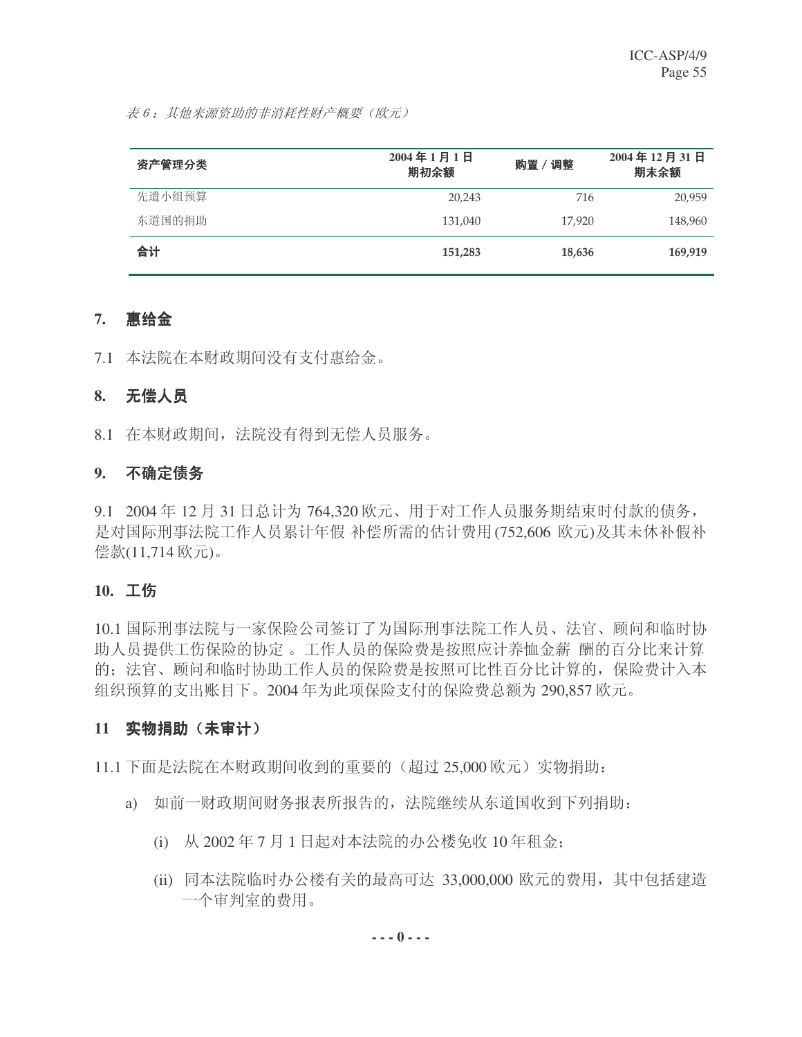*表 6：其他来源资助的非消耗性财产概要（欧元）*

| 资产管理分类 | 2004 年 1 月 1 日 期初余额 | 购置／调整 | 2004 年 12 月 31 日 期末余额 |
|---|---|---|---|
| 先遣小组预算 | 20,243 | 716 | 20,959 |
| 东道国的捐助 | 131,040 | 17,920 | 148,960 |
| **合计** | **151,283** | **18,636** | **169,919** |

## 7. 惠给金

7.1 本法院在本财政期间没有支付惠给金。

## 8. 无偿人员

8.1 在本财政期间，法院没有得到无偿人员服务。

## 9. 不确定债务

9.1 2004 年 12 月 31 日总计为 764,320 欧元、用于对工作人员服务期结束时付款的债务，是对国际刑事法院工作人员累计年假 补偿所需的估计费用(752,606 欧元)及其未休补假补偿款(11,714 欧元)。

## 10. 工伤

10.1 国际刑事法院与一家保险公司签订了为国际刑事法院工作人员、法官、顾问和临时协助人员提供工伤保险的协定 。工作人员的保险费是按照应计养恤金薪 酬的百分比来计算的；法官、顾问和临时协助工作人员的保险费是按照可比性百分比计算的，保险费计入本组织预算的支出账目下。2004 年为此项保险支付的保险费总额为 290,857 欧元。

## 11 实物捐助（未审计）

11.1 下面是法院在本财政期间收到的重要的（超过 25,000 欧元）实物捐助：

a) 如前一财政期间财务报表所报告的，法院继续从东道国收到下列捐助：

(i) 从 2002 年 7 月 1 日起对本法院的办公楼免收 10 年租金；

(ii) 同本法院临时办公楼有关的最高可达 33,000,000 欧元的费用，其中包括建造一个审判室的费用。

**- - - 0 - - -**